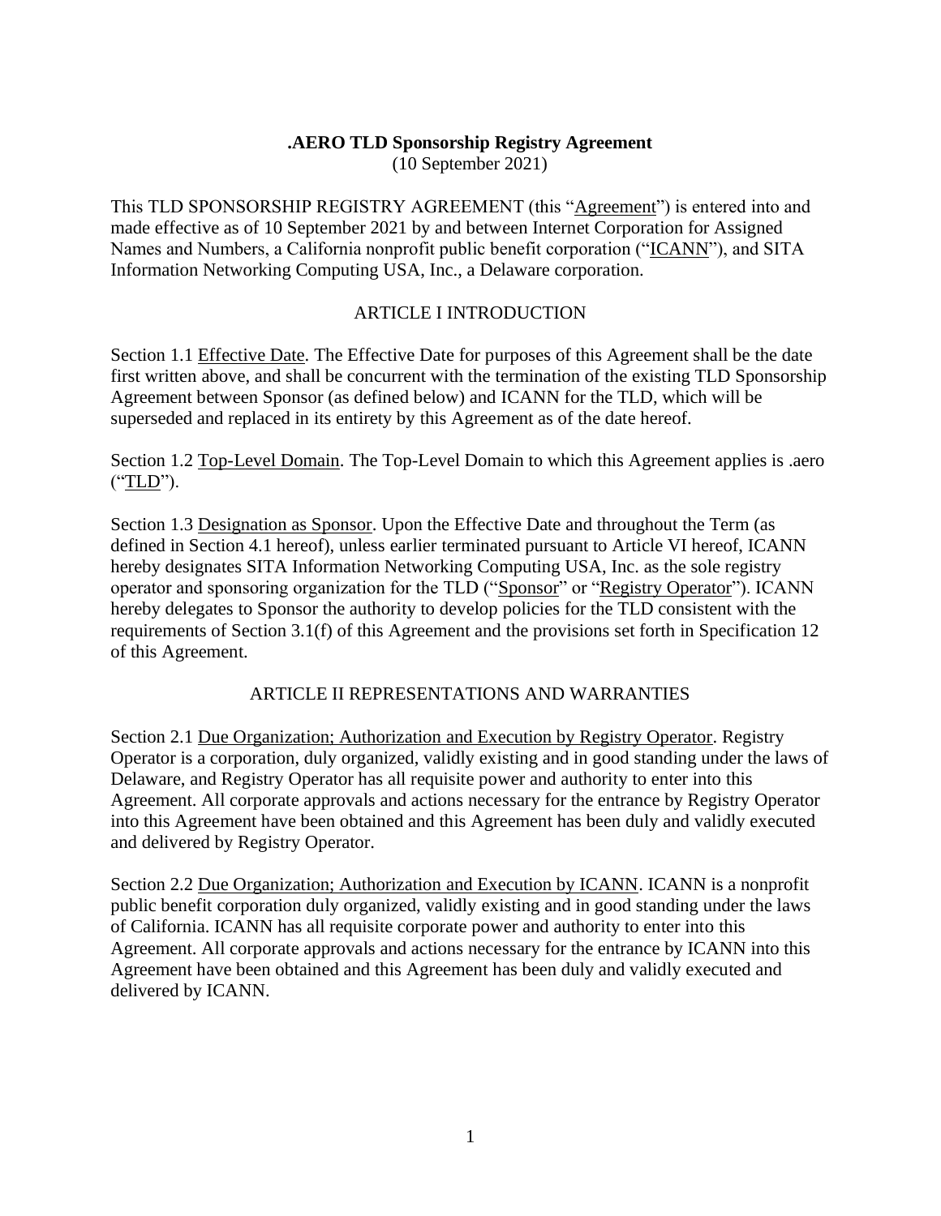# .AERO TLD Sponsorship Registry Agreement

(10 September 2021)

This TLD SPONSORSHIP REGISTRY AGREEMENT (this "Agreement") is entered into and made effective as of 10 September 2021 by and between Internet Corporation for Assigned Names and Numbers, a California nonprofit public benefit corporation ("ICANN"), and SITA Information Networking Computing USA, Inc., a Delaware corporation.

## ARTICLE I INTRODUCTION

Section 1.1 Effective Date. The Effective Date for purposes of this Agreement shall be the date first written above, and shall be concurrent with the termination of the existing TLD Sponsorship Agreement between Sponsor (as defined below) and ICANN for the TLD, which will be superseded and replaced in its entirety by this Agreement as of the date hereof.

Section 1.2 Top-Level Domain. The Top-Level Domain to which this Agreement applies is .aero ("TLD").

Section 1.3 Designation as Sponsor. Upon the Effective Date and throughout the Term (as defined in Section 4.1 hereof), unless earlier terminated pursuant to Article VI hereof, ICANN hereby designates SITA Information Networking Computing USA, Inc. as the sole registry operator and sponsoring organization for the TLD ("Sponsor" or "Registry Operator"). ICANN hereby delegates to Sponsor the authority to develop policies for the TLD consistent with the requirements of Section 3.1(f) of this Agreement and the provisions set forth in Specification 12 of this Agreement.

## ARTICLE II REPRESENTATIONS AND WARRANTIES

Section 2.1 Due Organization; Authorization and Execution by Registry Operator. Registry Operator is a corporation, duly organized, validly existing and in good standing under the laws of Delaware, and Registry Operator has all requisite power and authority to enter into this Agreement. All corporate approvals and actions necessary for the entrance by Registry Operator into this Agreement have been obtained and this Agreement has been duly and validly executed and delivered by Registry Operator.

Section 2.2 Due Organization; Authorization and Execution by ICANN. ICANN is a nonprofit public benefit corporation duly organized, validly existing and in good standing under the laws of California. ICANN has all requisite corporate power and authority to enter into this Agreement. All corporate approvals and actions necessary for the entrance by ICANN into this Agreement have been obtained and this Agreement has been duly and validly executed and delivered by ICANN.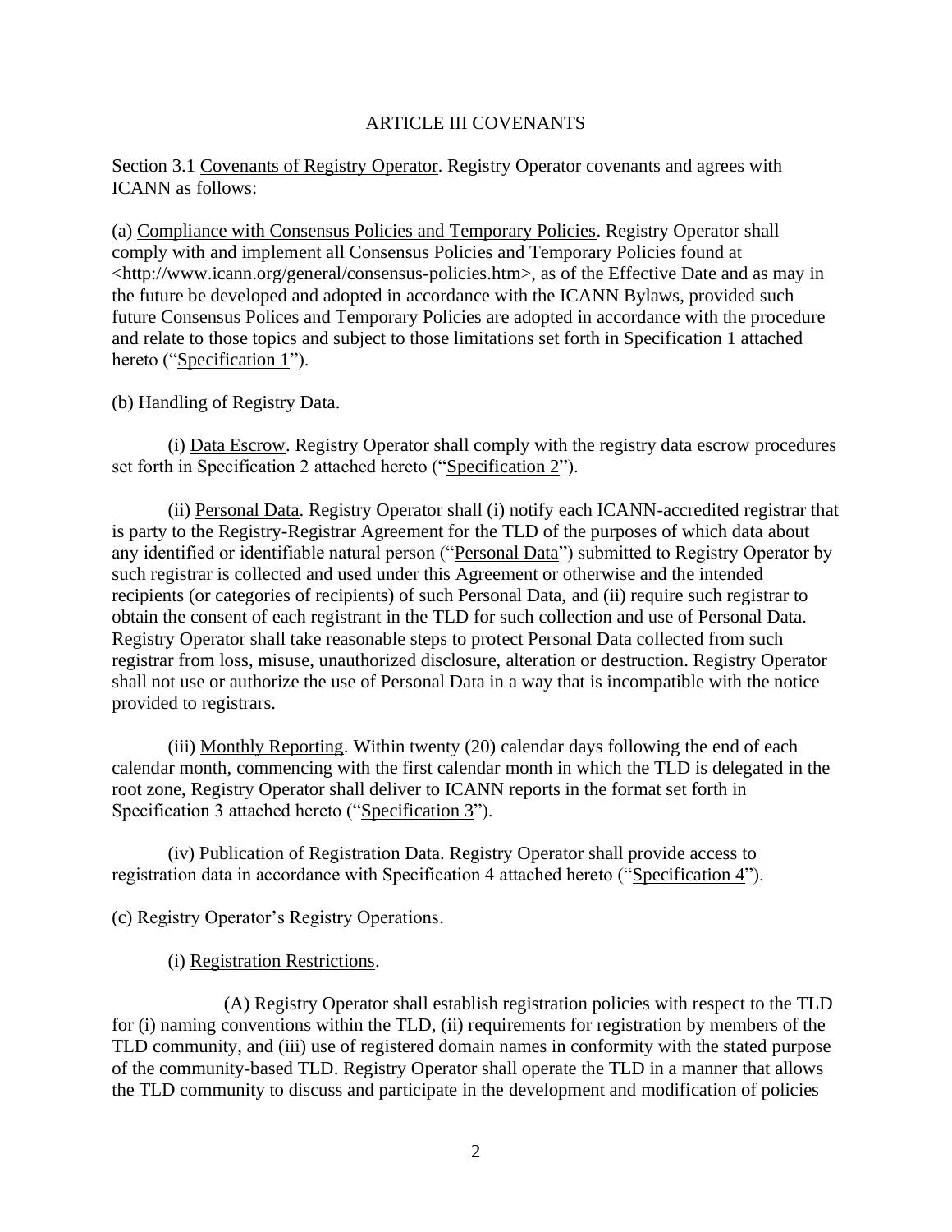ARTICLE III COVENANTS

Section 3.1 Covenants of Registry Operator. Registry Operator covenants and agrees with ICANN as follows:

(a) Compliance with Consensus Policies and Temporary Policies. Registry Operator shall comply with and implement all Consensus Policies and Temporary Policies found at <http://www.icann.org/general/consensus-policies.htm>, as of the Effective Date and as may in the future be developed and adopted in accordance with the ICANN Bylaws, provided such future Consensus Polices and Temporary Policies are adopted in accordance with the procedure and relate to those topics and subject to those limitations set forth in Specification 1 attached hereto ("Specification 1").

(b) Handling of Registry Data.

(i) Data Escrow. Registry Operator shall comply with the registry data escrow procedures set forth in Specification 2 attached hereto ("Specification 2").

(ii) Personal Data. Registry Operator shall (i) notify each ICANN-accredited registrar that is party to the Registry-Registrar Agreement for the TLD of the purposes of which data about any identified or identifiable natural person ("Personal Data") submitted to Registry Operator by such registrar is collected and used under this Agreement or otherwise and the intended recipients (or categories of recipients) of such Personal Data, and (ii) require such registrar to obtain the consent of each registrant in the TLD for such collection and use of Personal Data. Registry Operator shall take reasonable steps to protect Personal Data collected from such registrar from loss, misuse, unauthorized disclosure, alteration or destruction. Registry Operator shall not use or authorize the use of Personal Data in a way that is incompatible with the notice provided to registrars.

(iii) Monthly Reporting. Within twenty (20) calendar days following the end of each calendar month, commencing with the first calendar month in which the TLD is delegated in the root zone, Registry Operator shall deliver to ICANN reports in the format set forth in Specification 3 attached hereto ("Specification 3").

(iv) Publication of Registration Data. Registry Operator shall provide access to registration data in accordance with Specification 4 attached hereto ("Specification 4").

(c) Registry Operator's Registry Operations.

(i) Registration Restrictions.

(A) Registry Operator shall establish registration policies with respect to the TLD for (i) naming conventions within the TLD, (ii) requirements for registration by members of the TLD community, and (iii) use of registered domain names in conformity with the stated purpose of the community-based TLD. Registry Operator shall operate the TLD in a manner that allows the TLD community to discuss and participate in the development and modification of policies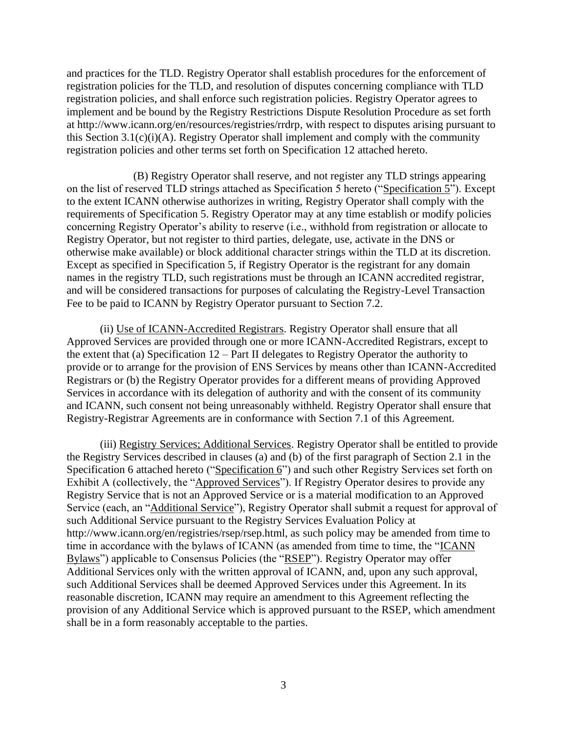and practices for the TLD. Registry Operator shall establish procedures for the enforcement of registration policies for the TLD, and resolution of disputes concerning compliance with TLD registration policies, and shall enforce such registration policies. Registry Operator agrees to implement and be bound by the Registry Restrictions Dispute Resolution Procedure as set forth at http://www.icann.org/en/resources/registries/rrdrp, with respect to disputes arising pursuant to this Section 3.1(c)(i)(A). Registry Operator shall implement and comply with the community registration policies and other terms set forth on Specification 12 attached hereto.

(B) Registry Operator shall reserve, and not register any TLD strings appearing on the list of reserved TLD strings attached as Specification 5 hereto ("Specification 5"). Except to the extent ICANN otherwise authorizes in writing, Registry Operator shall comply with the requirements of Specification 5. Registry Operator may at any time establish or modify policies concerning Registry Operator's ability to reserve (i.e., withhold from registration or allocate to Registry Operator, but not register to third parties, delegate, use, activate in the DNS or otherwise make available) or block additional character strings within the TLD at its discretion. Except as specified in Specification 5, if Registry Operator is the registrant for any domain names in the registry TLD, such registrations must be through an ICANN accredited registrar, and will be considered transactions for purposes of calculating the Registry-Level Transaction Fee to be paid to ICANN by Registry Operator pursuant to Section 7.2.

(ii) Use of ICANN-Accredited Registrars. Registry Operator shall ensure that all Approved Services are provided through one or more ICANN-Accredited Registrars, except to the extent that (a) Specification 12 – Part II delegates to Registry Operator the authority to provide or to arrange for the provision of ENS Services by means other than ICANN-Accredited Registrars or (b) the Registry Operator provides for a different means of providing Approved Services in accordance with its delegation of authority and with the consent of its community and ICANN, such consent not being unreasonably withheld. Registry Operator shall ensure that Registry-Registrar Agreements are in conformance with Section 7.1 of this Agreement.

(iii) Registry Services; Additional Services. Registry Operator shall be entitled to provide the Registry Services described in clauses (a) and (b) of the first paragraph of Section 2.1 in the Specification 6 attached hereto ("Specification 6") and such other Registry Services set forth on Exhibit A (collectively, the "Approved Services"). If Registry Operator desires to provide any Registry Service that is not an Approved Service or is a material modification to an Approved Service (each, an "Additional Service"), Registry Operator shall submit a request for approval of such Additional Service pursuant to the Registry Services Evaluation Policy at http://www.icann.org/en/registries/rsep/rsep.html, as such policy may be amended from time to time in accordance with the bylaws of ICANN (as amended from time to time, the "ICANN Bylaws") applicable to Consensus Policies (the "RSEP"). Registry Operator may offer Additional Services only with the written approval of ICANN, and, upon any such approval, such Additional Services shall be deemed Approved Services under this Agreement. In its reasonable discretion, ICANN may require an amendment to this Agreement reflecting the provision of any Additional Service which is approved pursuant to the RSEP, which amendment shall be in a form reasonably acceptable to the parties.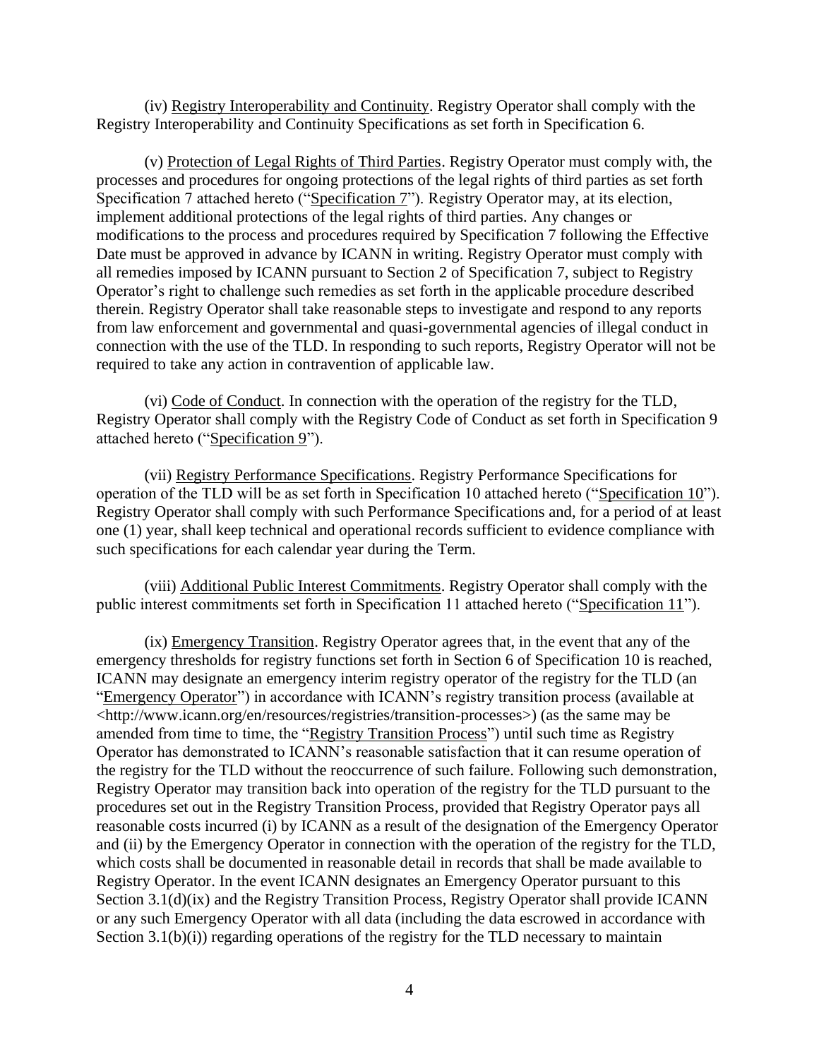(iv) Registry Interoperability and Continuity. Registry Operator shall comply with the Registry Interoperability and Continuity Specifications as set forth in Specification 6.

(v) Protection of Legal Rights of Third Parties. Registry Operator must comply with, the processes and procedures for ongoing protections of the legal rights of third parties as set forth Specification 7 attached hereto ("Specification 7"). Registry Operator may, at its election, implement additional protections of the legal rights of third parties. Any changes or modifications to the process and procedures required by Specification 7 following the Effective Date must be approved in advance by ICANN in writing. Registry Operator must comply with all remedies imposed by ICANN pursuant to Section 2 of Specification 7, subject to Registry Operator's right to challenge such remedies as set forth in the applicable procedure described therein. Registry Operator shall take reasonable steps to investigate and respond to any reports from law enforcement and governmental and quasi-governmental agencies of illegal conduct in connection with the use of the TLD. In responding to such reports, Registry Operator will not be required to take any action in contravention of applicable law.

(vi) Code of Conduct. In connection with the operation of the registry for the TLD, Registry Operator shall comply with the Registry Code of Conduct as set forth in Specification 9 attached hereto ("Specification 9").

(vii) Registry Performance Specifications. Registry Performance Specifications for operation of the TLD will be as set forth in Specification 10 attached hereto ("Specification 10"). Registry Operator shall comply with such Performance Specifications and, for a period of at least one (1) year, shall keep technical and operational records sufficient to evidence compliance with such specifications for each calendar year during the Term.

(viii) Additional Public Interest Commitments. Registry Operator shall comply with the public interest commitments set forth in Specification 11 attached hereto ("Specification 11").

(ix) Emergency Transition. Registry Operator agrees that, in the event that any of the emergency thresholds for registry functions set forth in Section 6 of Specification 10 is reached, ICANN may designate an emergency interim registry operator of the registry for the TLD (an "Emergency Operator") in accordance with ICANN's registry transition process (available at <http://www.icann.org/en/resources/registries/transition-processes>) (as the same may be amended from time to time, the "Registry Transition Process") until such time as Registry Operator has demonstrated to ICANN's reasonable satisfaction that it can resume operation of the registry for the TLD without the reoccurrence of such failure. Following such demonstration, Registry Operator may transition back into operation of the registry for the TLD pursuant to the procedures set out in the Registry Transition Process, provided that Registry Operator pays all reasonable costs incurred (i) by ICANN as a result of the designation of the Emergency Operator and (ii) by the Emergency Operator in connection with the operation of the registry for the TLD, which costs shall be documented in reasonable detail in records that shall be made available to Registry Operator. In the event ICANN designates an Emergency Operator pursuant to this Section 3.1(d)(ix) and the Registry Transition Process, Registry Operator shall provide ICANN or any such Emergency Operator with all data (including the data escrowed in accordance with Section 3.1(b)(i)) regarding operations of the registry for the TLD necessary to maintain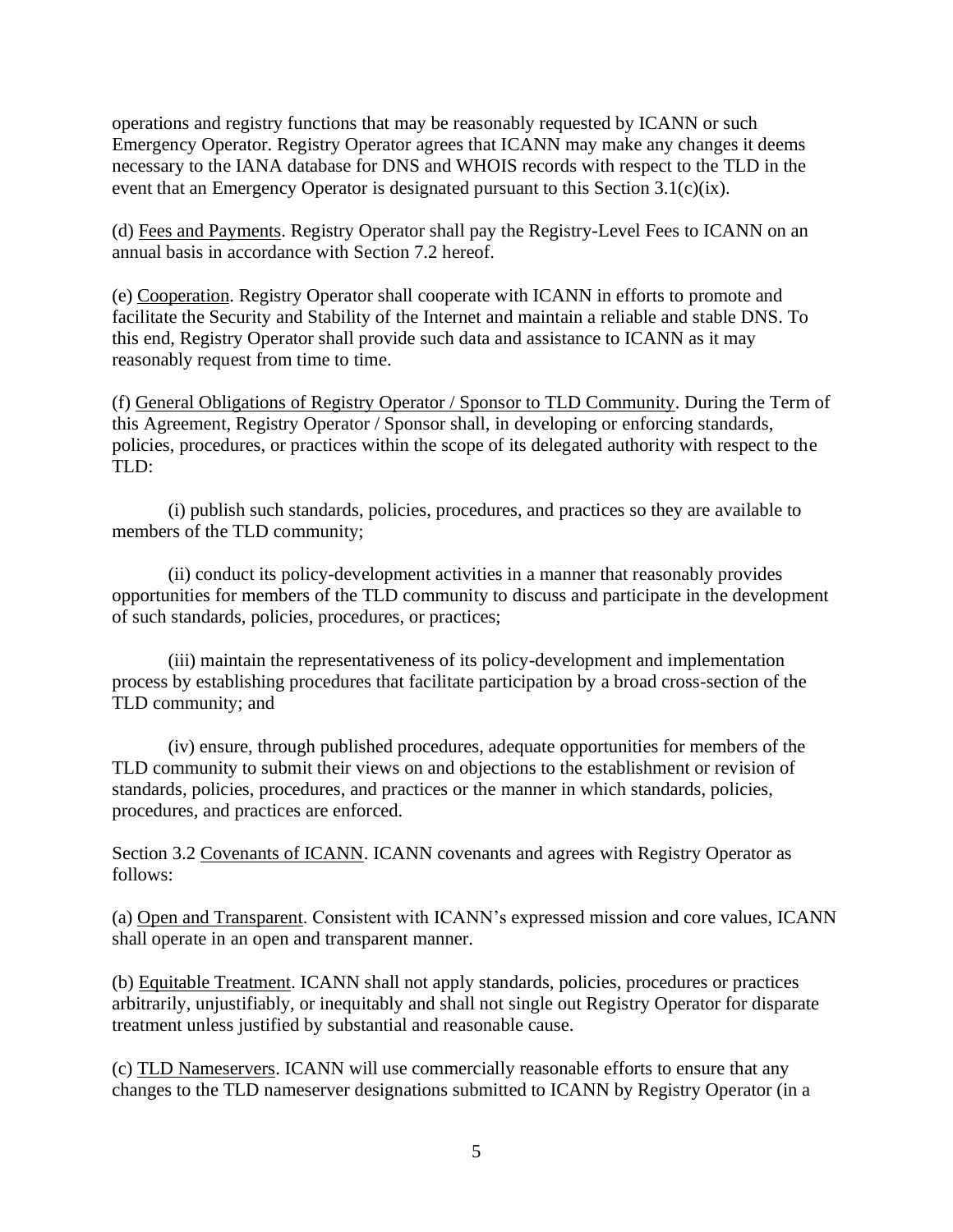operations and registry functions that may be reasonably requested by ICANN or such Emergency Operator. Registry Operator agrees that ICANN may make any changes it deems necessary to the IANA database for DNS and WHOIS records with respect to the TLD in the event that an Emergency Operator is designated pursuant to this Section 3.1(c)(ix).

(d) Fees and Payments. Registry Operator shall pay the Registry-Level Fees to ICANN on an annual basis in accordance with Section 7.2 hereof.

(e) Cooperation. Registry Operator shall cooperate with ICANN in efforts to promote and facilitate the Security and Stability of the Internet and maintain a reliable and stable DNS. To this end, Registry Operator shall provide such data and assistance to ICANN as it may reasonably request from time to time.

(f) General Obligations of Registry Operator / Sponsor to TLD Community. During the Term of this Agreement, Registry Operator / Sponsor shall, in developing or enforcing standards, policies, procedures, or practices within the scope of its delegated authority with respect to the TLD:

(i) publish such standards, policies, procedures, and practices so they are available to members of the TLD community;

(ii) conduct its policy-development activities in a manner that reasonably provides opportunities for members of the TLD community to discuss and participate in the development of such standards, policies, procedures, or practices;

(iii) maintain the representativeness of its policy-development and implementation process by establishing procedures that facilitate participation by a broad cross-section of the TLD community; and

(iv) ensure, through published procedures, adequate opportunities for members of the TLD community to submit their views on and objections to the establishment or revision of standards, policies, procedures, and practices or the manner in which standards, policies, procedures, and practices are enforced.

Section 3.2 Covenants of ICANN. ICANN covenants and agrees with Registry Operator as follows:

(a) Open and Transparent. Consistent with ICANN's expressed mission and core values, ICANN shall operate in an open and transparent manner.

(b) Equitable Treatment. ICANN shall not apply standards, policies, procedures or practices arbitrarily, unjustifiably, or inequitably and shall not single out Registry Operator for disparate treatment unless justified by substantial and reasonable cause.

(c) TLD Nameservers. ICANN will use commercially reasonable efforts to ensure that any changes to the TLD nameserver designations submitted to ICANN by Registry Operator (in a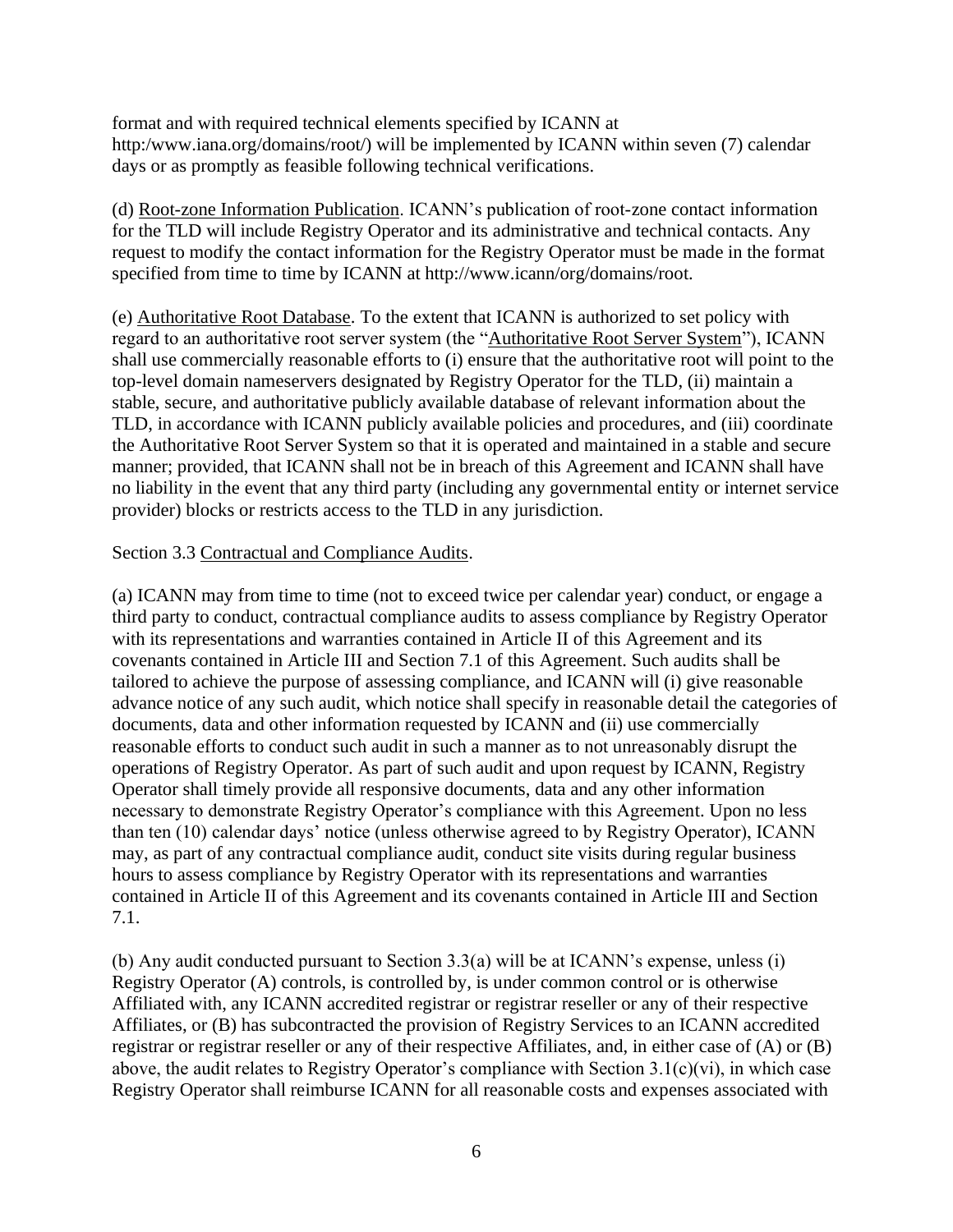format and with required technical elements specified by ICANN at http:/www.iana.org/domains/root/) will be implemented by ICANN within seven (7) calendar days or as promptly as feasible following technical verifications.

(d) Root-zone Information Publication. ICANN's publication of root-zone contact information for the TLD will include Registry Operator and its administrative and technical contacts. Any request to modify the contact information for the Registry Operator must be made in the format specified from time to time by ICANN at http://www.icann/org/domains/root.

(e) Authoritative Root Database. To the extent that ICANN is authorized to set policy with regard to an authoritative root server system (the "Authoritative Root Server System"), ICANN shall use commercially reasonable efforts to (i) ensure that the authoritative root will point to the top-level domain nameservers designated by Registry Operator for the TLD, (ii) maintain a stable, secure, and authoritative publicly available database of relevant information about the TLD, in accordance with ICANN publicly available policies and procedures, and (iii) coordinate the Authoritative Root Server System so that it is operated and maintained in a stable and secure manner; provided, that ICANN shall not be in breach of this Agreement and ICANN shall have no liability in the event that any third party (including any governmental entity or internet service provider) blocks or restricts access to the TLD in any jurisdiction.

Section 3.3 Contractual and Compliance Audits.

(a) ICANN may from time to time (not to exceed twice per calendar year) conduct, or engage a third party to conduct, contractual compliance audits to assess compliance by Registry Operator with its representations and warranties contained in Article II of this Agreement and its covenants contained in Article III and Section 7.1 of this Agreement. Such audits shall be tailored to achieve the purpose of assessing compliance, and ICANN will (i) give reasonable advance notice of any such audit, which notice shall specify in reasonable detail the categories of documents, data and other information requested by ICANN and (ii) use commercially reasonable efforts to conduct such audit in such a manner as to not unreasonably disrupt the operations of Registry Operator. As part of such audit and upon request by ICANN, Registry Operator shall timely provide all responsive documents, data and any other information necessary to demonstrate Registry Operator's compliance with this Agreement. Upon no less than ten (10) calendar days' notice (unless otherwise agreed to by Registry Operator), ICANN may, as part of any contractual compliance audit, conduct site visits during regular business hours to assess compliance by Registry Operator with its representations and warranties contained in Article II of this Agreement and its covenants contained in Article III and Section 7.1.

(b) Any audit conducted pursuant to Section 3.3(a) will be at ICANN's expense, unless (i) Registry Operator (A) controls, is controlled by, is under common control or is otherwise Affiliated with, any ICANN accredited registrar or registrar reseller or any of their respective Affiliates, or (B) has subcontracted the provision of Registry Services to an ICANN accredited registrar or registrar reseller or any of their respective Affiliates, and, in either case of (A) or (B) above, the audit relates to Registry Operator's compliance with Section 3.1(c)(vi), in which case Registry Operator shall reimburse ICANN for all reasonable costs and expenses associated with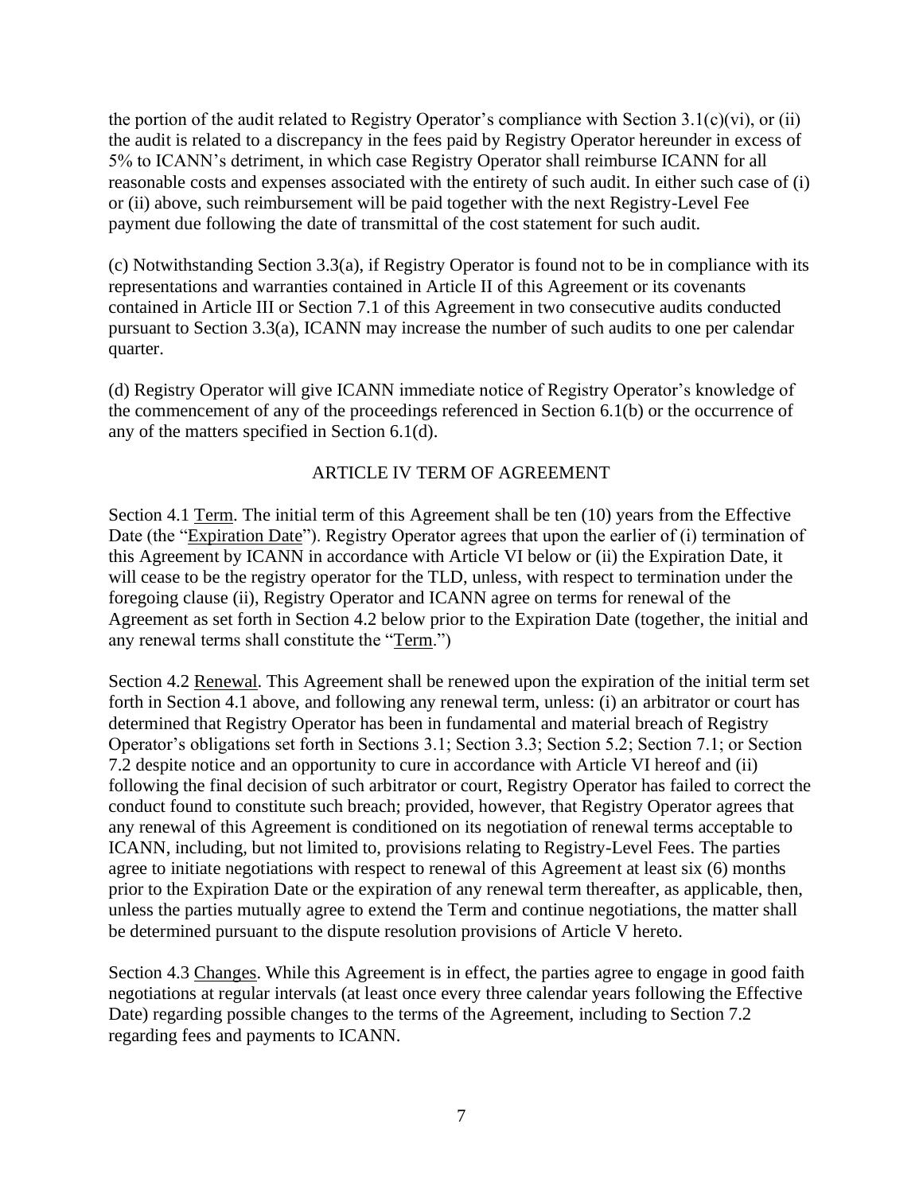the portion of the audit related to Registry Operator's compliance with Section 3.1(c)(vi), or (ii) the audit is related to a discrepancy in the fees paid by Registry Operator hereunder in excess of 5% to ICANN's detriment, in which case Registry Operator shall reimburse ICANN for all reasonable costs and expenses associated with the entirety of such audit. In either such case of (i) or (ii) above, such reimbursement will be paid together with the next Registry-Level Fee payment due following the date of transmittal of the cost statement for such audit.

(c) Notwithstanding Section 3.3(a), if Registry Operator is found not to be in compliance with its representations and warranties contained in Article II of this Agreement or its covenants contained in Article III or Section 7.1 of this Agreement in two consecutive audits conducted pursuant to Section 3.3(a), ICANN may increase the number of such audits to one per calendar quarter.

(d) Registry Operator will give ICANN immediate notice of Registry Operator's knowledge of the commencement of any of the proceedings referenced in Section 6.1(b) or the occurrence of any of the matters specified in Section 6.1(d).

## ARTICLE IV TERM OF AGREEMENT

Section 4.1 Term. The initial term of this Agreement shall be ten (10) years from the Effective Date (the "Expiration Date"). Registry Operator agrees that upon the earlier of (i) termination of this Agreement by ICANN in accordance with Article VI below or (ii) the Expiration Date, it will cease to be the registry operator for the TLD, unless, with respect to termination under the foregoing clause (ii), Registry Operator and ICANN agree on terms for renewal of the Agreement as set forth in Section 4.2 below prior to the Expiration Date (together, the initial and any renewal terms shall constitute the "Term.")

Section 4.2 Renewal. This Agreement shall be renewed upon the expiration of the initial term set forth in Section 4.1 above, and following any renewal term, unless: (i) an arbitrator or court has determined that Registry Operator has been in fundamental and material breach of Registry Operator's obligations set forth in Sections 3.1; Section 3.3; Section 5.2; Section 7.1; or Section 7.2 despite notice and an opportunity to cure in accordance with Article VI hereof and (ii) following the final decision of such arbitrator or court, Registry Operator has failed to correct the conduct found to constitute such breach; provided, however, that Registry Operator agrees that any renewal of this Agreement is conditioned on its negotiation of renewal terms acceptable to ICANN, including, but not limited to, provisions relating to Registry-Level Fees. The parties agree to initiate negotiations with respect to renewal of this Agreement at least six (6) months prior to the Expiration Date or the expiration of any renewal term thereafter, as applicable, then, unless the parties mutually agree to extend the Term and continue negotiations, the matter shall be determined pursuant to the dispute resolution provisions of Article V hereto.

Section 4.3 Changes. While this Agreement is in effect, the parties agree to engage in good faith negotiations at regular intervals (at least once every three calendar years following the Effective Date) regarding possible changes to the terms of the Agreement, including to Section 7.2 regarding fees and payments to ICANN.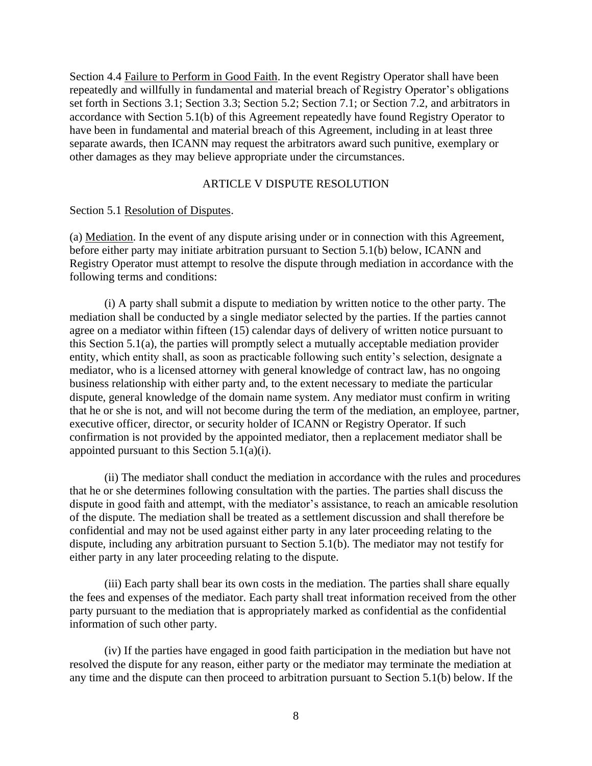Section 4.4 Failure to Perform in Good Faith. In the event Registry Operator shall have been repeatedly and willfully in fundamental and material breach of Registry Operator's obligations set forth in Sections 3.1; Section 3.3; Section 5.2; Section 7.1; or Section 7.2, and arbitrators in accordance with Section 5.1(b) of this Agreement repeatedly have found Registry Operator to have been in fundamental and material breach of this Agreement, including in at least three separate awards, then ICANN may request the arbitrators award such punitive, exemplary or other damages as they may believe appropriate under the circumstances.

## ARTICLE V DISPUTE RESOLUTION

Section 5.1 Resolution of Disputes.

(a) Mediation. In the event of any dispute arising under or in connection with this Agreement, before either party may initiate arbitration pursuant to Section 5.1(b) below, ICANN and Registry Operator must attempt to resolve the dispute through mediation in accordance with the following terms and conditions:

(i) A party shall submit a dispute to mediation by written notice to the other party. The mediation shall be conducted by a single mediator selected by the parties. If the parties cannot agree on a mediator within fifteen (15) calendar days of delivery of written notice pursuant to this Section 5.1(a), the parties will promptly select a mutually acceptable mediation provider entity, which entity shall, as soon as practicable following such entity's selection, designate a mediator, who is a licensed attorney with general knowledge of contract law, has no ongoing business relationship with either party and, to the extent necessary to mediate the particular dispute, general knowledge of the domain name system. Any mediator must confirm in writing that he or she is not, and will not become during the term of the mediation, an employee, partner, executive officer, director, or security holder of ICANN or Registry Operator. If such confirmation is not provided by the appointed mediator, then a replacement mediator shall be appointed pursuant to this Section 5.1(a)(i).

(ii) The mediator shall conduct the mediation in accordance with the rules and procedures that he or she determines following consultation with the parties. The parties shall discuss the dispute in good faith and attempt, with the mediator's assistance, to reach an amicable resolution of the dispute. The mediation shall be treated as a settlement discussion and shall therefore be confidential and may not be used against either party in any later proceeding relating to the dispute, including any arbitration pursuant to Section 5.1(b). The mediator may not testify for either party in any later proceeding relating to the dispute.

(iii) Each party shall bear its own costs in the mediation. The parties shall share equally the fees and expenses of the mediator. Each party shall treat information received from the other party pursuant to the mediation that is appropriately marked as confidential as the confidential information of such other party.

(iv) If the parties have engaged in good faith participation in the mediation but have not resolved the dispute for any reason, either party or the mediator may terminate the mediation at any time and the dispute can then proceed to arbitration pursuant to Section 5.1(b) below. If the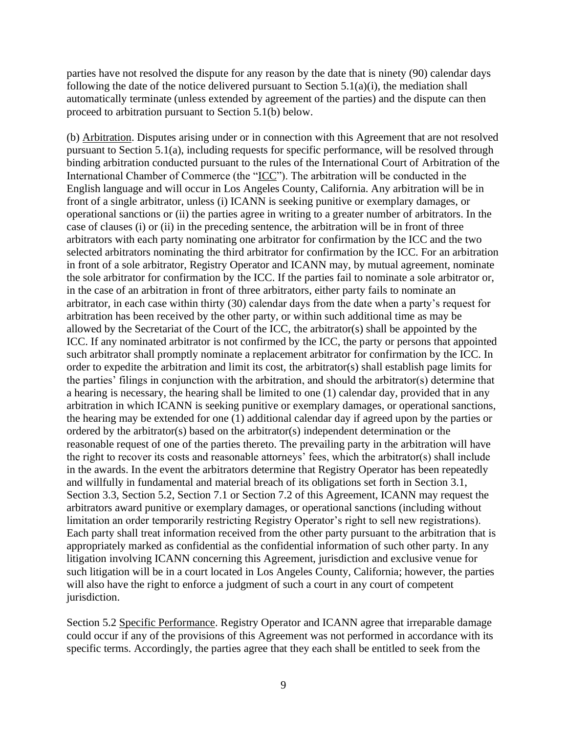parties have not resolved the dispute for any reason by the date that is ninety (90) calendar days following the date of the notice delivered pursuant to Section 5.1(a)(i), the mediation shall automatically terminate (unless extended by agreement of the parties) and the dispute can then proceed to arbitration pursuant to Section 5.1(b) below.

(b) <u>Arbitration</u>. Disputes arising under or in connection with this Agreement that are not resolved pursuant to Section 5.1(a), including requests for specific performance, will be resolved through binding arbitration conducted pursuant to the rules of the International Court of Arbitration of the International Chamber of Commerce (the "<u>ICC</u>"). The arbitration will be conducted in the English language and will occur in Los Angeles County, California. Any arbitration will be in front of a single arbitrator, unless (i) ICANN is seeking punitive or exemplary damages, or operational sanctions or (ii) the parties agree in writing to a greater number of arbitrators. In the case of clauses (i) or (ii) in the preceding sentence, the arbitration will be in front of three arbitrators with each party nominating one arbitrator for confirmation by the ICC and the two selected arbitrators nominating the third arbitrator for confirmation by the ICC. For an arbitration in front of a sole arbitrator, Registry Operator and ICANN may, by mutual agreement, nominate the sole arbitrator for confirmation by the ICC. If the parties fail to nominate a sole arbitrator or, in the case of an arbitration in front of three arbitrators, either party fails to nominate an arbitrator, in each case within thirty (30) calendar days from the date when a party's request for arbitration has been received by the other party, or within such additional time as may be allowed by the Secretariat of the Court of the ICC, the arbitrator(s) shall be appointed by the ICC. If any nominated arbitrator is not confirmed by the ICC, the party or persons that appointed such arbitrator shall promptly nominate a replacement arbitrator for confirmation by the ICC. In order to expedite the arbitration and limit its cost, the arbitrator(s) shall establish page limits for the parties' filings in conjunction with the arbitration, and should the arbitrator(s) determine that a hearing is necessary, the hearing shall be limited to one (1) calendar day, provided that in any arbitration in which ICANN is seeking punitive or exemplary damages, or operational sanctions, the hearing may be extended for one (1) additional calendar day if agreed upon by the parties or ordered by the arbitrator(s) based on the arbitrator(s) independent determination or the reasonable request of one of the parties thereto. The prevailing party in the arbitration will have the right to recover its costs and reasonable attorneys' fees, which the arbitrator(s) shall include in the awards. In the event the arbitrators determine that Registry Operator has been repeatedly and willfully in fundamental and material breach of its obligations set forth in Section 3.1, Section 3.3, Section 5.2, Section 7.1 or Section 7.2 of this Agreement, ICANN may request the arbitrators award punitive or exemplary damages, or operational sanctions (including without limitation an order temporarily restricting Registry Operator's right to sell new registrations). Each party shall treat information received from the other party pursuant to the arbitration that is appropriately marked as confidential as the confidential information of such other party. In any litigation involving ICANN concerning this Agreement, jurisdiction and exclusive venue for such litigation will be in a court located in Los Angeles County, California; however, the parties will also have the right to enforce a judgment of such a court in any court of competent jurisdiction.

Section 5.2 <u>Specific Performance</u>. Registry Operator and ICANN agree that irreparable damage could occur if any of the provisions of this Agreement was not performed in accordance with its specific terms. Accordingly, the parties agree that they each shall be entitled to seek from the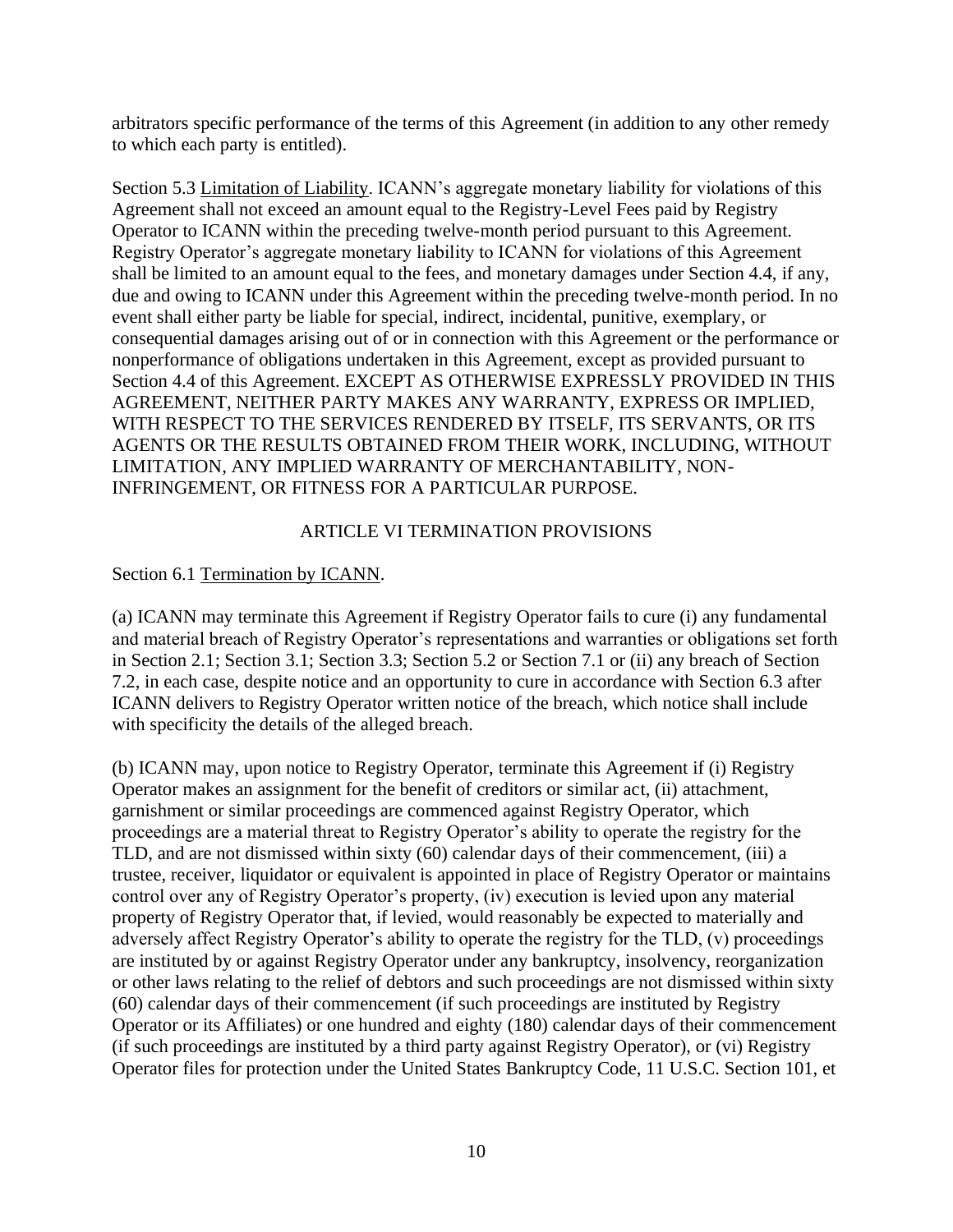arbitrators specific performance of the terms of this Agreement (in addition to any other remedy to which each party is entitled).

Section 5.3 Limitation of Liability. ICANN's aggregate monetary liability for violations of this Agreement shall not exceed an amount equal to the Registry-Level Fees paid by Registry Operator to ICANN within the preceding twelve-month period pursuant to this Agreement. Registry Operator's aggregate monetary liability to ICANN for violations of this Agreement shall be limited to an amount equal to the fees, and monetary damages under Section 4.4, if any, due and owing to ICANN under this Agreement within the preceding twelve-month period. In no event shall either party be liable for special, indirect, incidental, punitive, exemplary, or consequential damages arising out of or in connection with this Agreement or the performance or nonperformance of obligations undertaken in this Agreement, except as provided pursuant to Section 4.4 of this Agreement. EXCEPT AS OTHERWISE EXPRESSLY PROVIDED IN THIS AGREEMENT, NEITHER PARTY MAKES ANY WARRANTY, EXPRESS OR IMPLIED, WITH RESPECT TO THE SERVICES RENDERED BY ITSELF, ITS SERVANTS, OR ITS AGENTS OR THE RESULTS OBTAINED FROM THEIR WORK, INCLUDING, WITHOUT LIMITATION, ANY IMPLIED WARRANTY OF MERCHANTABILITY, NON-INFRINGEMENT, OR FITNESS FOR A PARTICULAR PURPOSE.

## ARTICLE VI TERMINATION PROVISIONS

Section 6.1 Termination by ICANN.

(a) ICANN may terminate this Agreement if Registry Operator fails to cure (i) any fundamental and material breach of Registry Operator's representations and warranties or obligations set forth in Section 2.1; Section 3.1; Section 3.3; Section 5.2 or Section 7.1 or (ii) any breach of Section 7.2, in each case, despite notice and an opportunity to cure in accordance with Section 6.3 after ICANN delivers to Registry Operator written notice of the breach, which notice shall include with specificity the details of the alleged breach.

(b) ICANN may, upon notice to Registry Operator, terminate this Agreement if (i) Registry Operator makes an assignment for the benefit of creditors or similar act, (ii) attachment, garnishment or similar proceedings are commenced against Registry Operator, which proceedings are a material threat to Registry Operator's ability to operate the registry for the TLD, and are not dismissed within sixty (60) calendar days of their commencement, (iii) a trustee, receiver, liquidator or equivalent is appointed in place of Registry Operator or maintains control over any of Registry Operator's property, (iv) execution is levied upon any material property of Registry Operator that, if levied, would reasonably be expected to materially and adversely affect Registry Operator's ability to operate the registry for the TLD, (v) proceedings are instituted by or against Registry Operator under any bankruptcy, insolvency, reorganization or other laws relating to the relief of debtors and such proceedings are not dismissed within sixty (60) calendar days of their commencement (if such proceedings are instituted by Registry Operator or its Affiliates) or one hundred and eighty (180) calendar days of their commencement (if such proceedings are instituted by a third party against Registry Operator), or (vi) Registry Operator files for protection under the United States Bankruptcy Code, 11 U.S.C. Section 101, et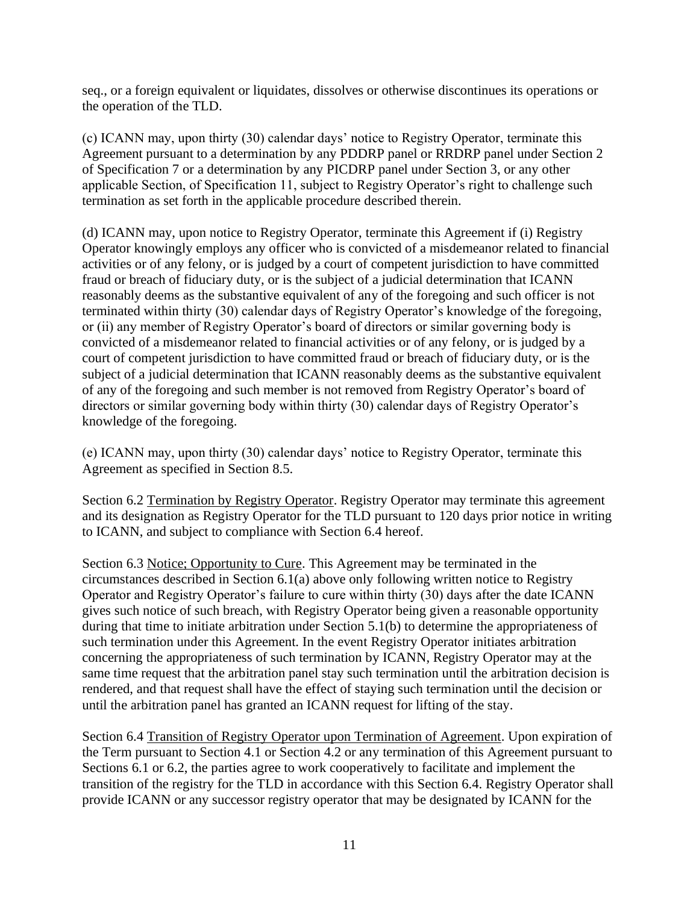seq., or a foreign equivalent or liquidates, dissolves or otherwise discontinues its operations or the operation of the TLD.

(c) ICANN may, upon thirty (30) calendar days' notice to Registry Operator, terminate this Agreement pursuant to a determination by any PDDRP panel or RRDRP panel under Section 2 of Specification 7 or a determination by any PICDRP panel under Section 3, or any other applicable Section, of Specification 11, subject to Registry Operator's right to challenge such termination as set forth in the applicable procedure described therein.

(d) ICANN may, upon notice to Registry Operator, terminate this Agreement if (i) Registry Operator knowingly employs any officer who is convicted of a misdemeanor related to financial activities or of any felony, or is judged by a court of competent jurisdiction to have committed fraud or breach of fiduciary duty, or is the subject of a judicial determination that ICANN reasonably deems as the substantive equivalent of any of the foregoing and such officer is not terminated within thirty (30) calendar days of Registry Operator's knowledge of the foregoing, or (ii) any member of Registry Operator's board of directors or similar governing body is convicted of a misdemeanor related to financial activities or of any felony, or is judged by a court of competent jurisdiction to have committed fraud or breach of fiduciary duty, or is the subject of a judicial determination that ICANN reasonably deems as the substantive equivalent of any of the foregoing and such member is not removed from Registry Operator's board of directors or similar governing body within thirty (30) calendar days of Registry Operator's knowledge of the foregoing.

(e) ICANN may, upon thirty (30) calendar days' notice to Registry Operator, terminate this Agreement as specified in Section 8.5.

Section 6.2 Termination by Registry Operator. Registry Operator may terminate this agreement and its designation as Registry Operator for the TLD pursuant to 120 days prior notice in writing to ICANN, and subject to compliance with Section 6.4 hereof.

Section 6.3 Notice; Opportunity to Cure. This Agreement may be terminated in the circumstances described in Section 6.1(a) above only following written notice to Registry Operator and Registry Operator's failure to cure within thirty (30) days after the date ICANN gives such notice of such breach, with Registry Operator being given a reasonable opportunity during that time to initiate arbitration under Section 5.1(b) to determine the appropriateness of such termination under this Agreement. In the event Registry Operator initiates arbitration concerning the appropriateness of such termination by ICANN, Registry Operator may at the same time request that the arbitration panel stay such termination until the arbitration decision is rendered, and that request shall have the effect of staying such termination until the decision or until the arbitration panel has granted an ICANN request for lifting of the stay.

Section 6.4 Transition of Registry Operator upon Termination of Agreement. Upon expiration of the Term pursuant to Section 4.1 or Section 4.2 or any termination of this Agreement pursuant to Sections 6.1 or 6.2, the parties agree to work cooperatively to facilitate and implement the transition of the registry for the TLD in accordance with this Section 6.4. Registry Operator shall provide ICANN or any successor registry operator that may be designated by ICANN for the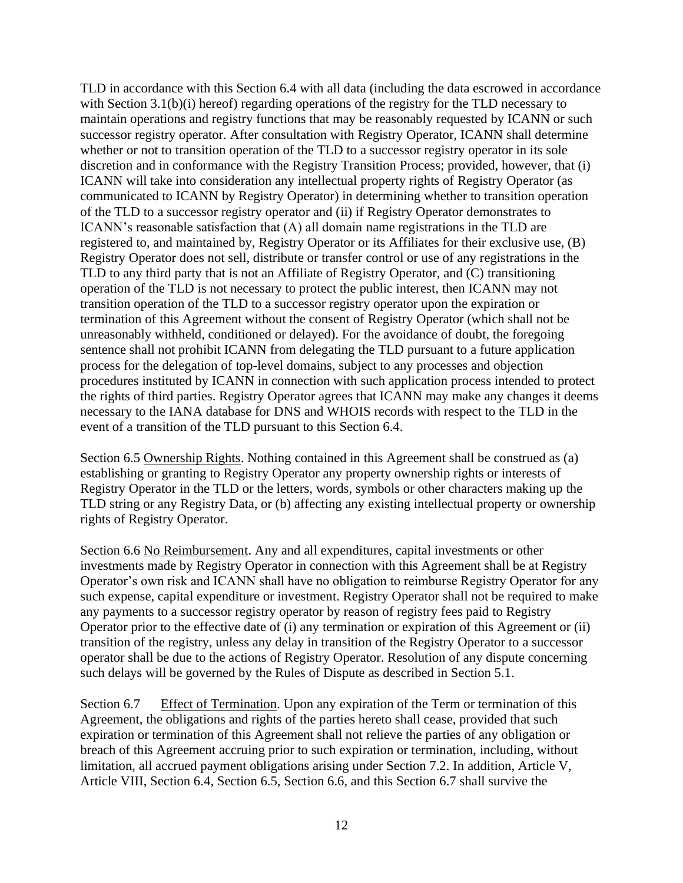TLD in accordance with this Section 6.4 with all data (including the data escrowed in accordance with Section 3.1(b)(i) hereof) regarding operations of the registry for the TLD necessary to maintain operations and registry functions that may be reasonably requested by ICANN or such successor registry operator. After consultation with Registry Operator, ICANN shall determine whether or not to transition operation of the TLD to a successor registry operator in its sole discretion and in conformance with the Registry Transition Process; provided, however, that (i) ICANN will take into consideration any intellectual property rights of Registry Operator (as communicated to ICANN by Registry Operator) in determining whether to transition operation of the TLD to a successor registry operator and (ii) if Registry Operator demonstrates to ICANN's reasonable satisfaction that (A) all domain name registrations in the TLD are registered to, and maintained by, Registry Operator or its Affiliates for their exclusive use, (B) Registry Operator does not sell, distribute or transfer control or use of any registrations in the TLD to any third party that is not an Affiliate of Registry Operator, and (C) transitioning operation of the TLD is not necessary to protect the public interest, then ICANN may not transition operation of the TLD to a successor registry operator upon the expiration or termination of this Agreement without the consent of Registry Operator (which shall not be unreasonably withheld, conditioned or delayed). For the avoidance of doubt, the foregoing sentence shall not prohibit ICANN from delegating the TLD pursuant to a future application process for the delegation of top-level domains, subject to any processes and objection procedures instituted by ICANN in connection with such application process intended to protect the rights of third parties. Registry Operator agrees that ICANN may make any changes it deems necessary to the IANA database for DNS and WHOIS records with respect to the TLD in the event of a transition of the TLD pursuant to this Section 6.4.

Section 6.5 Ownership Rights. Nothing contained in this Agreement shall be construed as (a) establishing or granting to Registry Operator any property ownership rights or interests of Registry Operator in the TLD or the letters, words, symbols or other characters making up the TLD string or any Registry Data, or (b) affecting any existing intellectual property or ownership rights of Registry Operator.

Section 6.6 No Reimbursement. Any and all expenditures, capital investments or other investments made by Registry Operator in connection with this Agreement shall be at Registry Operator's own risk and ICANN shall have no obligation to reimburse Registry Operator for any such expense, capital expenditure or investment. Registry Operator shall not be required to make any payments to a successor registry operator by reason of registry fees paid to Registry Operator prior to the effective date of (i) any termination or expiration of this Agreement or (ii) transition of the registry, unless any delay in transition of the Registry Operator to a successor operator shall be due to the actions of Registry Operator. Resolution of any dispute concerning such delays will be governed by the Rules of Dispute as described in Section 5.1.

Section 6.7 Effect of Termination. Upon any expiration of the Term or termination of this Agreement, the obligations and rights of the parties hereto shall cease, provided that such expiration or termination of this Agreement shall not relieve the parties of any obligation or breach of this Agreement accruing prior to such expiration or termination, including, without limitation, all accrued payment obligations arising under Section 7.2. In addition, Article V, Article VIII, Section 6.4, Section 6.5, Section 6.6, and this Section 6.7 shall survive the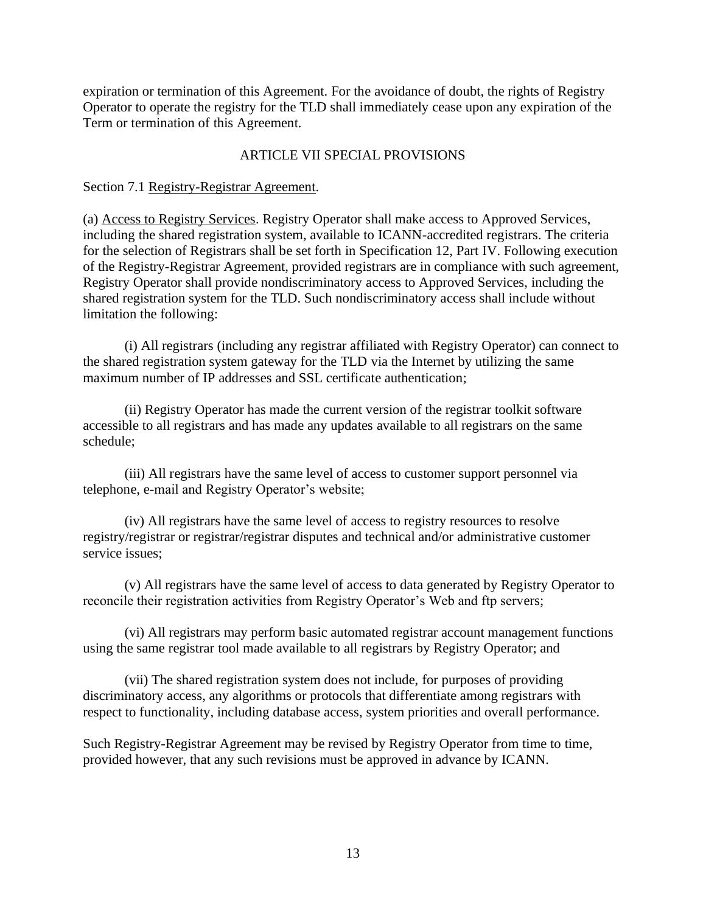expiration or termination of this Agreement. For the avoidance of doubt, the rights of Registry Operator to operate the registry for the TLD shall immediately cease upon any expiration of the Term or termination of this Agreement.

## ARTICLE VII SPECIAL PROVISIONS

Section 7.1 Registry-Registrar Agreement.

(a) Access to Registry Services. Registry Operator shall make access to Approved Services, including the shared registration system, available to ICANN-accredited registrars. The criteria for the selection of Registrars shall be set forth in Specification 12, Part IV. Following execution of the Registry-Registrar Agreement, provided registrars are in compliance with such agreement, Registry Operator shall provide nondiscriminatory access to Approved Services, including the shared registration system for the TLD. Such nondiscriminatory access shall include without limitation the following:

(i) All registrars (including any registrar affiliated with Registry Operator) can connect to the shared registration system gateway for the TLD via the Internet by utilizing the same maximum number of IP addresses and SSL certificate authentication;

(ii) Registry Operator has made the current version of the registrar toolkit software accessible to all registrars and has made any updates available to all registrars on the same schedule;

(iii) All registrars have the same level of access to customer support personnel via telephone, e-mail and Registry Operator's website;

(iv) All registrars have the same level of access to registry resources to resolve registry/registrar or registrar/registrar disputes and technical and/or administrative customer service issues;

(v) All registrars have the same level of access to data generated by Registry Operator to reconcile their registration activities from Registry Operator's Web and ftp servers;

(vi) All registrars may perform basic automated registrar account management functions using the same registrar tool made available to all registrars by Registry Operator; and

(vii) The shared registration system does not include, for purposes of providing discriminatory access, any algorithms or protocols that differentiate among registrars with respect to functionality, including database access, system priorities and overall performance.

Such Registry-Registrar Agreement may be revised by Registry Operator from time to time, provided however, that any such revisions must be approved in advance by ICANN.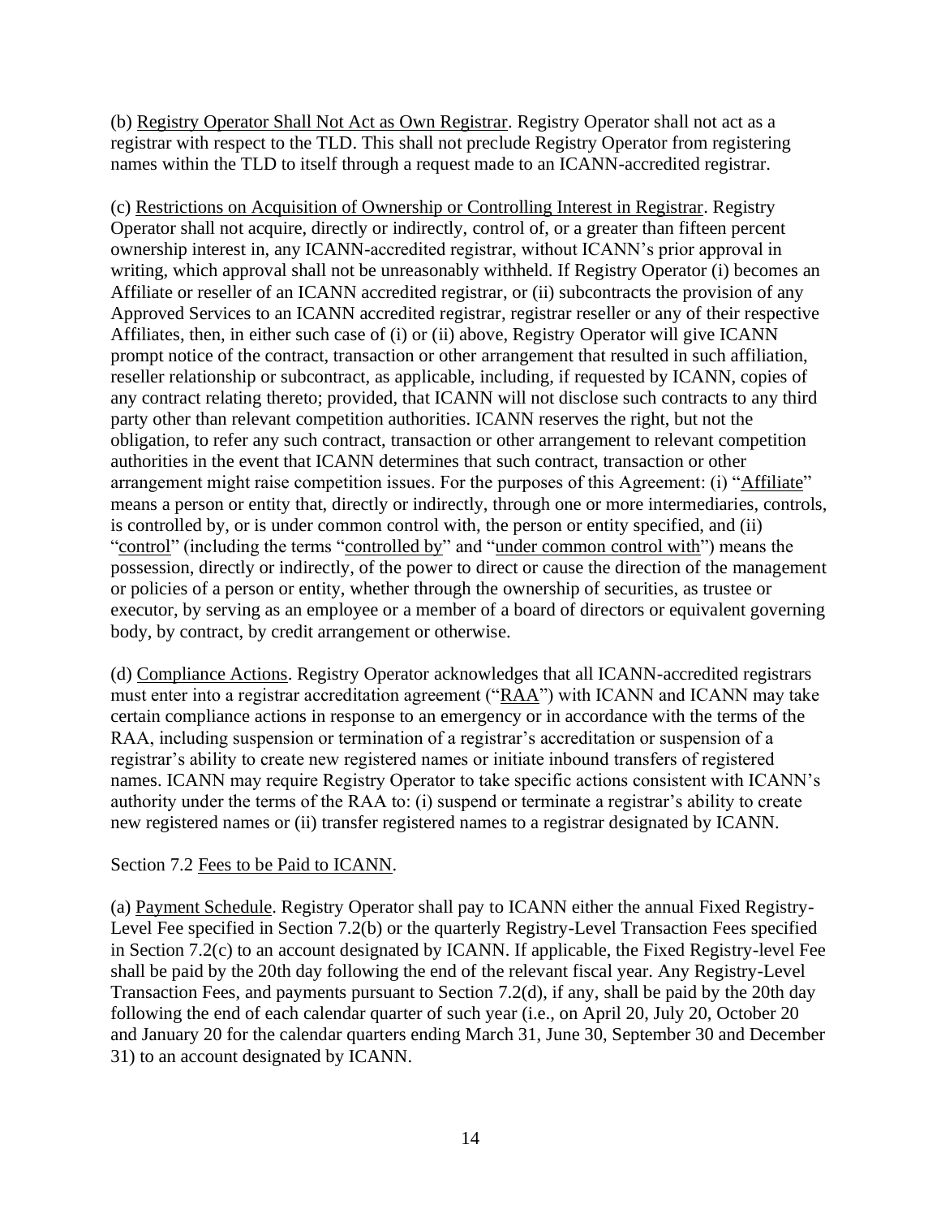(b) Registry Operator Shall Not Act as Own Registrar. Registry Operator shall not act as a registrar with respect to the TLD. This shall not preclude Registry Operator from registering names within the TLD to itself through a request made to an ICANN-accredited registrar.

(c) Restrictions on Acquisition of Ownership or Controlling Interest in Registrar. Registry Operator shall not acquire, directly or indirectly, control of, or a greater than fifteen percent ownership interest in, any ICANN-accredited registrar, without ICANN's prior approval in writing, which approval shall not be unreasonably withheld. If Registry Operator (i) becomes an Affiliate or reseller of an ICANN accredited registrar, or (ii) subcontracts the provision of any Approved Services to an ICANN accredited registrar, registrar reseller or any of their respective Affiliates, then, in either such case of (i) or (ii) above, Registry Operator will give ICANN prompt notice of the contract, transaction or other arrangement that resulted in such affiliation, reseller relationship or subcontract, as applicable, including, if requested by ICANN, copies of any contract relating thereto; provided, that ICANN will not disclose such contracts to any third party other than relevant competition authorities. ICANN reserves the right, but not the obligation, to refer any such contract, transaction or other arrangement to relevant competition authorities in the event that ICANN determines that such contract, transaction or other arrangement might raise competition issues. For the purposes of this Agreement: (i) "Affiliate" means a person or entity that, directly or indirectly, through one or more intermediaries, controls, is controlled by, or is under common control with, the person or entity specified, and (ii) "control" (including the terms "controlled by" and "under common control with") means the possession, directly or indirectly, of the power to direct or cause the direction of the management or policies of a person or entity, whether through the ownership of securities, as trustee or executor, by serving as an employee or a member of a board of directors or equivalent governing body, by contract, by credit arrangement or otherwise.

(d) Compliance Actions. Registry Operator acknowledges that all ICANN-accredited registrars must enter into a registrar accreditation agreement ("RAA") with ICANN and ICANN may take certain compliance actions in response to an emergency or in accordance with the terms of the RAA, including suspension or termination of a registrar's accreditation or suspension of a registrar's ability to create new registered names or initiate inbound transfers of registered names. ICANN may require Registry Operator to take specific actions consistent with ICANN's authority under the terms of the RAA to: (i) suspend or terminate a registrar's ability to create new registered names or (ii) transfer registered names to a registrar designated by ICANN.

Section 7.2 Fees to be Paid to ICANN.

(a) Payment Schedule. Registry Operator shall pay to ICANN either the annual Fixed Registry-Level Fee specified in Section 7.2(b) or the quarterly Registry-Level Transaction Fees specified in Section 7.2(c) to an account designated by ICANN. If applicable, the Fixed Registry-level Fee shall be paid by the 20th day following the end of the relevant fiscal year. Any Registry-Level Transaction Fees, and payments pursuant to Section 7.2(d), if any, shall be paid by the 20th day following the end of each calendar quarter of such year (i.e., on April 20, July 20, October 20 and January 20 for the calendar quarters ending March 31, June 30, September 30 and December 31) to an account designated by ICANN.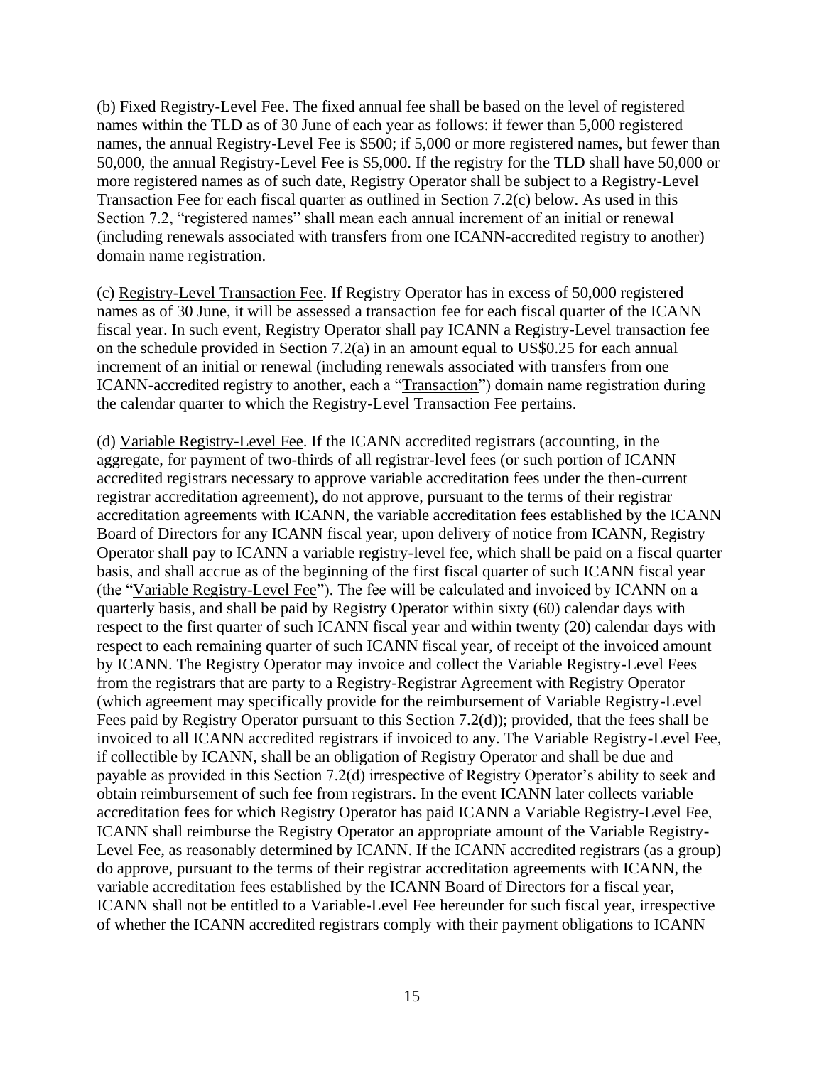(b) Fixed Registry-Level Fee. The fixed annual fee shall be based on the level of registered names within the TLD as of 30 June of each year as follows: if fewer than 5,000 registered names, the annual Registry-Level Fee is $500; if 5,000 or more registered names, but fewer than 50,000, the annual Registry-Level Fee is $5,000. If the registry for the TLD shall have 50,000 or more registered names as of such date, Registry Operator shall be subject to a Registry-Level Transaction Fee for each fiscal quarter as outlined in Section 7.2(c) below. As used in this Section 7.2, "registered names" shall mean each annual increment of an initial or renewal (including renewals associated with transfers from one ICANN-accredited registry to another) domain name registration.

(c) Registry-Level Transaction Fee. If Registry Operator has in excess of 50,000 registered names as of 30 June, it will be assessed a transaction fee for each fiscal quarter of the ICANN fiscal year. In such event, Registry Operator shall pay ICANN a Registry-Level transaction fee on the schedule provided in Section 7.2(a) in an amount equal to US$0.25 for each annual increment of an initial or renewal (including renewals associated with transfers from one ICANN-accredited registry to another, each a "Transaction") domain name registration during the calendar quarter to which the Registry-Level Transaction Fee pertains.

(d) Variable Registry-Level Fee. If the ICANN accredited registrars (accounting, in the aggregate, for payment of two-thirds of all registrar-level fees (or such portion of ICANN accredited registrars necessary to approve variable accreditation fees under the then-current registrar accreditation agreement), do not approve, pursuant to the terms of their registrar accreditation agreements with ICANN, the variable accreditation fees established by the ICANN Board of Directors for any ICANN fiscal year, upon delivery of notice from ICANN, Registry Operator shall pay to ICANN a variable registry-level fee, which shall be paid on a fiscal quarter basis, and shall accrue as of the beginning of the first fiscal quarter of such ICANN fiscal year (the "Variable Registry-Level Fee"). The fee will be calculated and invoiced by ICANN on a quarterly basis, and shall be paid by Registry Operator within sixty (60) calendar days with respect to the first quarter of such ICANN fiscal year and within twenty (20) calendar days with respect to each remaining quarter of such ICANN fiscal year, of receipt of the invoiced amount by ICANN. The Registry Operator may invoice and collect the Variable Registry-Level Fees from the registrars that are party to a Registry-Registrar Agreement with Registry Operator (which agreement may specifically provide for the reimbursement of Variable Registry-Level Fees paid by Registry Operator pursuant to this Section 7.2(d)); provided, that the fees shall be invoiced to all ICANN accredited registrars if invoiced to any. The Variable Registry-Level Fee, if collectible by ICANN, shall be an obligation of Registry Operator and shall be due and payable as provided in this Section 7.2(d) irrespective of Registry Operator's ability to seek and obtain reimbursement of such fee from registrars. In the event ICANN later collects variable accreditation fees for which Registry Operator has paid ICANN a Variable Registry-Level Fee, ICANN shall reimburse the Registry Operator an appropriate amount of the Variable Registry-Level Fee, as reasonably determined by ICANN. If the ICANN accredited registrars (as a group) do approve, pursuant to the terms of their registrar accreditation agreements with ICANN, the variable accreditation fees established by the ICANN Board of Directors for a fiscal year, ICANN shall not be entitled to a Variable-Level Fee hereunder for such fiscal year, irrespective of whether the ICANN accredited registrars comply with their payment obligations to ICANN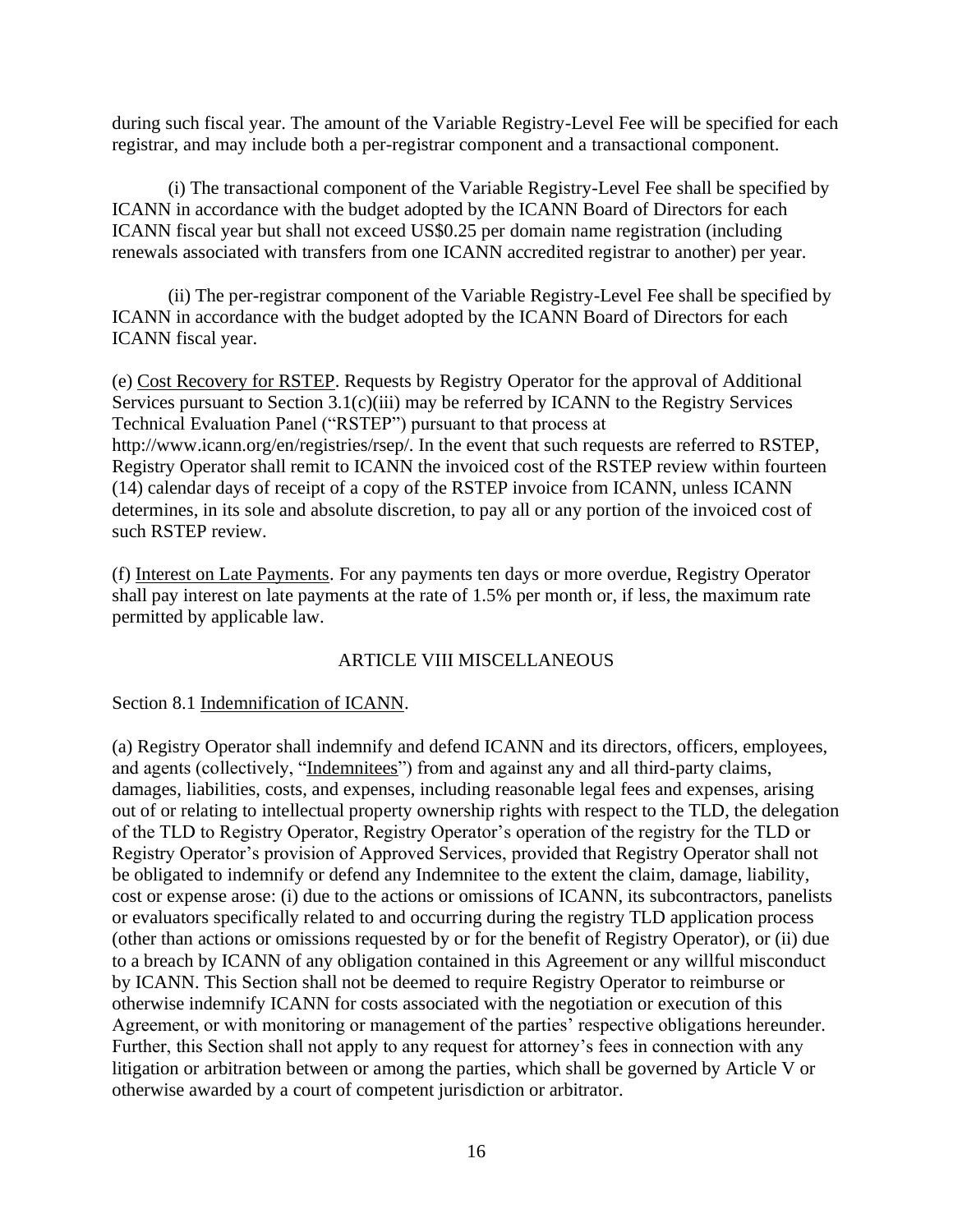during such fiscal year. The amount of the Variable Registry-Level Fee will be specified for each registrar, and may include both a per-registrar component and a transactional component.

(i) The transactional component of the Variable Registry-Level Fee shall be specified by ICANN in accordance with the budget adopted by the ICANN Board of Directors for each ICANN fiscal year but shall not exceed US$0.25 per domain name registration (including renewals associated with transfers from one ICANN accredited registrar to another) per year.

(ii) The per-registrar component of the Variable Registry-Level Fee shall be specified by ICANN in accordance with the budget adopted by the ICANN Board of Directors for each ICANN fiscal year.

(e) <u>Cost Recovery for RSTEP</u>. Requests by Registry Operator for the approval of Additional Services pursuant to Section 3.1(c)(iii) may be referred by ICANN to the Registry Services Technical Evaluation Panel ("RSTEP") pursuant to that process at http://www.icann.org/en/registries/rsep/. In the event that such requests are referred to RSTEP, Registry Operator shall remit to ICANN the invoiced cost of the RSTEP review within fourteen (14) calendar days of receipt of a copy of the RSTEP invoice from ICANN, unless ICANN determines, in its sole and absolute discretion, to pay all or any portion of the invoiced cost of such RSTEP review.

(f) <u>Interest on Late Payments</u>. For any payments ten days or more overdue, Registry Operator shall pay interest on late payments at the rate of 1.5% per month or, if less, the maximum rate permitted by applicable law.

## ARTICLE VIII MISCELLANEOUS

Section 8.1 <u>Indemnification of ICANN</u>.

(a) Registry Operator shall indemnify and defend ICANN and its directors, officers, employees, and agents (collectively, "<u>Indemnitees</u>") from and against any and all third-party claims, damages, liabilities, costs, and expenses, including reasonable legal fees and expenses, arising out of or relating to intellectual property ownership rights with respect to the TLD, the delegation of the TLD to Registry Operator, Registry Operator's operation of the registry for the TLD or Registry Operator's provision of Approved Services, provided that Registry Operator shall not be obligated to indemnify or defend any Indemnitee to the extent the claim, damage, liability, cost or expense arose: (i) due to the actions or omissions of ICANN, its subcontractors, panelists or evaluators specifically related to and occurring during the registry TLD application process (other than actions or omissions requested by or for the benefit of Registry Operator), or (ii) due to a breach by ICANN of any obligation contained in this Agreement or any willful misconduct by ICANN. This Section shall not be deemed to require Registry Operator to reimburse or otherwise indemnify ICANN for costs associated with the negotiation or execution of this Agreement, or with monitoring or management of the parties' respective obligations hereunder. Further, this Section shall not apply to any request for attorney's fees in connection with any litigation or arbitration between or among the parties, which shall be governed by Article V or otherwise awarded by a court of competent jurisdiction or arbitrator.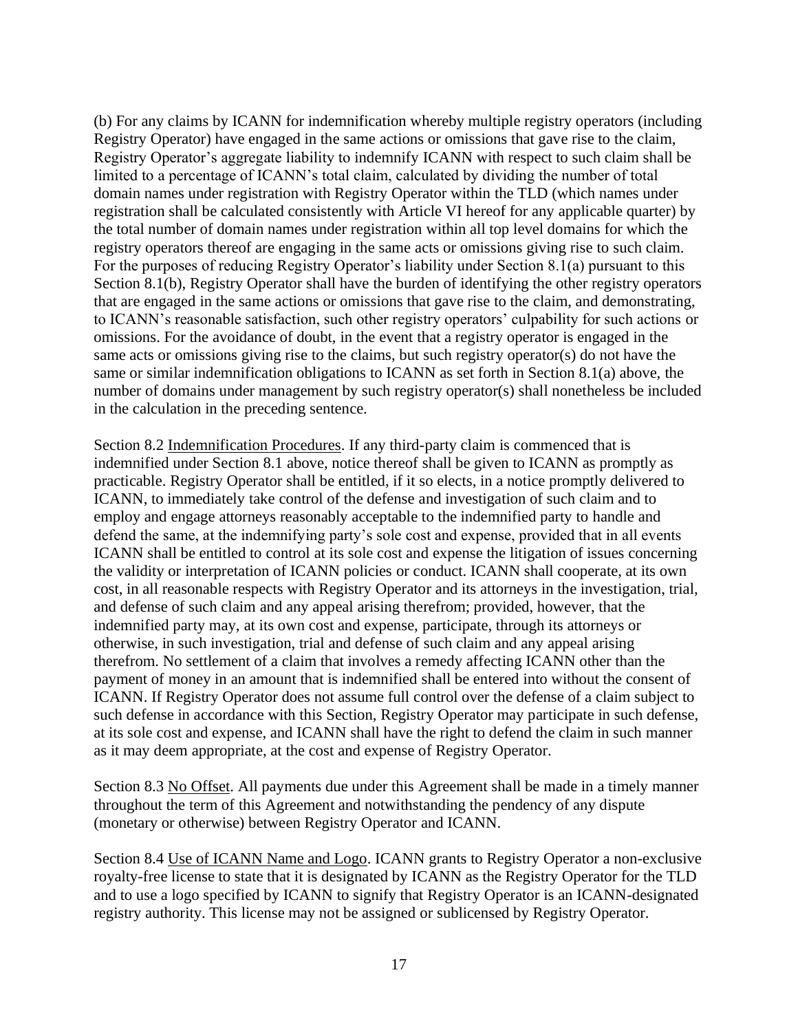(b) For any claims by ICANN for indemnification whereby multiple registry operators (including Registry Operator) have engaged in the same actions or omissions that gave rise to the claim, Registry Operator's aggregate liability to indemnify ICANN with respect to such claim shall be limited to a percentage of ICANN's total claim, calculated by dividing the number of total domain names under registration with Registry Operator within the TLD (which names under registration shall be calculated consistently with Article VI hereof for any applicable quarter) by the total number of domain names under registration within all top level domains for which the registry operators thereof are engaging in the same acts or omissions giving rise to such claim. For the purposes of reducing Registry Operator's liability under Section 8.1(a) pursuant to this Section 8.1(b), Registry Operator shall have the burden of identifying the other registry operators that are engaged in the same actions or omissions that gave rise to the claim, and demonstrating, to ICANN's reasonable satisfaction, such other registry operators' culpability for such actions or omissions. For the avoidance of doubt, in the event that a registry operator is engaged in the same acts or omissions giving rise to the claims, but such registry operator(s) do not have the same or similar indemnification obligations to ICANN as set forth in Section 8.1(a) above, the number of domains under management by such registry operator(s) shall nonetheless be included in the calculation in the preceding sentence.

Section 8.2 Indemnification Procedures. If any third-party claim is commenced that is indemnified under Section 8.1 above, notice thereof shall be given to ICANN as promptly as practicable. Registry Operator shall be entitled, if it so elects, in a notice promptly delivered to ICANN, to immediately take control of the defense and investigation of such claim and to employ and engage attorneys reasonably acceptable to the indemnified party to handle and defend the same, at the indemnifying party's sole cost and expense, provided that in all events ICANN shall be entitled to control at its sole cost and expense the litigation of issues concerning the validity or interpretation of ICANN policies or conduct. ICANN shall cooperate, at its own cost, in all reasonable respects with Registry Operator and its attorneys in the investigation, trial, and defense of such claim and any appeal arising therefrom; provided, however, that the indemnified party may, at its own cost and expense, participate, through its attorneys or otherwise, in such investigation, trial and defense of such claim and any appeal arising therefrom. No settlement of a claim that involves a remedy affecting ICANN other than the payment of money in an amount that is indemnified shall be entered into without the consent of ICANN. If Registry Operator does not assume full control over the defense of a claim subject to such defense in accordance with this Section, Registry Operator may participate in such defense, at its sole cost and expense, and ICANN shall have the right to defend the claim in such manner as it may deem appropriate, at the cost and expense of Registry Operator.

Section 8.3 No Offset. All payments due under this Agreement shall be made in a timely manner throughout the term of this Agreement and notwithstanding the pendency of any dispute (monetary or otherwise) between Registry Operator and ICANN.

Section 8.4 Use of ICANN Name and Logo. ICANN grants to Registry Operator a non-exclusive royalty-free license to state that it is designated by ICANN as the Registry Operator for the TLD and to use a logo specified by ICANN to signify that Registry Operator is an ICANN-designated registry authority. This license may not be assigned or sublicensed by Registry Operator.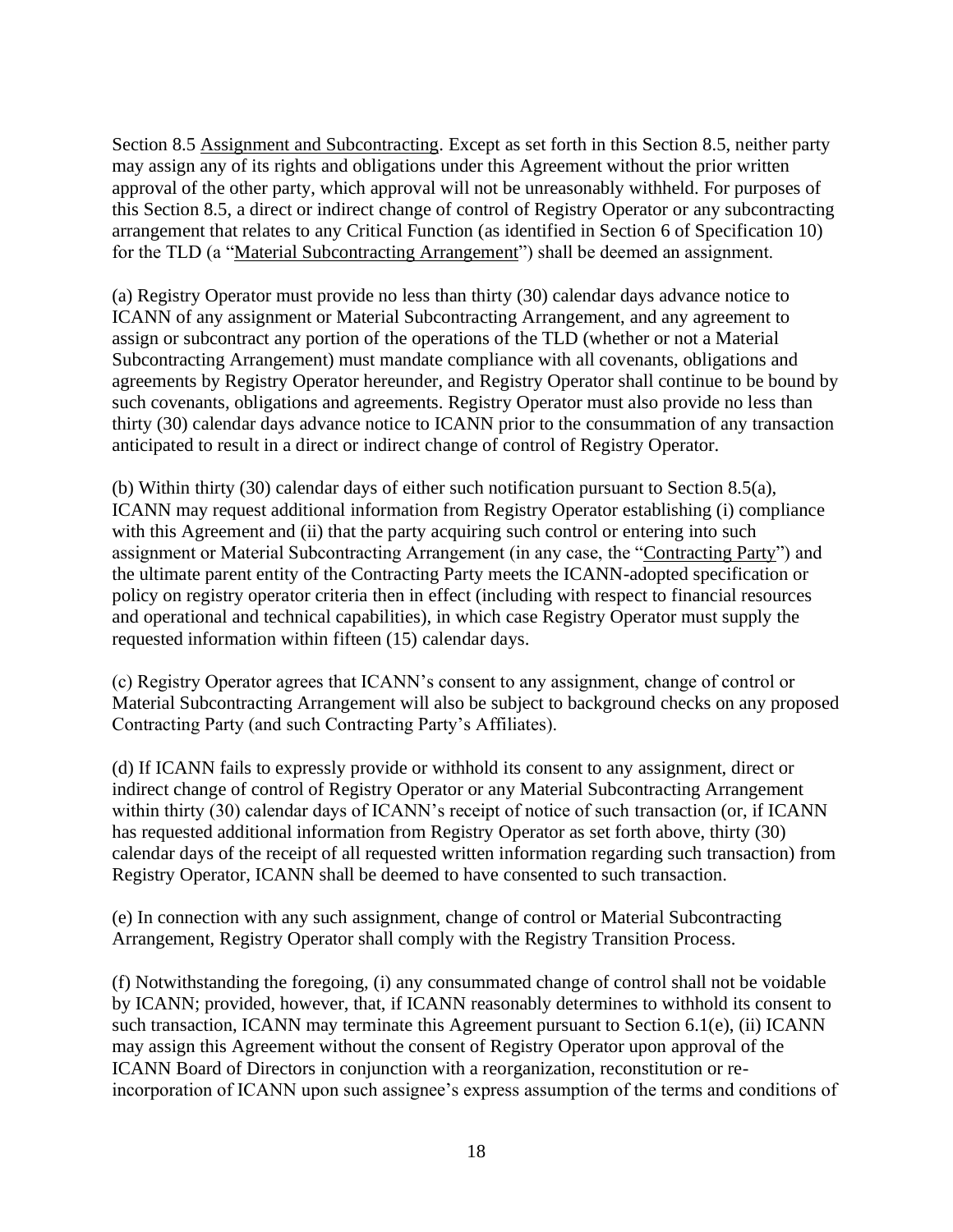Section 8.5 Assignment and Subcontracting. Except as set forth in this Section 8.5, neither party may assign any of its rights and obligations under this Agreement without the prior written approval of the other party, which approval will not be unreasonably withheld. For purposes of this Section 8.5, a direct or indirect change of control of Registry Operator or any subcontracting arrangement that relates to any Critical Function (as identified in Section 6 of Specification 10) for the TLD (a "Material Subcontracting Arrangement") shall be deemed an assignment.

(a) Registry Operator must provide no less than thirty (30) calendar days advance notice to ICANN of any assignment or Material Subcontracting Arrangement, and any agreement to assign or subcontract any portion of the operations of the TLD (whether or not a Material Subcontracting Arrangement) must mandate compliance with all covenants, obligations and agreements by Registry Operator hereunder, and Registry Operator shall continue to be bound by such covenants, obligations and agreements. Registry Operator must also provide no less than thirty (30) calendar days advance notice to ICANN prior to the consummation of any transaction anticipated to result in a direct or indirect change of control of Registry Operator.

(b) Within thirty (30) calendar days of either such notification pursuant to Section 8.5(a), ICANN may request additional information from Registry Operator establishing (i) compliance with this Agreement and (ii) that the party acquiring such control or entering into such assignment or Material Subcontracting Arrangement (in any case, the "Contracting Party") and the ultimate parent entity of the Contracting Party meets the ICANN-adopted specification or policy on registry operator criteria then in effect (including with respect to financial resources and operational and technical capabilities), in which case Registry Operator must supply the requested information within fifteen (15) calendar days.

(c) Registry Operator agrees that ICANN's consent to any assignment, change of control or Material Subcontracting Arrangement will also be subject to background checks on any proposed Contracting Party (and such Contracting Party's Affiliates).

(d) If ICANN fails to expressly provide or withhold its consent to any assignment, direct or indirect change of control of Registry Operator or any Material Subcontracting Arrangement within thirty (30) calendar days of ICANN's receipt of notice of such transaction (or, if ICANN has requested additional information from Registry Operator as set forth above, thirty (30) calendar days of the receipt of all requested written information regarding such transaction) from Registry Operator, ICANN shall be deemed to have consented to such transaction.

(e) In connection with any such assignment, change of control or Material Subcontracting Arrangement, Registry Operator shall comply with the Registry Transition Process.

(f) Notwithstanding the foregoing, (i) any consummated change of control shall not be voidable by ICANN; provided, however, that, if ICANN reasonably determines to withhold its consent to such transaction, ICANN may terminate this Agreement pursuant to Section 6.1(e), (ii) ICANN may assign this Agreement without the consent of Registry Operator upon approval of the ICANN Board of Directors in conjunction with a reorganization, reconstitution or re-incorporation of ICANN upon such assignee's express assumption of the terms and conditions of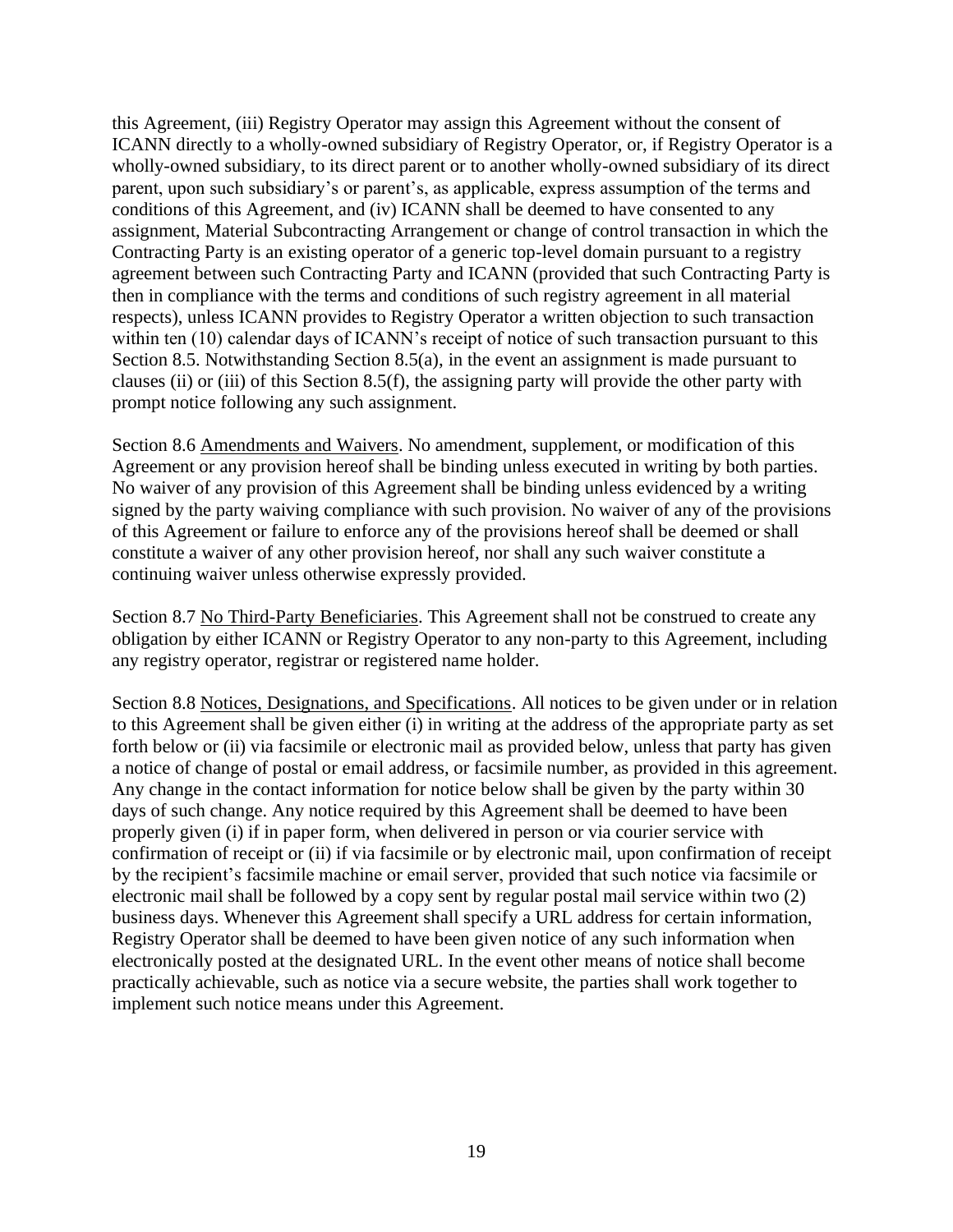this Agreement, (iii) Registry Operator may assign this Agreement without the consent of ICANN directly to a wholly-owned subsidiary of Registry Operator, or, if Registry Operator is a wholly-owned subsidiary, to its direct parent or to another wholly-owned subsidiary of its direct parent, upon such subsidiary's or parent's, as applicable, express assumption of the terms and conditions of this Agreement, and (iv) ICANN shall be deemed to have consented to any assignment, Material Subcontracting Arrangement or change of control transaction in which the Contracting Party is an existing operator of a generic top-level domain pursuant to a registry agreement between such Contracting Party and ICANN (provided that such Contracting Party is then in compliance with the terms and conditions of such registry agreement in all material respects), unless ICANN provides to Registry Operator a written objection to such transaction within ten (10) calendar days of ICANN's receipt of notice of such transaction pursuant to this Section 8.5. Notwithstanding Section 8.5(a), in the event an assignment is made pursuant to clauses (ii) or (iii) of this Section 8.5(f), the assigning party will provide the other party with prompt notice following any such assignment.

Section 8.6 Amendments and Waivers. No amendment, supplement, or modification of this Agreement or any provision hereof shall be binding unless executed in writing by both parties. No waiver of any provision of this Agreement shall be binding unless evidenced by a writing signed by the party waiving compliance with such provision. No waiver of any of the provisions of this Agreement or failure to enforce any of the provisions hereof shall be deemed or shall constitute a waiver of any other provision hereof, nor shall any such waiver constitute a continuing waiver unless otherwise expressly provided.

Section 8.7 No Third-Party Beneficiaries. This Agreement shall not be construed to create any obligation by either ICANN or Registry Operator to any non-party to this Agreement, including any registry operator, registrar or registered name holder.

Section 8.8 Notices, Designations, and Specifications. All notices to be given under or in relation to this Agreement shall be given either (i) in writing at the address of the appropriate party as set forth below or (ii) via facsimile or electronic mail as provided below, unless that party has given a notice of change of postal or email address, or facsimile number, as provided in this agreement. Any change in the contact information for notice below shall be given by the party within 30 days of such change. Any notice required by this Agreement shall be deemed to have been properly given (i) if in paper form, when delivered in person or via courier service with confirmation of receipt or (ii) if via facsimile or by electronic mail, upon confirmation of receipt by the recipient's facsimile machine or email server, provided that such notice via facsimile or electronic mail shall be followed by a copy sent by regular postal mail service within two (2) business days. Whenever this Agreement shall specify a URL address for certain information, Registry Operator shall be deemed to have been given notice of any such information when electronically posted at the designated URL. In the event other means of notice shall become practically achievable, such as notice via a secure website, the parties shall work together to implement such notice means under this Agreement.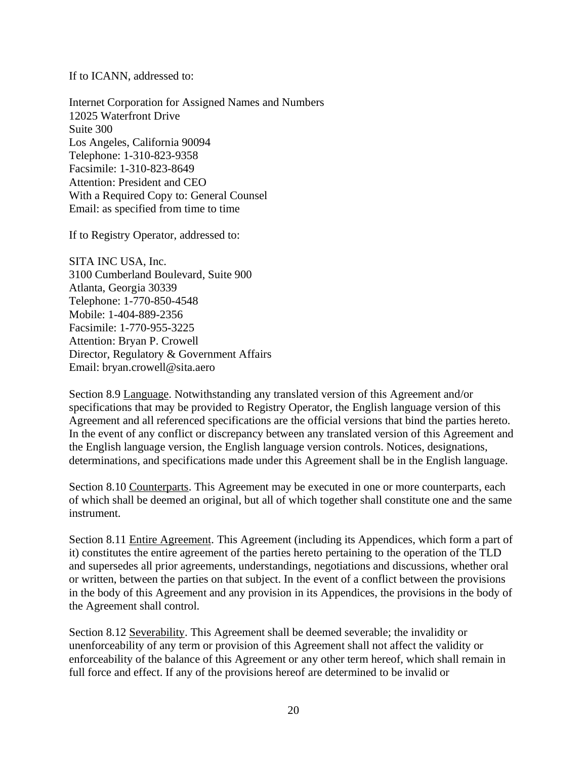If to ICANN, addressed to:

Internet Corporation for Assigned Names and Numbers
12025 Waterfront Drive
Suite 300
Los Angeles, California 90094
Telephone: 1-310-823-9358
Facsimile: 1-310-823-8649
Attention: President and CEO
With a Required Copy to: General Counsel
Email: as specified from time to time

If to Registry Operator, addressed to:

SITA INC USA, Inc.
3100 Cumberland Boulevard, Suite 900
Atlanta, Georgia 30339
Telephone: 1-770-850-4548
Mobile: 1-404-889-2356
Facsimile: 1-770-955-3225
Attention: Bryan P. Crowell
Director, Regulatory & Government Affairs
Email: bryan.crowell@sita.aero

Section 8.9 Language. Notwithstanding any translated version of this Agreement and/or specifications that may be provided to Registry Operator, the English language version of this Agreement and all referenced specifications are the official versions that bind the parties hereto. In the event of any conflict or discrepancy between any translated version of this Agreement and the English language version, the English language version controls. Notices, designations, determinations, and specifications made under this Agreement shall be in the English language.

Section 8.10 Counterparts. This Agreement may be executed in one or more counterparts, each of which shall be deemed an original, but all of which together shall constitute one and the same instrument.

Section 8.11 Entire Agreement. This Agreement (including its Appendices, which form a part of it) constitutes the entire agreement of the parties hereto pertaining to the operation of the TLD and supersedes all prior agreements, understandings, negotiations and discussions, whether oral or written, between the parties on that subject. In the event of a conflict between the provisions in the body of this Agreement and any provision in its Appendices, the provisions in the body of the Agreement shall control.

Section 8.12 Severability. This Agreement shall be deemed severable; the invalidity or unenforceability of any term or provision of this Agreement shall not affect the validity or enforceability of the balance of this Agreement or any other term hereof, which shall remain in full force and effect. If any of the provisions hereof are determined to be invalid or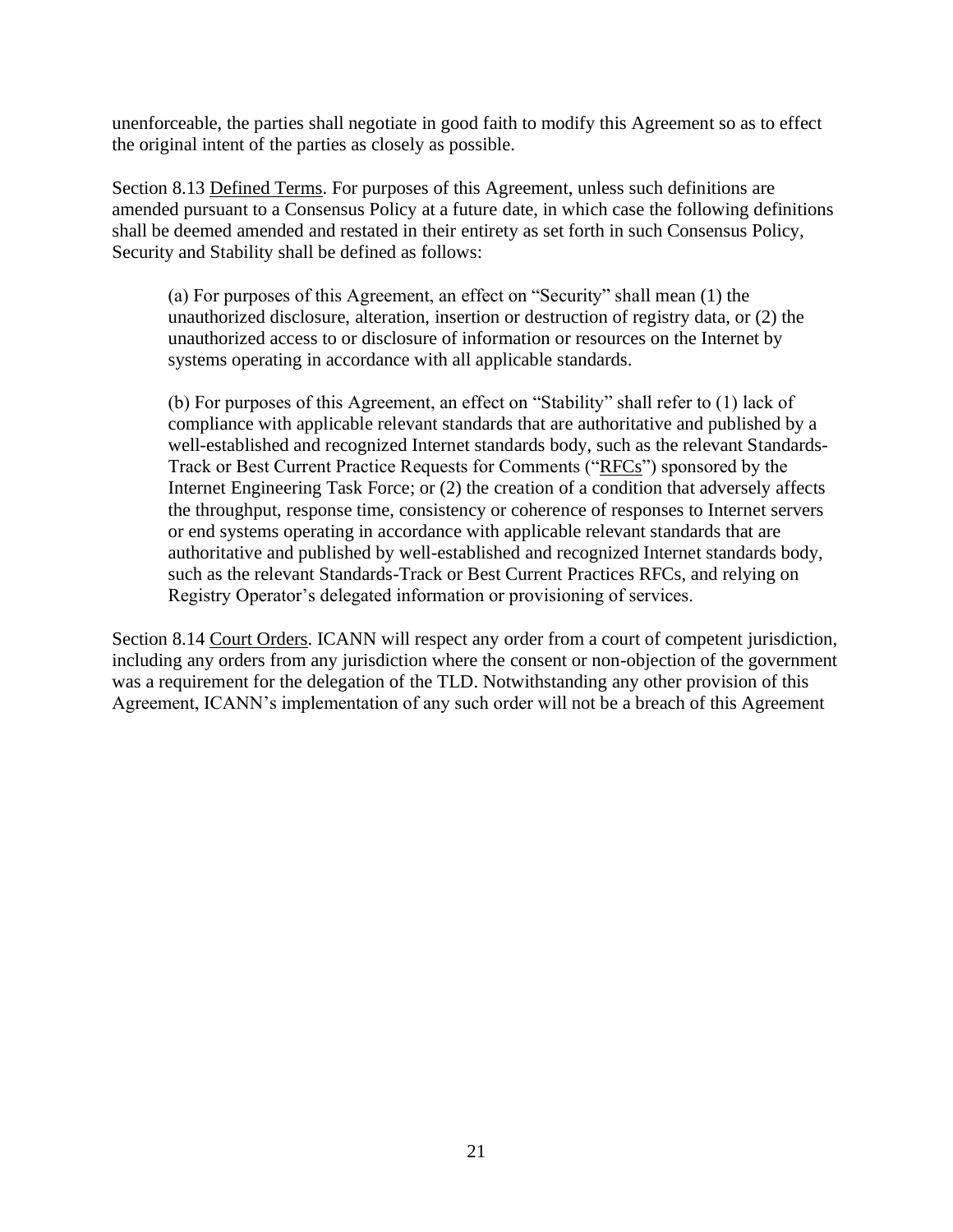unenforceable, the parties shall negotiate in good faith to modify this Agreement so as to effect the original intent of the parties as closely as possible.

Section 8.13 Defined Terms. For purposes of this Agreement, unless such definitions are amended pursuant to a Consensus Policy at a future date, in which case the following definitions shall be deemed amended and restated in their entirety as set forth in such Consensus Policy, Security and Stability shall be defined as follows:

(a) For purposes of this Agreement, an effect on "Security" shall mean (1) the unauthorized disclosure, alteration, insertion or destruction of registry data, or (2) the unauthorized access to or disclosure of information or resources on the Internet by systems operating in accordance with all applicable standards.

(b) For purposes of this Agreement, an effect on "Stability" shall refer to (1) lack of compliance with applicable relevant standards that are authoritative and published by a well-established and recognized Internet standards body, such as the relevant Standards-Track or Best Current Practice Requests for Comments ("RFCs") sponsored by the Internet Engineering Task Force; or (2) the creation of a condition that adversely affects the throughput, response time, consistency or coherence of responses to Internet servers or end systems operating in accordance with applicable relevant standards that are authoritative and published by well-established and recognized Internet standards body, such as the relevant Standards-Track or Best Current Practices RFCs, and relying on Registry Operator's delegated information or provisioning of services.

Section 8.14 Court Orders. ICANN will respect any order from a court of competent jurisdiction, including any orders from any jurisdiction where the consent or non-objection of the government was a requirement for the delegation of the TLD. Notwithstanding any other provision of this Agreement, ICANN's implementation of any such order will not be a breach of this Agreement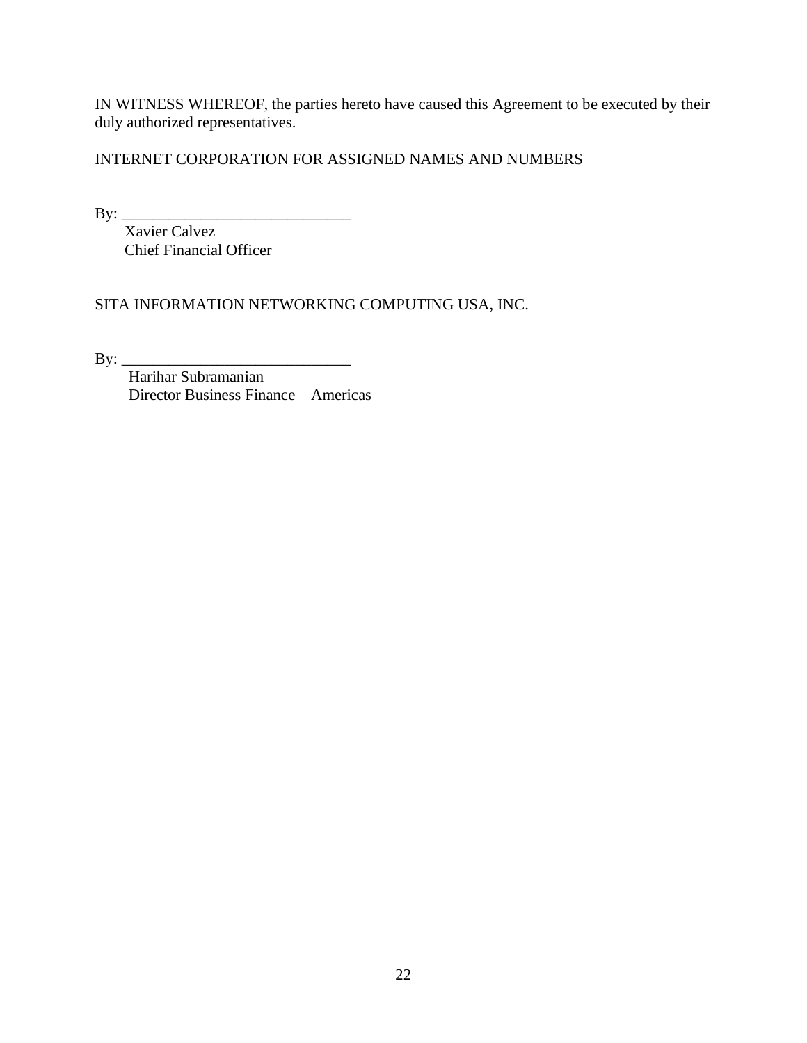IN WITNESS WHEREOF, the parties hereto have caused this Agreement to be executed by their duly authorized representatives.

INTERNET CORPORATION FOR ASSIGNED NAMES AND NUMBERS

By: _____________________________

Xavier Calvez
Chief Financial Officer

SITA INFORMATION NETWORKING COMPUTING USA, INC.

By: _____________________________

Harihar Subramanian
Director Business Finance – Americas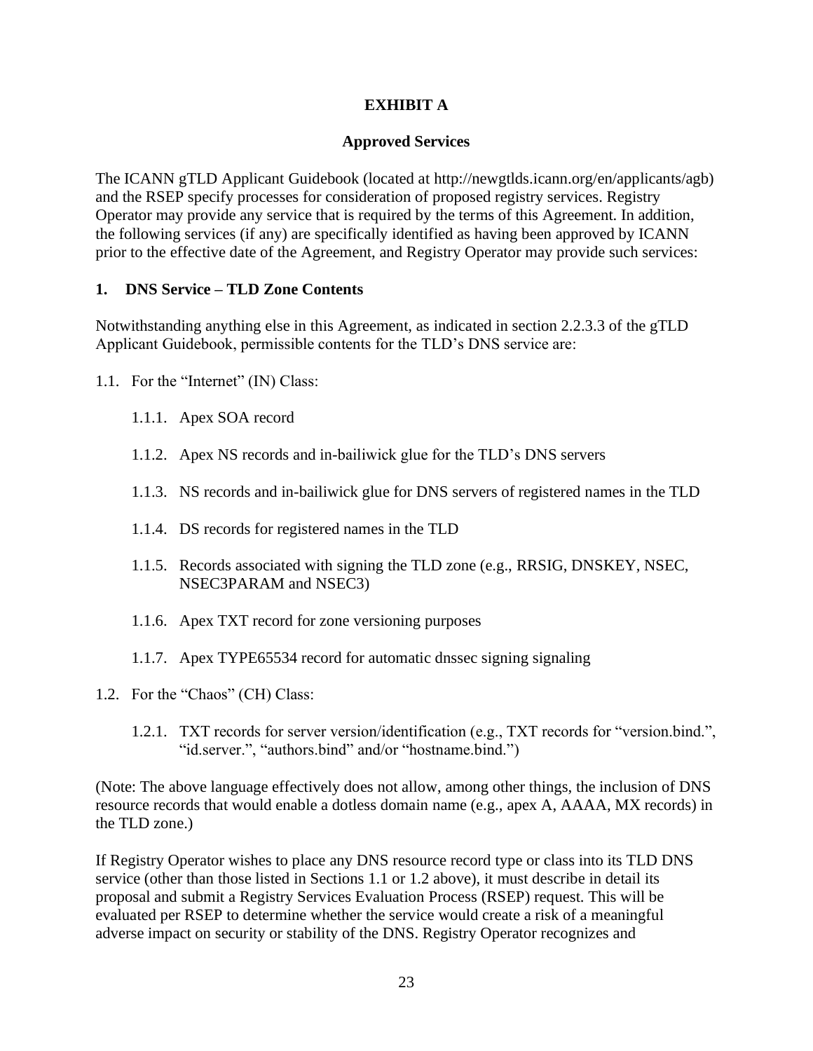## EXHIBIT A

### Approved Services

The ICANN gTLD Applicant Guidebook (located at http://newgtlds.icann.org/en/applicants/agb) and the RSEP specify processes for consideration of proposed registry services. Registry Operator may provide any service that is required by the terms of this Agreement. In addition, the following services (if any) are specifically identified as having been approved by ICANN prior to the effective date of the Agreement, and Registry Operator may provide such services:

**1. DNS Service – TLD Zone Contents**

Notwithstanding anything else in this Agreement, as indicated in section 2.2.3.3 of the gTLD Applicant Guidebook, permissible contents for the TLD's DNS service are:

1.1. For the "Internet" (IN) Class:

- 1.1.1. Apex SOA record
- 1.1.2. Apex NS records and in-bailiwick glue for the TLD's DNS servers
- 1.1.3. NS records and in-bailiwick glue for DNS servers of registered names in the TLD
- 1.1.4. DS records for registered names in the TLD
- 1.1.5. Records associated with signing the TLD zone (e.g., RRSIG, DNSKEY, NSEC, NSEC3PARAM and NSEC3)
- 1.1.6. Apex TXT record for zone versioning purposes
- 1.1.7. Apex TYPE65534 record for automatic dnssec signing signaling

1.2. For the "Chaos" (CH) Class:

- 1.2.1. TXT records for server version/identification (e.g., TXT records for "version.bind.", "id.server.", "authors.bind" and/or "hostname.bind.")

(Note: The above language effectively does not allow, among other things, the inclusion of DNS resource records that would enable a dotless domain name (e.g., apex A, AAAA, MX records) in the TLD zone.)

If Registry Operator wishes to place any DNS resource record type or class into its TLD DNS service (other than those listed in Sections 1.1 or 1.2 above), it must describe in detail its proposal and submit a Registry Services Evaluation Process (RSEP) request. This will be evaluated per RSEP to determine whether the service would create a risk of a meaningful adverse impact on security or stability of the DNS. Registry Operator recognizes and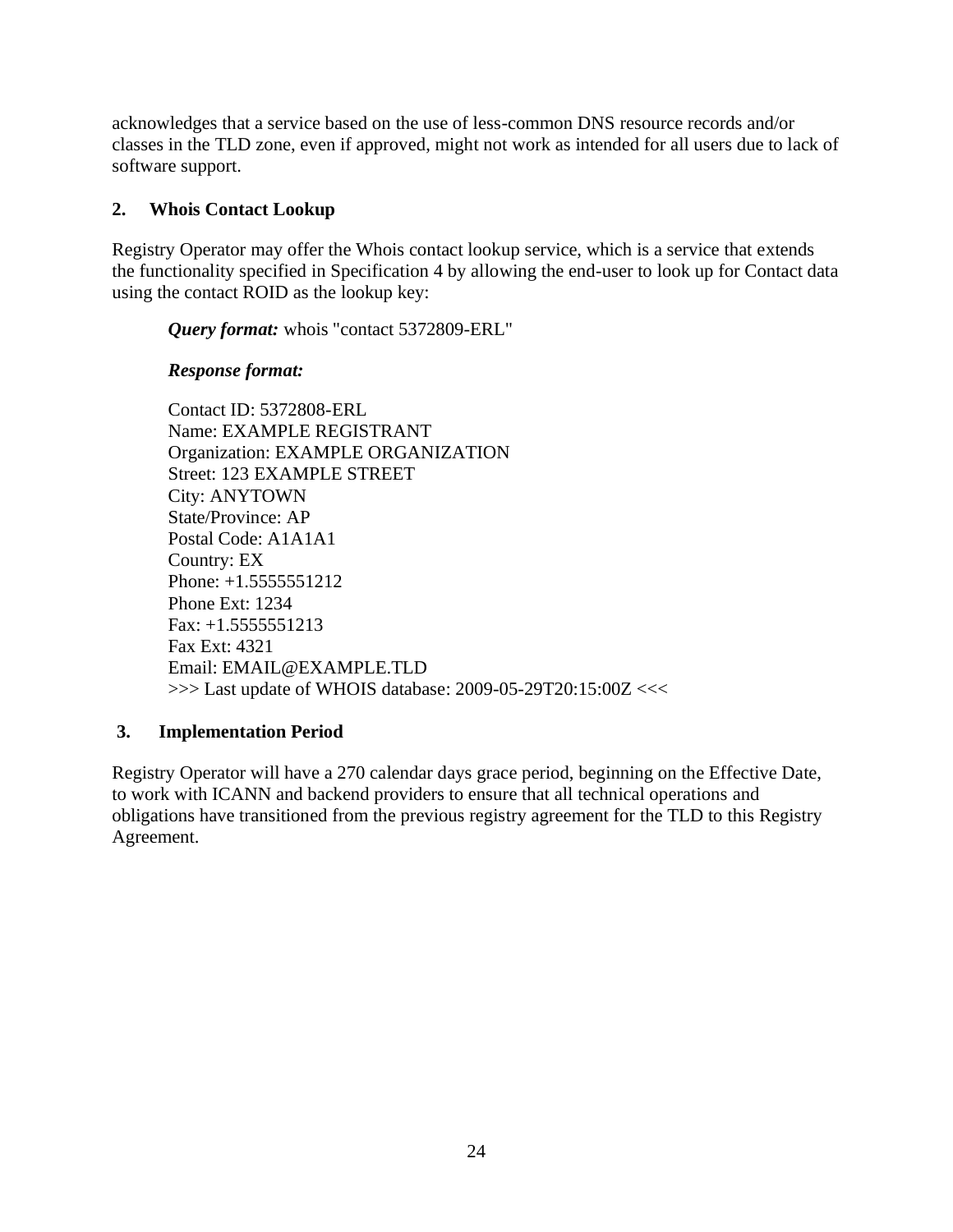acknowledges that a service based on the use of less-common DNS resource records and/or classes in the TLD zone, even if approved, might not work as intended for all users due to lack of software support.

**2. Whois Contact Lookup**

Registry Operator may offer the Whois contact lookup service, which is a service that extends the functionality specified in Specification 4 by allowing the end-user to look up for Contact data using the contact ROID as the lookup key:

> ***Query format:*** whois "contact 5372809-ERL"
>
> ***Response format:***
>
> Contact ID: 5372808-ERL
> Name: EXAMPLE REGISTRANT
> Organization: EXAMPLE ORGANIZATION
> Street: 123 EXAMPLE STREET
> City: ANYTOWN
> State/Province: AP
> Postal Code: A1A1A1
> Country: EX
> Phone: +1.5555551212
> Phone Ext: 1234
> Fax: +1.5555551213
> Fax Ext: 4321
> Email: EMAIL@EXAMPLE.TLD
> >>> Last update of WHOIS database: 2009-05-29T20:15:00Z <<<

**3. Implementation Period**

Registry Operator will have a 270 calendar days grace period, beginning on the Effective Date, to work with ICANN and backend providers to ensure that all technical operations and obligations have transitioned from the previous registry agreement for the TLD to this Registry Agreement.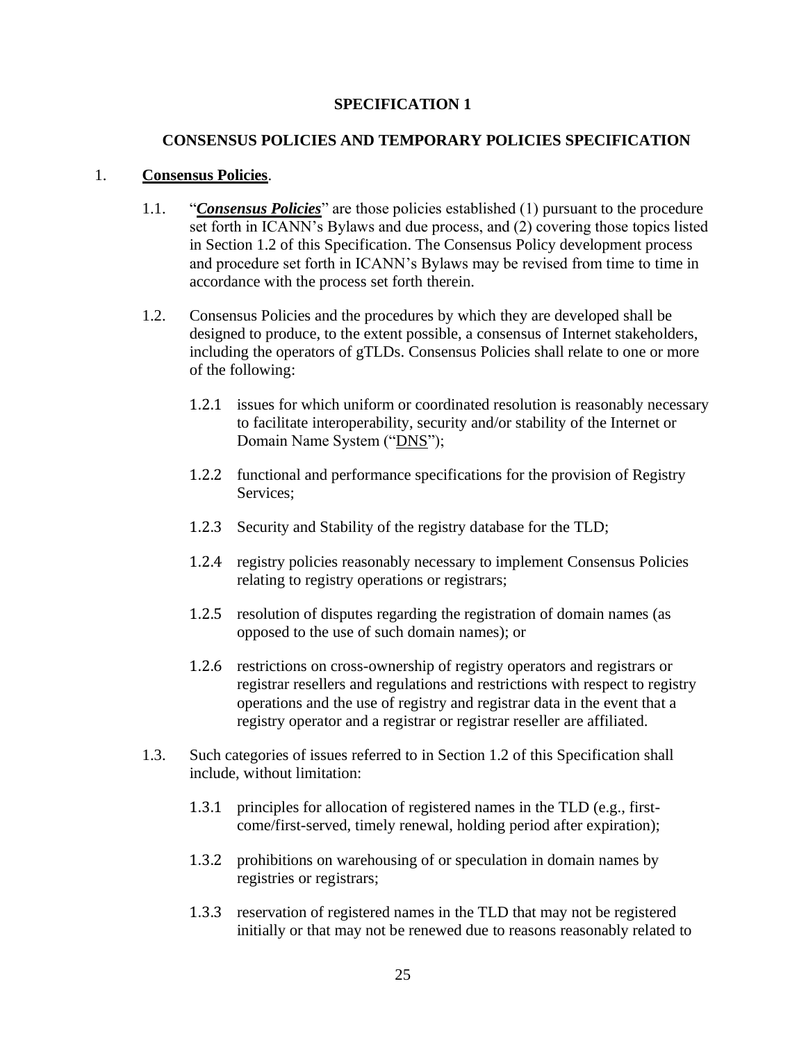# SPECIFICATION 1

## CONSENSUS POLICIES AND TEMPORARY POLICIES SPECIFICATION

1. **Consensus Policies**.

   1.1. "***Consensus Policies***" are those policies established (1) pursuant to the procedure set forth in ICANN's Bylaws and due process, and (2) covering those topics listed in Section 1.2 of this Specification. The Consensus Policy development process and procedure set forth in ICANN's Bylaws may be revised from time to time in accordance with the process set forth therein.

   1.2. Consensus Policies and the procedures by which they are developed shall be designed to produce, to the extent possible, a consensus of Internet stakeholders, including the operators of gTLDs. Consensus Policies shall relate to one or more of the following:

      1.2.1 issues for which uniform or coordinated resolution is reasonably necessary to facilitate interoperability, security and/or stability of the Internet or Domain Name System ("DNS");

      1.2.2 functional and performance specifications for the provision of Registry Services;

      1.2.3 Security and Stability of the registry database for the TLD;

      1.2.4 registry policies reasonably necessary to implement Consensus Policies relating to registry operations or registrars;

      1.2.5 resolution of disputes regarding the registration of domain names (as opposed to the use of such domain names); or

      1.2.6 restrictions on cross-ownership of registry operators and registrars or registrar resellers and regulations and restrictions with respect to registry operations and the use of registry and registrar data in the event that a registry operator and a registrar or registrar reseller are affiliated.

   1.3. Such categories of issues referred to in Section 1.2 of this Specification shall include, without limitation:

      1.3.1 principles for allocation of registered names in the TLD (e.g., first-come/first-served, timely renewal, holding period after expiration);

      1.3.2 prohibitions on warehousing of or speculation in domain names by registries or registrars;

      1.3.3 reservation of registered names in the TLD that may not be registered initially or that may not be renewed due to reasons reasonably related to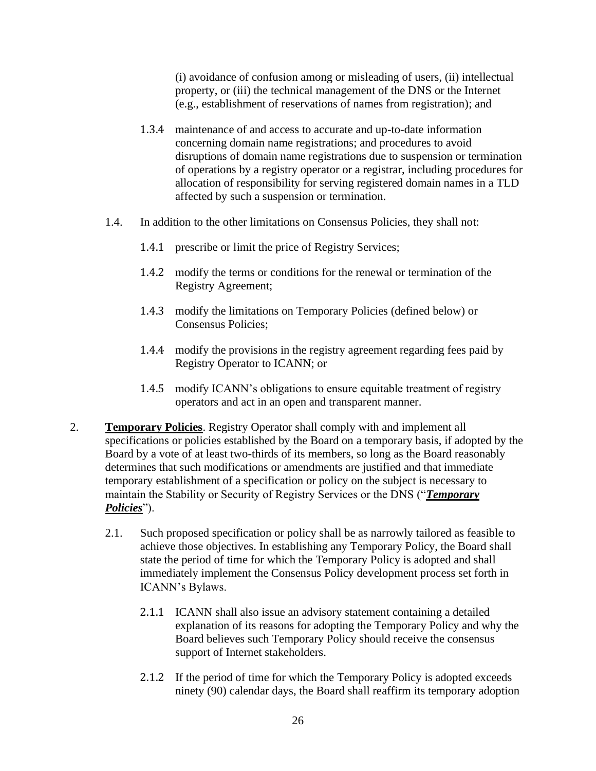(i) avoidance of confusion among or misleading of users, (ii) intellectual property, or (iii) the technical management of the DNS or the Internet (e.g., establishment of reservations of names from registration); and

1.3.4 maintenance of and access to accurate and up-to-date information concerning domain name registrations; and procedures to avoid disruptions of domain name registrations due to suspension or termination of operations by a registry operator or a registrar, including procedures for allocation of responsibility for serving registered domain names in a TLD affected by such a suspension or termination.

1.4. In addition to the other limitations on Consensus Policies, they shall not:

1.4.1 prescribe or limit the price of Registry Services;

1.4.2 modify the terms or conditions for the renewal or termination of the Registry Agreement;

1.4.3 modify the limitations on Temporary Policies (defined below) or Consensus Policies;

1.4.4 modify the provisions in the registry agreement regarding fees paid by Registry Operator to ICANN; or

1.4.5 modify ICANN's obligations to ensure equitable treatment of registry operators and act in an open and transparent manner.

2. **Temporary Policies**. Registry Operator shall comply with and implement all specifications or policies established by the Board on a temporary basis, if adopted by the Board by a vote of at least two-thirds of its members, so long as the Board reasonably determines that such modifications or amendments are justified and that immediate temporary establishment of a specification or policy on the subject is necessary to maintain the Stability or Security of Registry Services or the DNS ("***Temporary Policies***").

2.1. Such proposed specification or policy shall be as narrowly tailored as feasible to achieve those objectives. In establishing any Temporary Policy, the Board shall state the period of time for which the Temporary Policy is adopted and shall immediately implement the Consensus Policy development process set forth in ICANN's Bylaws.

2.1.1 ICANN shall also issue an advisory statement containing a detailed explanation of its reasons for adopting the Temporary Policy and why the Board believes such Temporary Policy should receive the consensus support of Internet stakeholders.

2.1.2 If the period of time for which the Temporary Policy is adopted exceeds ninety (90) calendar days, the Board shall reaffirm its temporary adoption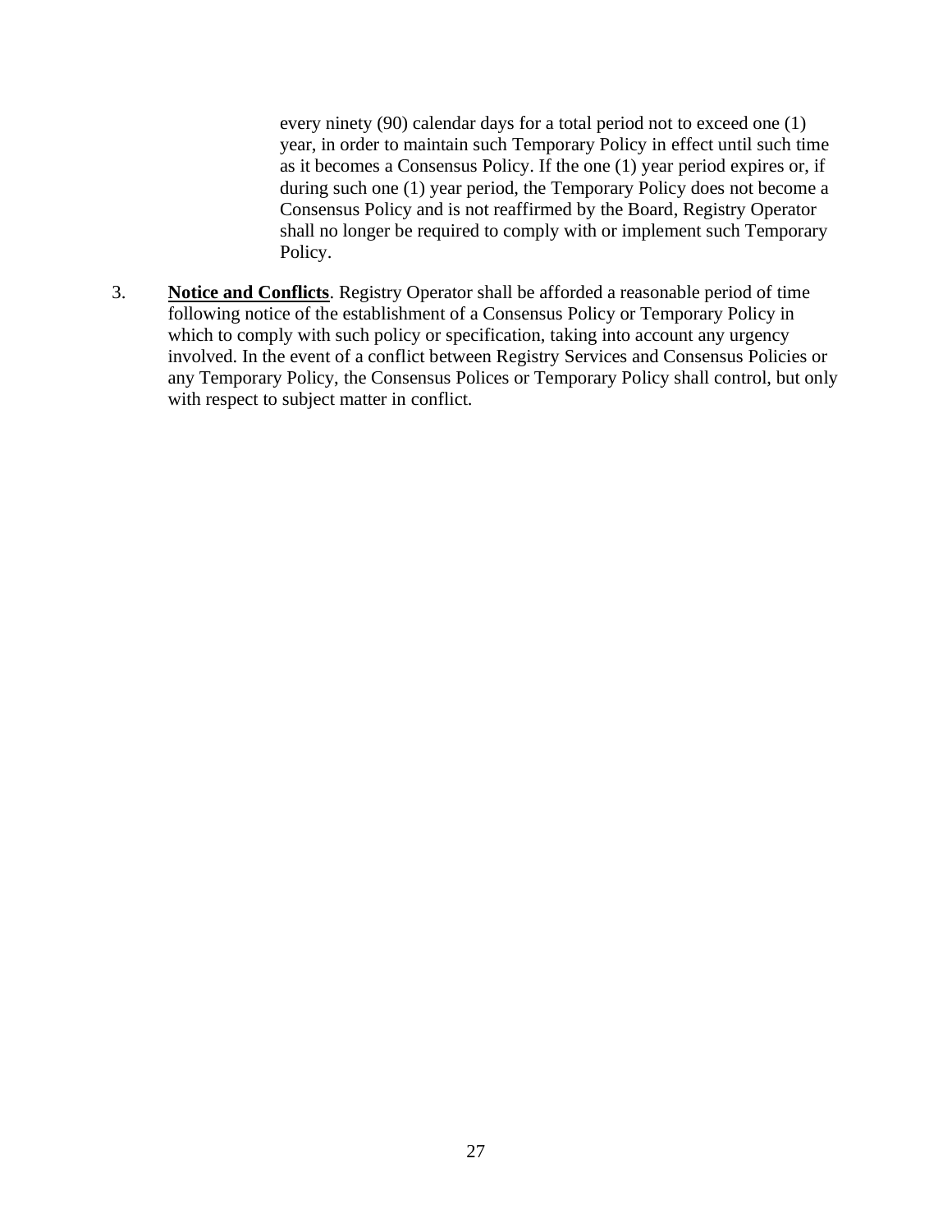every ninety (90) calendar days for a total period not to exceed one (1) year, in order to maintain such Temporary Policy in effect until such time as it becomes a Consensus Policy. If the one (1) year period expires or, if during such one (1) year period, the Temporary Policy does not become a Consensus Policy and is not reaffirmed by the Board, Registry Operator shall no longer be required to comply with or implement such Temporary Policy.

3. **Notice and Conflicts**. Registry Operator shall be afforded a reasonable period of time following notice of the establishment of a Consensus Policy or Temporary Policy in which to comply with such policy or specification, taking into account any urgency involved. In the event of a conflict between Registry Services and Consensus Policies or any Temporary Policy, the Consensus Polices or Temporary Policy shall control, but only with respect to subject matter in conflict.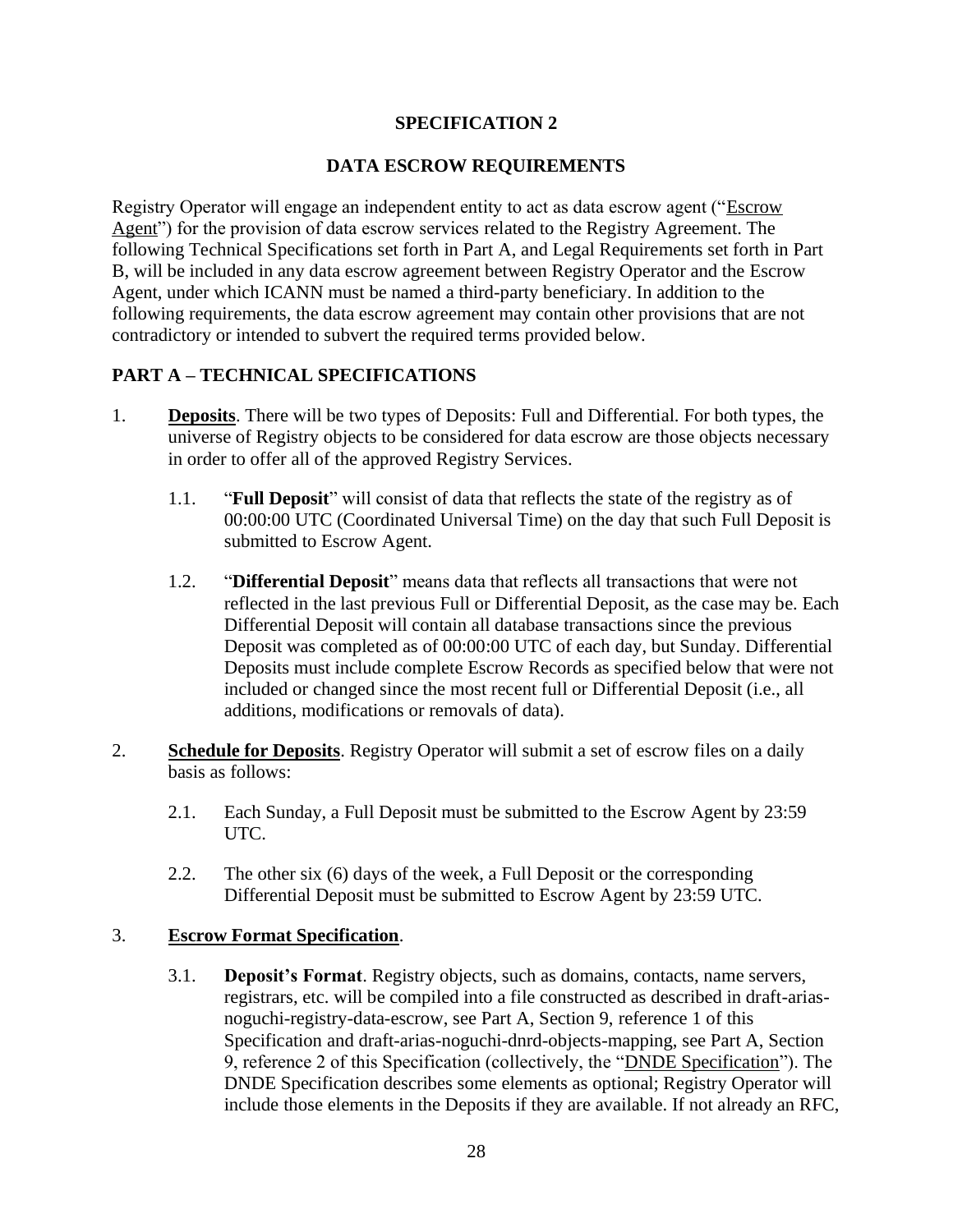# SPECIFICATION 2

## DATA ESCROW REQUIREMENTS

Registry Operator will engage an independent entity to act as data escrow agent ("Escrow Agent") for the provision of data escrow services related to the Registry Agreement. The following Technical Specifications set forth in Part A, and Legal Requirements set forth in Part B, will be included in any data escrow agreement between Registry Operator and the Escrow Agent, under which ICANN must be named a third-party beneficiary. In addition to the following requirements, the data escrow agreement may contain other provisions that are not contradictory or intended to subvert the required terms provided below.

## PART A – TECHNICAL SPECIFICATIONS

1. **Deposits**. There will be two types of Deposits: Full and Differential. For both types, the universe of Registry objects to be considered for data escrow are those objects necessary in order to offer all of the approved Registry Services.

   1.1. "**Full Deposit**" will consist of data that reflects the state of the registry as of 00:00:00 UTC (Coordinated Universal Time) on the day that such Full Deposit is submitted to Escrow Agent.

   1.2. "**Differential Deposit**" means data that reflects all transactions that were not reflected in the last previous Full or Differential Deposit, as the case may be. Each Differential Deposit will contain all database transactions since the previous Deposit was completed as of 00:00:00 UTC of each day, but Sunday. Differential Deposits must include complete Escrow Records as specified below that were not included or changed since the most recent full or Differential Deposit (i.e., all additions, modifications or removals of data).

2. **Schedule for Deposits**. Registry Operator will submit a set of escrow files on a daily basis as follows:

   2.1. Each Sunday, a Full Deposit must be submitted to the Escrow Agent by 23:59 UTC.

   2.2. The other six (6) days of the week, a Full Deposit or the corresponding Differential Deposit must be submitted to Escrow Agent by 23:59 UTC.

3. **Escrow Format Specification**.

   3.1. **Deposit's Format**. Registry objects, such as domains, contacts, name servers, registrars, etc. will be compiled into a file constructed as described in draft-arias-noguchi-registry-data-escrow, see Part A, Section 9, reference 1 of this Specification and draft-arias-noguchi-dnrd-objects-mapping, see Part A, Section 9, reference 2 of this Specification (collectively, the "DNDE Specification"). The DNDE Specification describes some elements as optional; Registry Operator will include those elements in the Deposits if they are available. If not already an RFC,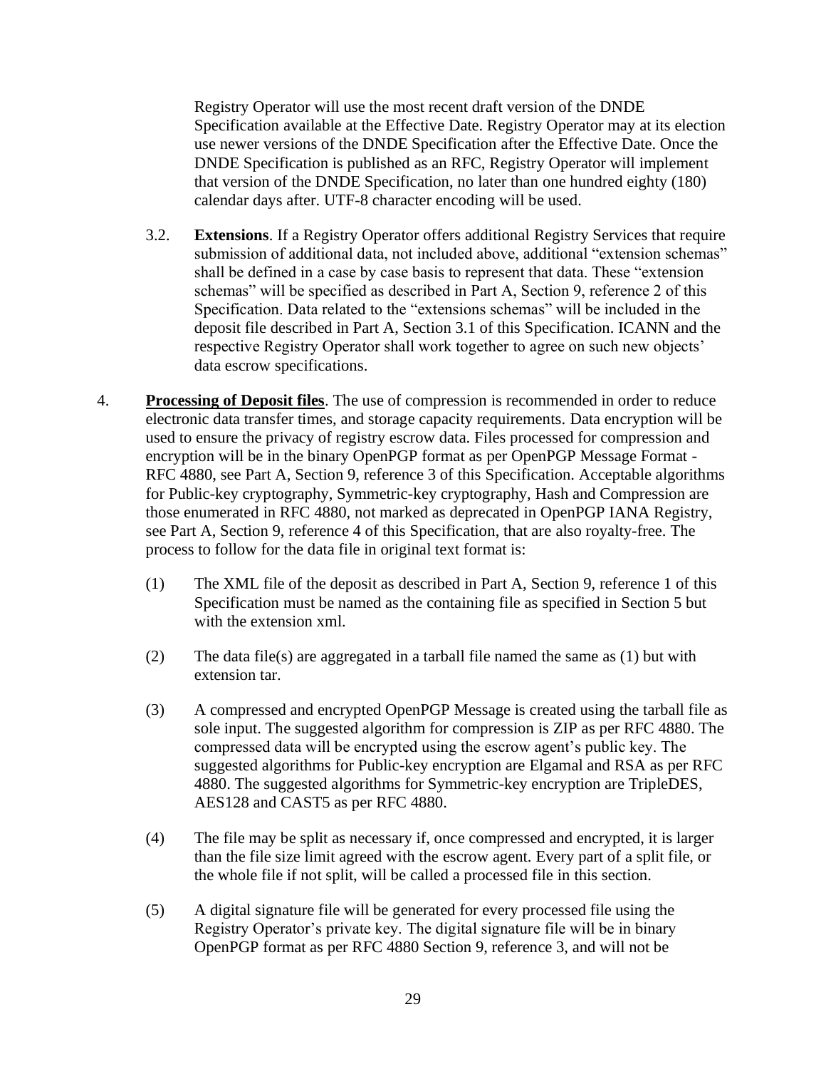Registry Operator will use the most recent draft version of the DNDE Specification available at the Effective Date. Registry Operator may at its election use newer versions of the DNDE Specification after the Effective Date. Once the DNDE Specification is published as an RFC, Registry Operator will implement that version of the DNDE Specification, no later than one hundred eighty (180) calendar days after. UTF-8 character encoding will be used.

3.2. **Extensions**. If a Registry Operator offers additional Registry Services that require submission of additional data, not included above, additional "extension schemas" shall be defined in a case by case basis to represent that data. These "extension schemas" will be specified as described in Part A, Section 9, reference 2 of this Specification. Data related to the "extensions schemas" will be included in the deposit file described in Part A, Section 3.1 of this Specification. ICANN and the respective Registry Operator shall work together to agree on such new objects' data escrow specifications.

4. **Processing of Deposit files**. The use of compression is recommended in order to reduce electronic data transfer times, and storage capacity requirements. Data encryption will be used to ensure the privacy of registry escrow data. Files processed for compression and encryption will be in the binary OpenPGP format as per OpenPGP Message Format - RFC 4880, see Part A, Section 9, reference 3 of this Specification. Acceptable algorithms for Public-key cryptography, Symmetric-key cryptography, Hash and Compression are those enumerated in RFC 4880, not marked as deprecated in OpenPGP IANA Registry, see Part A, Section 9, reference 4 of this Specification, that are also royalty-free. The process to follow for the data file in original text format is:

(1) The XML file of the deposit as described in Part A, Section 9, reference 1 of this Specification must be named as the containing file as specified in Section 5 but with the extension xml.

(2) The data file(s) are aggregated in a tarball file named the same as (1) but with extension tar.

(3) A compressed and encrypted OpenPGP Message is created using the tarball file as sole input. The suggested algorithm for compression is ZIP as per RFC 4880. The compressed data will be encrypted using the escrow agent's public key. The suggested algorithms for Public-key encryption are Elgamal and RSA as per RFC 4880. The suggested algorithms for Symmetric-key encryption are TripleDES, AES128 and CAST5 as per RFC 4880.

(4) The file may be split as necessary if, once compressed and encrypted, it is larger than the file size limit agreed with the escrow agent. Every part of a split file, or the whole file if not split, will be called a processed file in this section.

(5) A digital signature file will be generated for every processed file using the Registry Operator's private key. The digital signature file will be in binary OpenPGP format as per RFC 4880 Section 9, reference 3, and will not be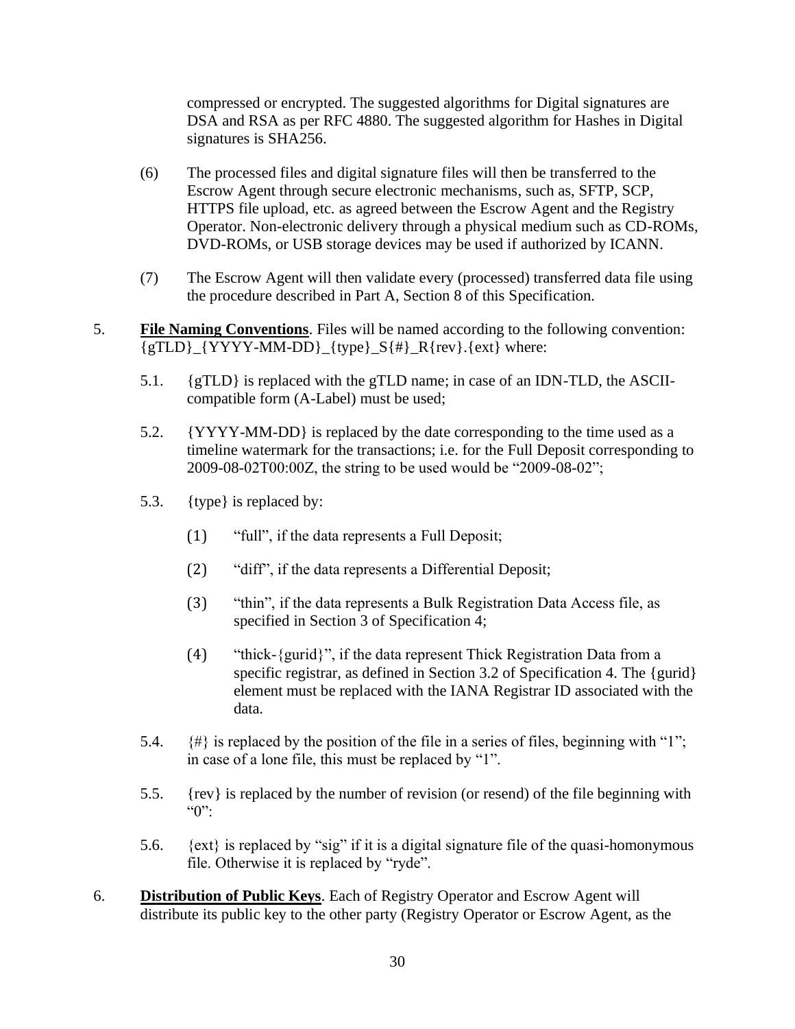compressed or encrypted. The suggested algorithms for Digital signatures are DSA and RSA as per RFC 4880. The suggested algorithm for Hashes in Digital signatures is SHA256.

(6) The processed files and digital signature files will then be transferred to the Escrow Agent through secure electronic mechanisms, such as, SFTP, SCP, HTTPS file upload, etc. as agreed between the Escrow Agent and the Registry Operator. Non-electronic delivery through a physical medium such as CD-ROMs, DVD-ROMs, or USB storage devices may be used if authorized by ICANN.

(7) The Escrow Agent will then validate every (processed) transferred data file using the procedure described in Part A, Section 8 of this Specification.

5. **File Naming Conventions**. Files will be named according to the following convention: {gTLD}_{YYYY-MM-DD}_{type}_S{#}_R{rev}.{ext} where:

5.1. {gTLD} is replaced with the gTLD name; in case of an IDN-TLD, the ASCII-compatible form (A-Label) must be used;

5.2. {YYYY-MM-DD} is replaced by the date corresponding to the time used as a timeline watermark for the transactions; i.e. for the Full Deposit corresponding to 2009-08-02T00:00Z, the string to be used would be "2009-08-02";

5.3. {type} is replaced by:

(1) "full", if the data represents a Full Deposit;

(2) "diff", if the data represents a Differential Deposit;

(3) "thin", if the data represents a Bulk Registration Data Access file, as specified in Section 3 of Specification 4;

(4) "thick-{gurid}", if the data represent Thick Registration Data from a specific registrar, as defined in Section 3.2 of Specification 4. The {gurid} element must be replaced with the IANA Registrar ID associated with the data.

5.4. {#} is replaced by the position of the file in a series of files, beginning with "1"; in case of a lone file, this must be replaced by "1".

5.5. {rev} is replaced by the number of revision (or resend) of the file beginning with "0":

5.6. {ext} is replaced by "sig" if it is a digital signature file of the quasi-homonymous file. Otherwise it is replaced by "ryde".

6. **Distribution of Public Keys**. Each of Registry Operator and Escrow Agent will distribute its public key to the other party (Registry Operator or Escrow Agent, as the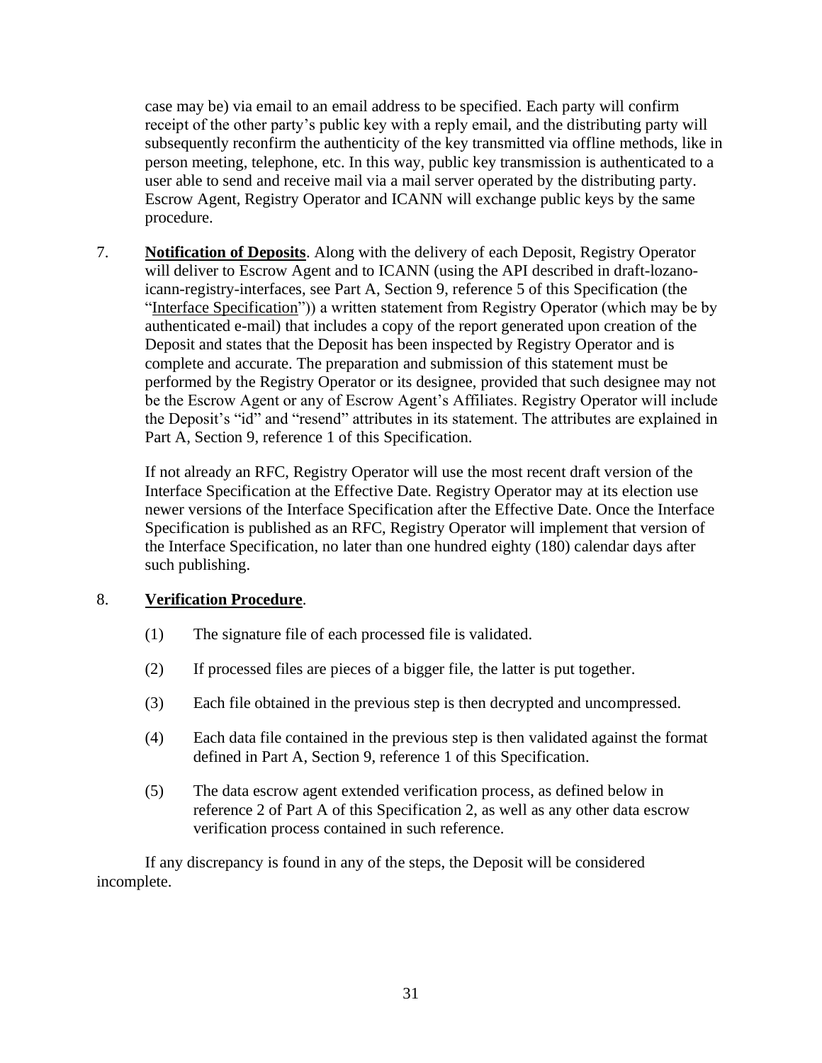case may be) via email to an email address to be specified. Each party will confirm receipt of the other party's public key with a reply email, and the distributing party will subsequently reconfirm the authenticity of the key transmitted via offline methods, like in person meeting, telephone, etc. In this way, public key transmission is authenticated to a user able to send and receive mail via a mail server operated by the distributing party. Escrow Agent, Registry Operator and ICANN will exchange public keys by the same procedure.

7. **Notification of Deposits**. Along with the delivery of each Deposit, Registry Operator will deliver to Escrow Agent and to ICANN (using the API described in draft-lozano-icann-registry-interfaces, see Part A, Section 9, reference 5 of this Specification (the "Interface Specification")) a written statement from Registry Operator (which may be by authenticated e-mail) that includes a copy of the report generated upon creation of the Deposit and states that the Deposit has been inspected by Registry Operator and is complete and accurate. The preparation and submission of this statement must be performed by the Registry Operator or its designee, provided that such designee may not be the Escrow Agent or any of Escrow Agent's Affiliates. Registry Operator will include the Deposit's "id" and "resend" attributes in its statement. The attributes are explained in Part A, Section 9, reference 1 of this Specification.

   If not already an RFC, Registry Operator will use the most recent draft version of the Interface Specification at the Effective Date. Registry Operator may at its election use newer versions of the Interface Specification after the Effective Date. Once the Interface Specification is published as an RFC, Registry Operator will implement that version of the Interface Specification, no later than one hundred eighty (180) calendar days after such publishing.

8. **Verification Procedure**.

   (1) The signature file of each processed file is validated.

   (2) If processed files are pieces of a bigger file, the latter is put together.

   (3) Each file obtained in the previous step is then decrypted and uncompressed.

   (4) Each data file contained in the previous step is then validated against the format defined in Part A, Section 9, reference 1 of this Specification.

   (5) The data escrow agent extended verification process, as defined below in reference 2 of Part A of this Specification 2, as well as any other data escrow verification process contained in such reference.

   If any discrepancy is found in any of the steps, the Deposit will be considered incomplete.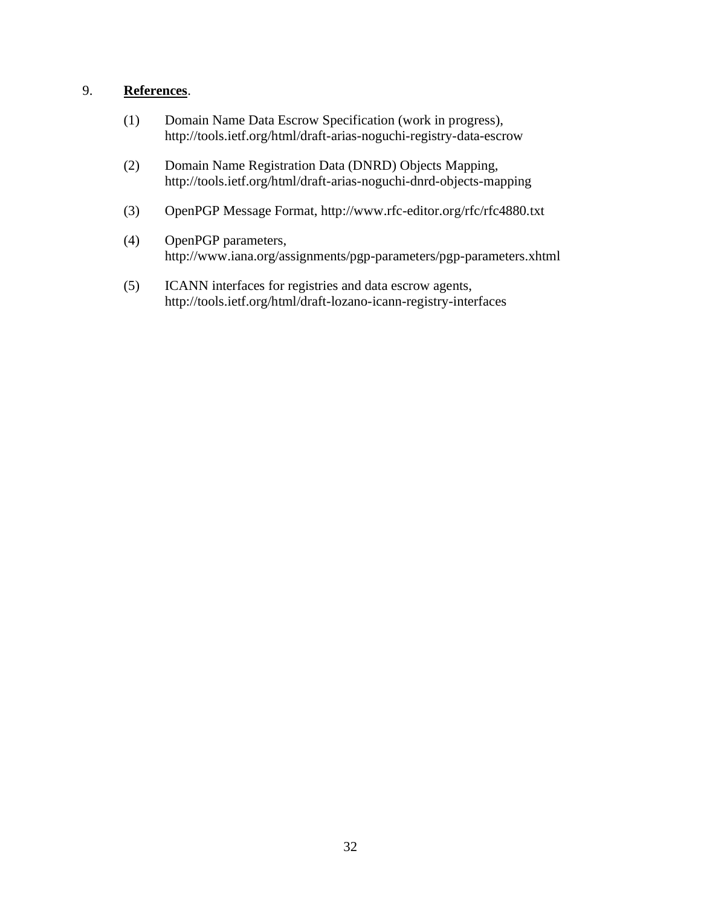## 9. **References**.

(1) Domain Name Data Escrow Specification (work in progress), http://tools.ietf.org/html/draft-arias-noguchi-registry-data-escrow

(2) Domain Name Registration Data (DNRD) Objects Mapping, http://tools.ietf.org/html/draft-arias-noguchi-dnrd-objects-mapping

(3) OpenPGP Message Format, http://www.rfc-editor.org/rfc/rfc4880.txt

(4) OpenPGP parameters, http://www.iana.org/assignments/pgp-parameters/pgp-parameters.xhtml

(5) ICANN interfaces for registries and data escrow agents, http://tools.ietf.org/html/draft-lozano-icann-registry-interfaces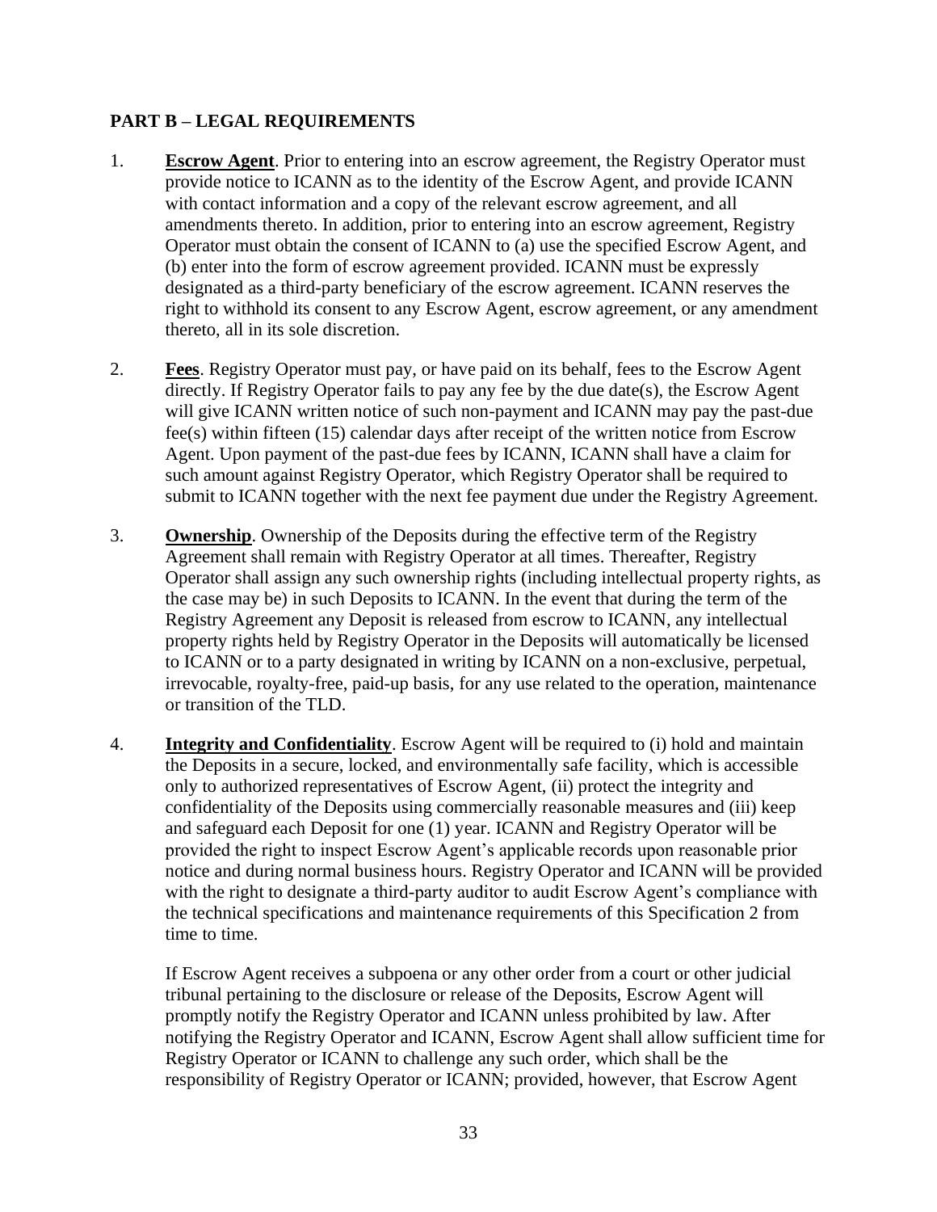## PART B – LEGAL REQUIREMENTS

1. **Escrow Agent**. Prior to entering into an escrow agreement, the Registry Operator must provide notice to ICANN as to the identity of the Escrow Agent, and provide ICANN with contact information and a copy of the relevant escrow agreement, and all amendments thereto. In addition, prior to entering into an escrow agreement, Registry Operator must obtain the consent of ICANN to (a) use the specified Escrow Agent, and (b) enter into the form of escrow agreement provided. ICANN must be expressly designated as a third-party beneficiary of the escrow agreement. ICANN reserves the right to withhold its consent to any Escrow Agent, escrow agreement, or any amendment thereto, all in its sole discretion.

2. **Fees**. Registry Operator must pay, or have paid on its behalf, fees to the Escrow Agent directly. If Registry Operator fails to pay any fee by the due date(s), the Escrow Agent will give ICANN written notice of such non-payment and ICANN may pay the past-due fee(s) within fifteen (15) calendar days after receipt of the written notice from Escrow Agent. Upon payment of the past-due fees by ICANN, ICANN shall have a claim for such amount against Registry Operator, which Registry Operator shall be required to submit to ICANN together with the next fee payment due under the Registry Agreement.

3. **Ownership**. Ownership of the Deposits during the effective term of the Registry Agreement shall remain with Registry Operator at all times. Thereafter, Registry Operator shall assign any such ownership rights (including intellectual property rights, as the case may be) in such Deposits to ICANN. In the event that during the term of the Registry Agreement any Deposit is released from escrow to ICANN, any intellectual property rights held by Registry Operator in the Deposits will automatically be licensed to ICANN or to a party designated in writing by ICANN on a non-exclusive, perpetual, irrevocable, royalty-free, paid-up basis, for any use related to the operation, maintenance or transition of the TLD.

4. **Integrity and Confidentiality**. Escrow Agent will be required to (i) hold and maintain the Deposits in a secure, locked, and environmentally safe facility, which is accessible only to authorized representatives of Escrow Agent, (ii) protect the integrity and confidentiality of the Deposits using commercially reasonable measures and (iii) keep and safeguard each Deposit for one (1) year. ICANN and Registry Operator will be provided the right to inspect Escrow Agent's applicable records upon reasonable prior notice and during normal business hours. Registry Operator and ICANN will be provided with the right to designate a third-party auditor to audit Escrow Agent's compliance with the technical specifications and maintenance requirements of this Specification 2 from time to time.

   If Escrow Agent receives a subpoena or any other order from a court or other judicial tribunal pertaining to the disclosure or release of the Deposits, Escrow Agent will promptly notify the Registry Operator and ICANN unless prohibited by law. After notifying the Registry Operator and ICANN, Escrow Agent shall allow sufficient time for Registry Operator or ICANN to challenge any such order, which shall be the responsibility of Registry Operator or ICANN; provided, however, that Escrow Agent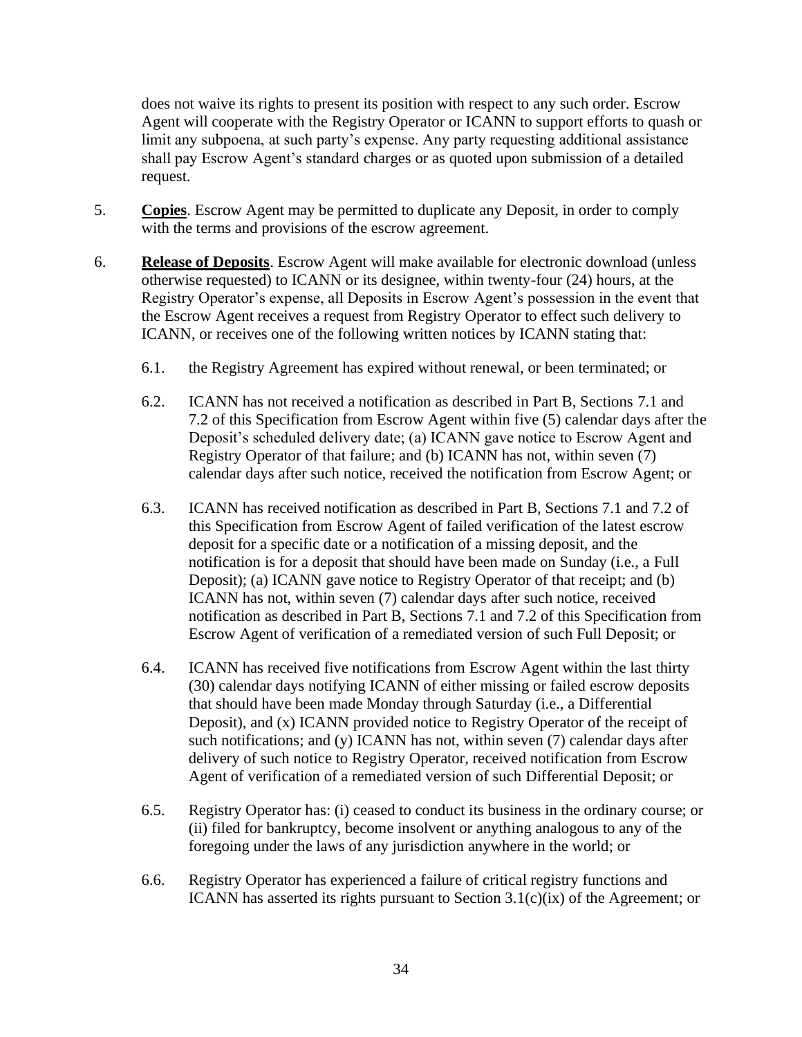does not waive its rights to present its position with respect to any such order. Escrow Agent will cooperate with the Registry Operator or ICANN to support efforts to quash or limit any subpoena, at such party's expense. Any party requesting additional assistance shall pay Escrow Agent's standard charges or as quoted upon submission of a detailed request.

5. **Copies**. Escrow Agent may be permitted to duplicate any Deposit, in order to comply with the terms and provisions of the escrow agreement.

6. **Release of Deposits**. Escrow Agent will make available for electronic download (unless otherwise requested) to ICANN or its designee, within twenty-four (24) hours, at the Registry Operator's expense, all Deposits in Escrow Agent's possession in the event that the Escrow Agent receives a request from Registry Operator to effect such delivery to ICANN, or receives one of the following written notices by ICANN stating that:

   6.1. the Registry Agreement has expired without renewal, or been terminated; or

   6.2. ICANN has not received a notification as described in Part B, Sections 7.1 and 7.2 of this Specification from Escrow Agent within five (5) calendar days after the Deposit's scheduled delivery date; (a) ICANN gave notice to Escrow Agent and Registry Operator of that failure; and (b) ICANN has not, within seven (7) calendar days after such notice, received the notification from Escrow Agent; or

   6.3. ICANN has received notification as described in Part B, Sections 7.1 and 7.2 of this Specification from Escrow Agent of failed verification of the latest escrow deposit for a specific date or a notification of a missing deposit, and the notification is for a deposit that should have been made on Sunday (i.e., a Full Deposit); (a) ICANN gave notice to Registry Operator of that receipt; and (b) ICANN has not, within seven (7) calendar days after such notice, received notification as described in Part B, Sections 7.1 and 7.2 of this Specification from Escrow Agent of verification of a remediated version of such Full Deposit; or

   6.4. ICANN has received five notifications from Escrow Agent within the last thirty (30) calendar days notifying ICANN of either missing or failed escrow deposits that should have been made Monday through Saturday (i.e., a Differential Deposit), and (x) ICANN provided notice to Registry Operator of the receipt of such notifications; and (y) ICANN has not, within seven (7) calendar days after delivery of such notice to Registry Operator, received notification from Escrow Agent of verification of a remediated version of such Differential Deposit; or

   6.5. Registry Operator has: (i) ceased to conduct its business in the ordinary course; or (ii) filed for bankruptcy, become insolvent or anything analogous to any of the foregoing under the laws of any jurisdiction anywhere in the world; or

   6.6. Registry Operator has experienced a failure of critical registry functions and ICANN has asserted its rights pursuant to Section 3.1(c)(ix) of the Agreement; or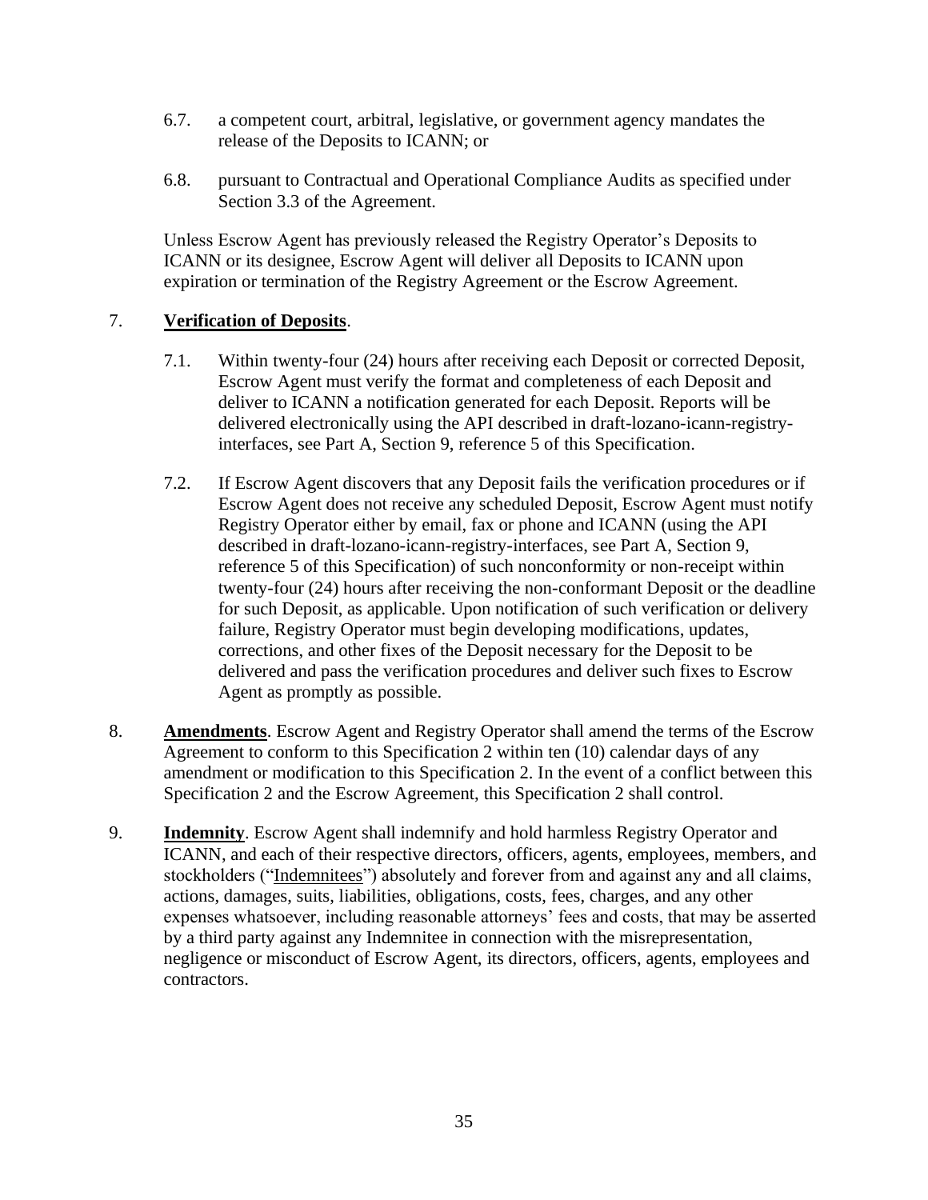6.7. a competent court, arbitral, legislative, or government agency mandates the release of the Deposits to ICANN; or

6.8. pursuant to Contractual and Operational Compliance Audits as specified under Section 3.3 of the Agreement.

Unless Escrow Agent has previously released the Registry Operator's Deposits to ICANN or its designee, Escrow Agent will deliver all Deposits to ICANN upon expiration or termination of the Registry Agreement or the Escrow Agreement.

7. **Verification of Deposits**.

7.1. Within twenty-four (24) hours after receiving each Deposit or corrected Deposit, Escrow Agent must verify the format and completeness of each Deposit and deliver to ICANN a notification generated for each Deposit. Reports will be delivered electronically using the API described in draft-lozano-icann-registry-interfaces, see Part A, Section 9, reference 5 of this Specification.

7.2. If Escrow Agent discovers that any Deposit fails the verification procedures or if Escrow Agent does not receive any scheduled Deposit, Escrow Agent must notify Registry Operator either by email, fax or phone and ICANN (using the API described in draft-lozano-icann-registry-interfaces, see Part A, Section 9, reference 5 of this Specification) of such nonconformity or non-receipt within twenty-four (24) hours after receiving the non-conformant Deposit or the deadline for such Deposit, as applicable. Upon notification of such verification or delivery failure, Registry Operator must begin developing modifications, updates, corrections, and other fixes of the Deposit necessary for the Deposit to be delivered and pass the verification procedures and deliver such fixes to Escrow Agent as promptly as possible.

8. **Amendments**. Escrow Agent and Registry Operator shall amend the terms of the Escrow Agreement to conform to this Specification 2 within ten (10) calendar days of any amendment or modification to this Specification 2. In the event of a conflict between this Specification 2 and the Escrow Agreement, this Specification 2 shall control.

9. **Indemnity**. Escrow Agent shall indemnify and hold harmless Registry Operator and ICANN, and each of their respective directors, officers, agents, employees, members, and stockholders ("Indemnitees") absolutely and forever from and against any and all claims, actions, damages, suits, liabilities, obligations, costs, fees, charges, and any other expenses whatsoever, including reasonable attorneys' fees and costs, that may be asserted by a third party against any Indemnitee in connection with the misrepresentation, negligence or misconduct of Escrow Agent, its directors, officers, agents, employees and contractors.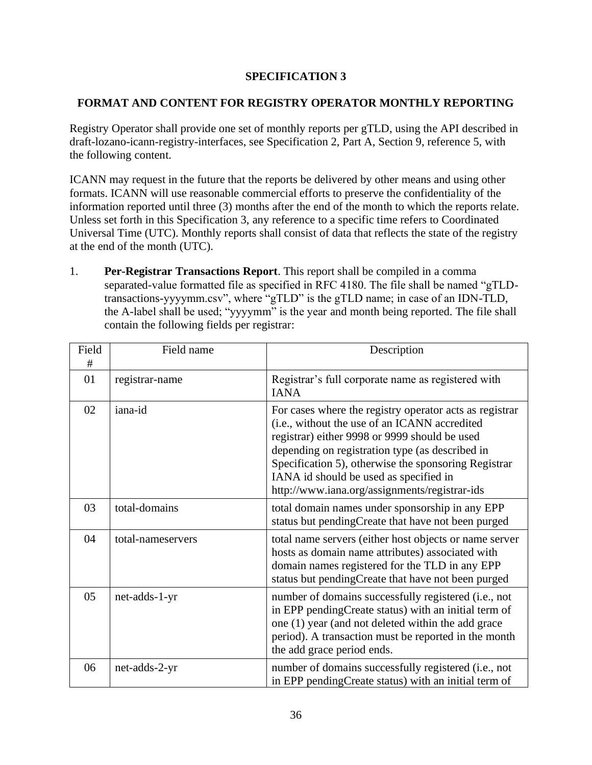## SPECIFICATION 3

### FORMAT AND CONTENT FOR REGISTRY OPERATOR MONTHLY REPORTING

Registry Operator shall provide one set of monthly reports per gTLD, using the API described in draft-lozano-icann-registry-interfaces, see Specification 2, Part A, Section 9, reference 5, with the following content.

ICANN may request in the future that the reports be delivered by other means and using other formats. ICANN will use reasonable commercial efforts to preserve the confidentiality of the information reported until three (3) months after the end of the month to which the reports relate. Unless set forth in this Specification 3, any reference to a specific time refers to Coordinated Universal Time (UTC). Monthly reports shall consist of data that reflects the state of the registry at the end of the month (UTC).

1. **Per-Registrar Transactions Report**. This report shall be compiled in a comma separated-value formatted file as specified in RFC 4180. The file shall be named "gTLD-transactions-yyyymm.csv", where "gTLD" is the gTLD name; in case of an IDN-TLD, the A-label shall be used; "yyyymm" is the year and month being reported. The file shall contain the following fields per registrar:

| Field # | Field name | Description |
|---|---|---|
| 01 | registrar-name | Registrar's full corporate name as registered with IANA |
| 02 | iana-id | For cases where the registry operator acts as registrar (i.e., without the use of an ICANN accredited registrar) either 9998 or 9999 should be used depending on registration type (as described in Specification 5), otherwise the sponsoring Registrar IANA id should be used as specified in http://www.iana.org/assignments/registrar-ids |
| 03 | total-domains | total domain names under sponsorship in any EPP status but pendingCreate that have not been purged |
| 04 | total-nameservers | total name servers (either host objects or name server hosts as domain name attributes) associated with domain names registered for the TLD in any EPP status but pendingCreate that have not been purged |
| 05 | net-adds-1-yr | number of domains successfully registered (i.e., not in EPP pendingCreate status) with an initial term of one (1) year (and not deleted within the add grace period). A transaction must be reported in the month the add grace period ends. |
| 06 | net-adds-2-yr | number of domains successfully registered (i.e., not in EPP pendingCreate status) with an initial term of |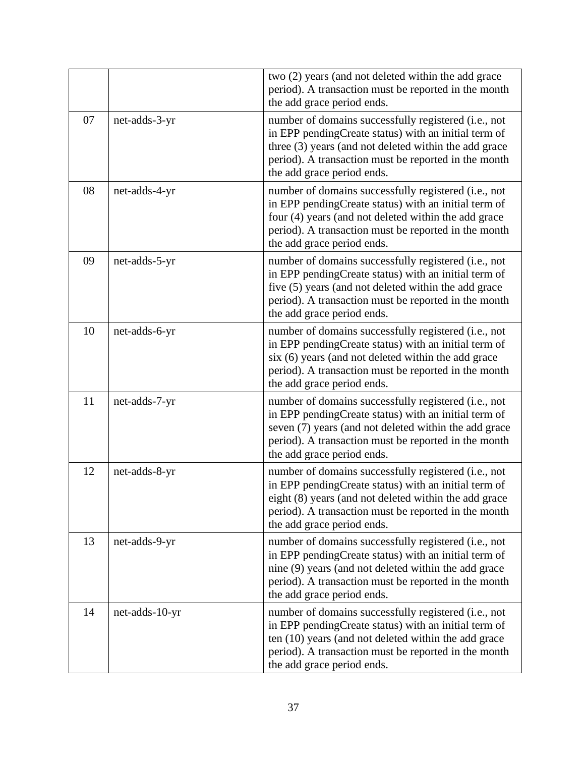| | | |
|---|---|---|
| | | two (2) years (and not deleted within the add grace period). A transaction must be reported in the month the add grace period ends. |
| 07 | net-adds-3-yr | number of domains successfully registered (i.e., not in EPP pendingCreate status) with an initial term of three (3) years (and not deleted within the add grace period). A transaction must be reported in the month the add grace period ends. |
| 08 | net-adds-4-yr | number of domains successfully registered (i.e., not in EPP pendingCreate status) with an initial term of four (4) years (and not deleted within the add grace period). A transaction must be reported in the month the add grace period ends. |
| 09 | net-adds-5-yr | number of domains successfully registered (i.e., not in EPP pendingCreate status) with an initial term of five (5) years (and not deleted within the add grace period). A transaction must be reported in the month the add grace period ends. |
| 10 | net-adds-6-yr | number of domains successfully registered (i.e., not in EPP pendingCreate status) with an initial term of six (6) years (and not deleted within the add grace period). A transaction must be reported in the month the add grace period ends. |
| 11 | net-adds-7-yr | number of domains successfully registered (i.e., not in EPP pendingCreate status) with an initial term of seven (7) years (and not deleted within the add grace period). A transaction must be reported in the month the add grace period ends. |
| 12 | net-adds-8-yr | number of domains successfully registered (i.e., not in EPP pendingCreate status) with an initial term of eight (8) years (and not deleted within the add grace period). A transaction must be reported in the month the add grace period ends. |
| 13 | net-adds-9-yr | number of domains successfully registered (i.e., not in EPP pendingCreate status) with an initial term of nine (9) years (and not deleted within the add grace period). A transaction must be reported in the month the add grace period ends. |
| 14 | net-adds-10-yr | number of domains successfully registered (i.e., not in EPP pendingCreate status) with an initial term of ten (10) years (and not deleted within the add grace period). A transaction must be reported in the month the add grace period ends. |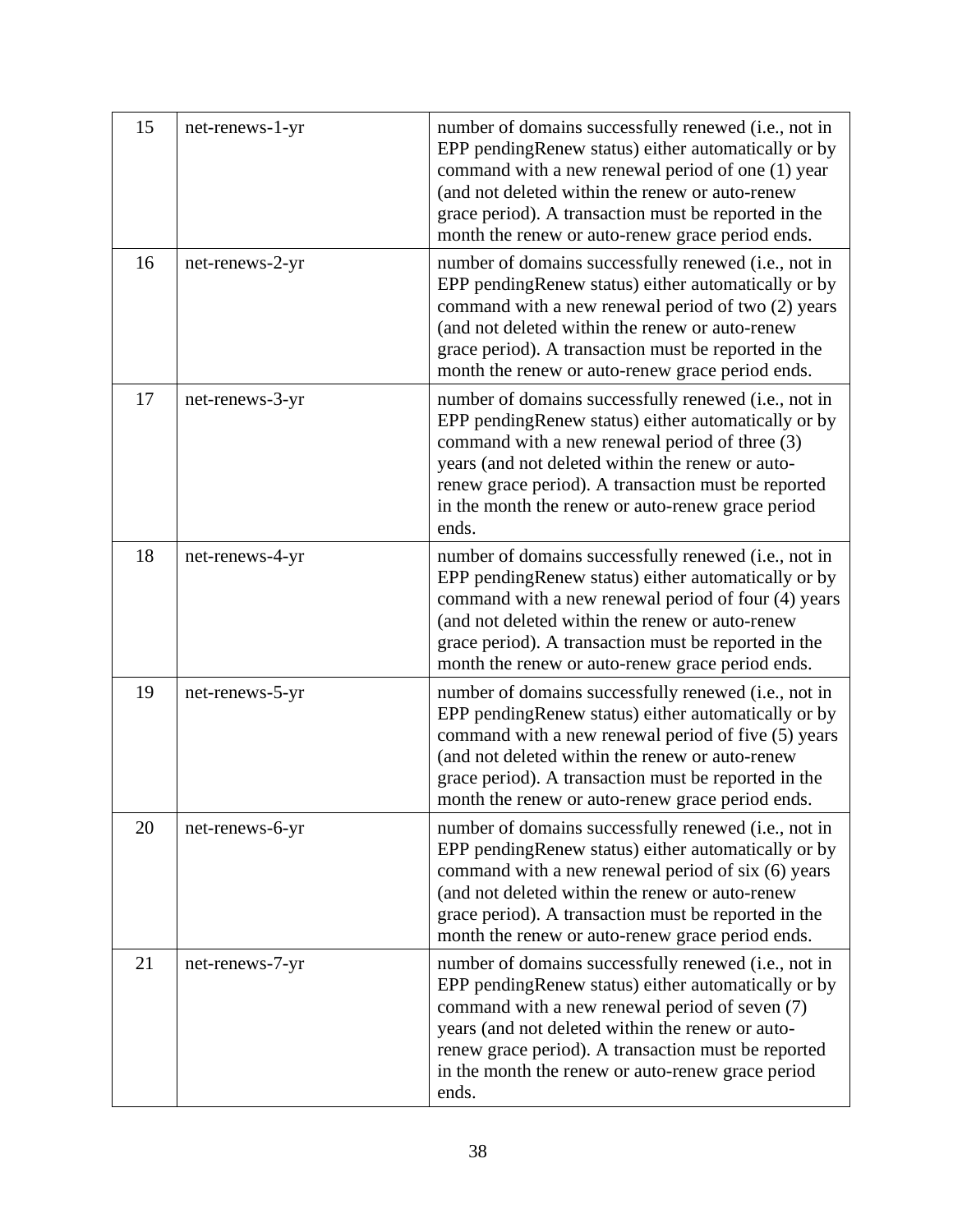| | | |
|---|---|---|
| 15 | net-renews-1-yr | number of domains successfully renewed (i.e., not in EPP pendingRenew status) either automatically or by command with a new renewal period of one (1) year (and not deleted within the renew or auto-renew grace period). A transaction must be reported in the month the renew or auto-renew grace period ends. |
| 16 | net-renews-2-yr | number of domains successfully renewed (i.e., not in EPP pendingRenew status) either automatically or by command with a new renewal period of two (2) years (and not deleted within the renew or auto-renew grace period). A transaction must be reported in the month the renew or auto-renew grace period ends. |
| 17 | net-renews-3-yr | number of domains successfully renewed (i.e., not in EPP pendingRenew status) either automatically or by command with a new renewal period of three (3) years (and not deleted within the renew or auto-renew grace period). A transaction must be reported in the month the renew or auto-renew grace period ends. |
| 18 | net-renews-4-yr | number of domains successfully renewed (i.e., not in EPP pendingRenew status) either automatically or by command with a new renewal period of four (4) years (and not deleted within the renew or auto-renew grace period). A transaction must be reported in the month the renew or auto-renew grace period ends. |
| 19 | net-renews-5-yr | number of domains successfully renewed (i.e., not in EPP pendingRenew status) either automatically or by command with a new renewal period of five (5) years (and not deleted within the renew or auto-renew grace period). A transaction must be reported in the month the renew or auto-renew grace period ends. |
| 20 | net-renews-6-yr | number of domains successfully renewed (i.e., not in EPP pendingRenew status) either automatically or by command with a new renewal period of six (6) years (and not deleted within the renew or auto-renew grace period). A transaction must be reported in the month the renew or auto-renew grace period ends. |
| 21 | net-renews-7-yr | number of domains successfully renewed (i.e., not in EPP pendingRenew status) either automatically or by command with a new renewal period of seven (7) years (and not deleted within the renew or auto-renew grace period). A transaction must be reported in the month the renew or auto-renew grace period ends. |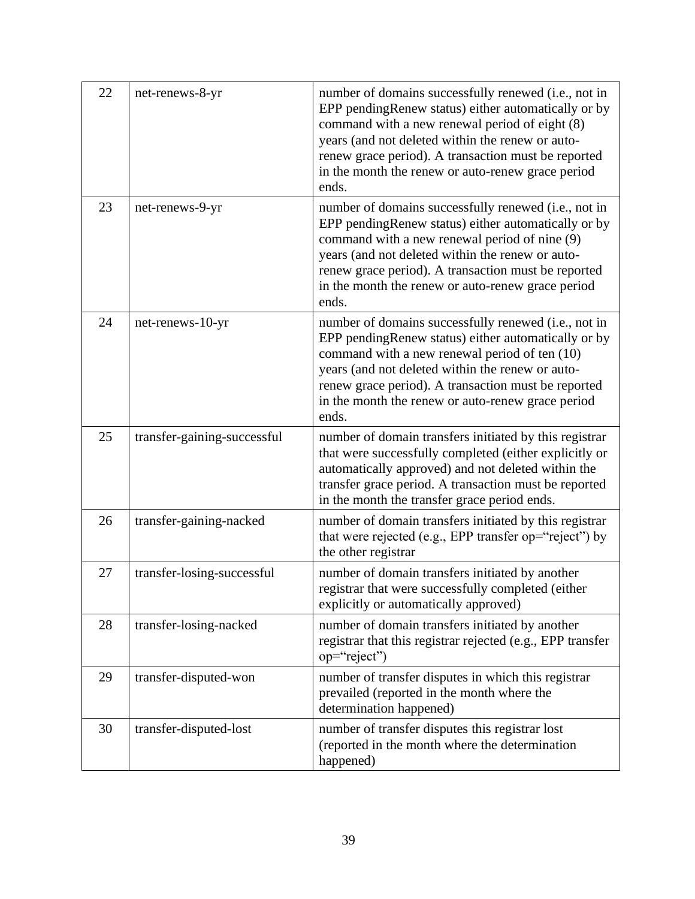| 22 | net-renews-8-yr | number of domains successfully renewed (i.e., not in EPP pendingRenew status) either automatically or by command with a new renewal period of eight (8) years (and not deleted within the renew or auto-renew grace period). A transaction must be reported in the month the renew or auto-renew grace period ends. |
|---|---|---|
| 23 | net-renews-9-yr | number of domains successfully renewed (i.e., not in EPP pendingRenew status) either automatically or by command with a new renewal period of nine (9) years (and not deleted within the renew or auto-renew grace period). A transaction must be reported in the month the renew or auto-renew grace period ends. |
| 24 | net-renews-10-yr | number of domains successfully renewed (i.e., not in EPP pendingRenew status) either automatically or by command with a new renewal period of ten (10) years (and not deleted within the renew or auto-renew grace period). A transaction must be reported in the month the renew or auto-renew grace period ends. |
| 25 | transfer-gaining-successful | number of domain transfers initiated by this registrar that were successfully completed (either explicitly or automatically approved) and not deleted within the transfer grace period. A transaction must be reported in the month the transfer grace period ends. |
| 26 | transfer-gaining-nacked | number of domain transfers initiated by this registrar that were rejected (e.g., EPP transfer op="reject") by the other registrar |
| 27 | transfer-losing-successful | number of domain transfers initiated by another registrar that were successfully completed (either explicitly or automatically approved) |
| 28 | transfer-losing-nacked | number of domain transfers initiated by another registrar that this registrar rejected (e.g., EPP transfer op="reject") |
| 29 | transfer-disputed-won | number of transfer disputes in which this registrar prevailed (reported in the month where the determination happened) |
| 30 | transfer-disputed-lost | number of transfer disputes this registrar lost (reported in the month where the determination happened) |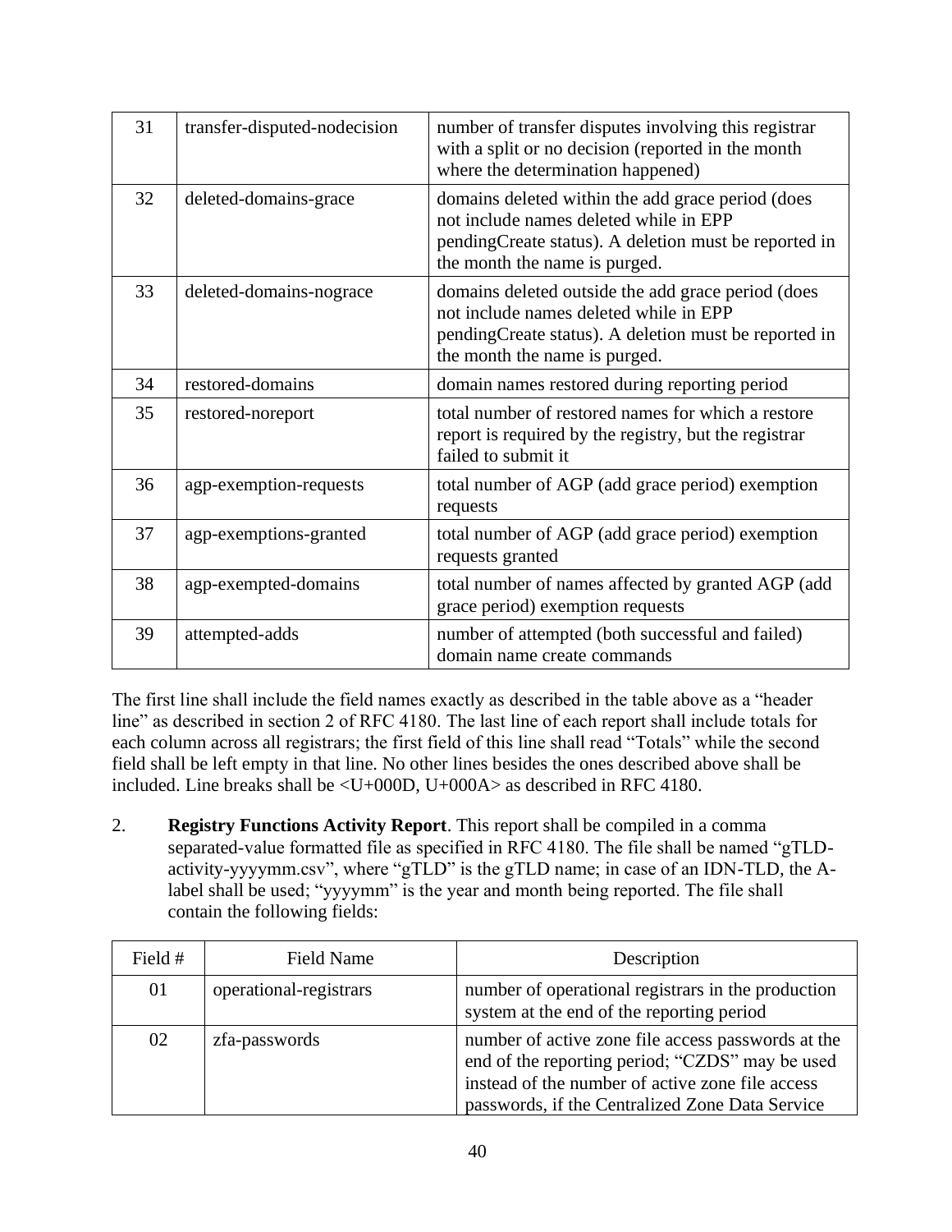| | | |
|---|---|---|
| 31 | transfer-disputed-nodecision | number of transfer disputes involving this registrar with a split or no decision (reported in the month where the determination happened) |
| 32 | deleted-domains-grace | domains deleted within the add grace period (does not include names deleted while in EPP pendingCreate status). A deletion must be reported in the month the name is purged. |
| 33 | deleted-domains-nograce | domains deleted outside the add grace period (does not include names deleted while in EPP pendingCreate status). A deletion must be reported in the month the name is purged. |
| 34 | restored-domains | domain names restored during reporting period |
| 35 | restored-noreport | total number of restored names for which a restore report is required by the registry, but the registrar failed to submit it |
| 36 | agp-exemption-requests | total number of AGP (add grace period) exemption requests |
| 37 | agp-exemptions-granted | total number of AGP (add grace period) exemption requests granted |
| 38 | agp-exempted-domains | total number of names affected by granted AGP (add grace period) exemption requests |
| 39 | attempted-adds | number of attempted (both successful and failed) domain name create commands |

The first line shall include the field names exactly as described in the table above as a "header line" as described in section 2 of RFC 4180. The last line of each report shall include totals for each column across all registrars; the first field of this line shall read "Totals" while the second field shall be left empty in that line. No other lines besides the ones described above shall be included. Line breaks shall be <U+000D, U+000A> as described in RFC 4180.

2. **Registry Functions Activity Report**. This report shall be compiled in a comma separated-value formatted file as specified in RFC 4180. The file shall be named "gTLD-activity-yyyymm.csv", where "gTLD" is the gTLD name; in case of an IDN-TLD, the A-label shall be used; "yyyymm" is the year and month being reported. The file shall contain the following fields:

| Field # | Field Name | Description |
|---|---|---|
| 01 | operational-registrars | number of operational registrars in the production system at the end of the reporting period |
| 02 | zfa-passwords | number of active zone file access passwords at the end of the reporting period; "CZDS" may be used instead of the number of active zone file access passwords, if the Centralized Zone Data Service |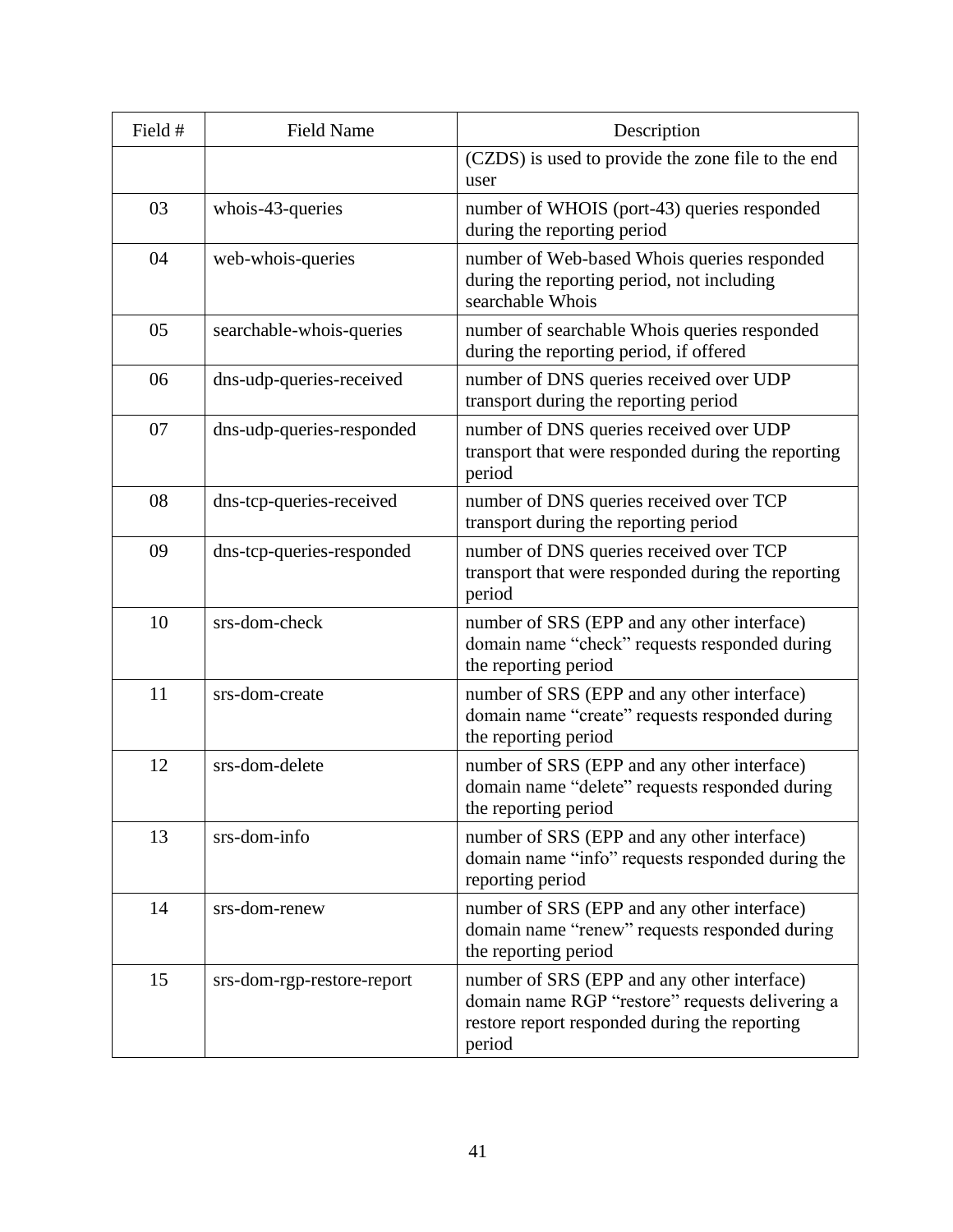| Field # | Field Name | Description |
|---|---|---|
| | | (CZDS) is used to provide the zone file to the end user |
| 03 | whois-43-queries | number of WHOIS (port-43) queries responded during the reporting period |
| 04 | web-whois-queries | number of Web-based Whois queries responded during the reporting period, not including searchable Whois |
| 05 | searchable-whois-queries | number of searchable Whois queries responded during the reporting period, if offered |
| 06 | dns-udp-queries-received | number of DNS queries received over UDP transport during the reporting period |
| 07 | dns-udp-queries-responded | number of DNS queries received over UDP transport that were responded during the reporting period |
| 08 | dns-tcp-queries-received | number of DNS queries received over TCP transport during the reporting period |
| 09 | dns-tcp-queries-responded | number of DNS queries received over TCP transport that were responded during the reporting period |
| 10 | srs-dom-check | number of SRS (EPP and any other interface) domain name "check" requests responded during the reporting period |
| 11 | srs-dom-create | number of SRS (EPP and any other interface) domain name "create" requests responded during the reporting period |
| 12 | srs-dom-delete | number of SRS (EPP and any other interface) domain name "delete" requests responded during the reporting period |
| 13 | srs-dom-info | number of SRS (EPP and any other interface) domain name "info" requests responded during the reporting period |
| 14 | srs-dom-renew | number of SRS (EPP and any other interface) domain name "renew" requests responded during the reporting period |
| 15 | srs-dom-rgp-restore-report | number of SRS (EPP and any other interface) domain name RGP "restore" requests delivering a restore report responded during the reporting period |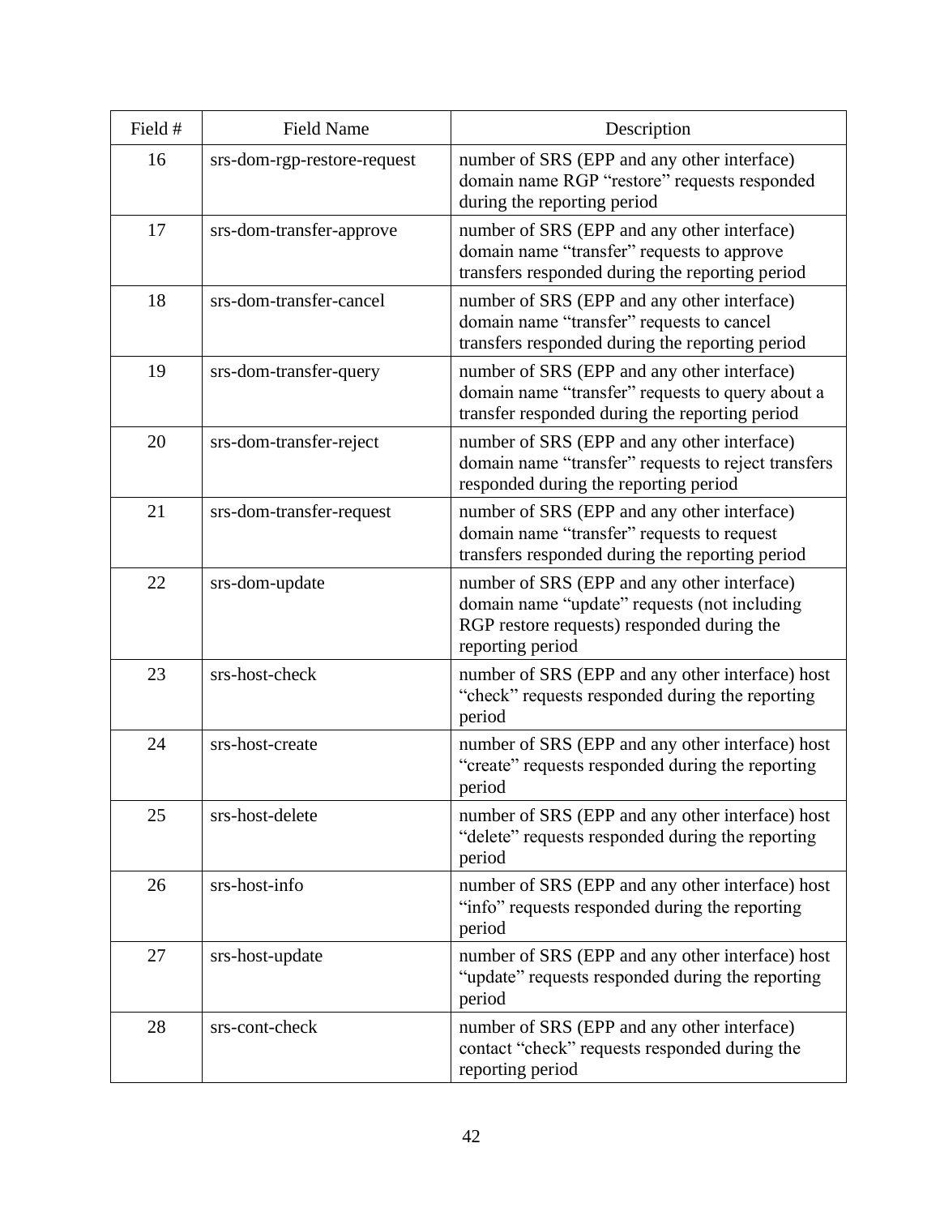| Field # | Field Name | Description |
|---|---|---|
| 16 | srs-dom-rgp-restore-request | number of SRS (EPP and any other interface) domain name RGP “restore” requests responded during the reporting period |
| 17 | srs-dom-transfer-approve | number of SRS (EPP and any other interface) domain name “transfer” requests to approve transfers responded during the reporting period |
| 18 | srs-dom-transfer-cancel | number of SRS (EPP and any other interface) domain name “transfer” requests to cancel transfers responded during the reporting period |
| 19 | srs-dom-transfer-query | number of SRS (EPP and any other interface) domain name “transfer” requests to query about a transfer responded during the reporting period |
| 20 | srs-dom-transfer-reject | number of SRS (EPP and any other interface) domain name “transfer” requests to reject transfers responded during the reporting period |
| 21 | srs-dom-transfer-request | number of SRS (EPP and any other interface) domain name “transfer” requests to request transfers responded during the reporting period |
| 22 | srs-dom-update | number of SRS (EPP and any other interface) domain name “update” requests (not including RGP restore requests) responded during the reporting period |
| 23 | srs-host-check | number of SRS (EPP and any other interface) host “check” requests responded during the reporting period |
| 24 | srs-host-create | number of SRS (EPP and any other interface) host “create” requests responded during the reporting period |
| 25 | srs-host-delete | number of SRS (EPP and any other interface) host “delete” requests responded during the reporting period |
| 26 | srs-host-info | number of SRS (EPP and any other interface) host “info” requests responded during the reporting period |
| 27 | srs-host-update | number of SRS (EPP and any other interface) host “update” requests responded during the reporting period |
| 28 | srs-cont-check | number of SRS (EPP and any other interface) contact “check” requests responded during the reporting period |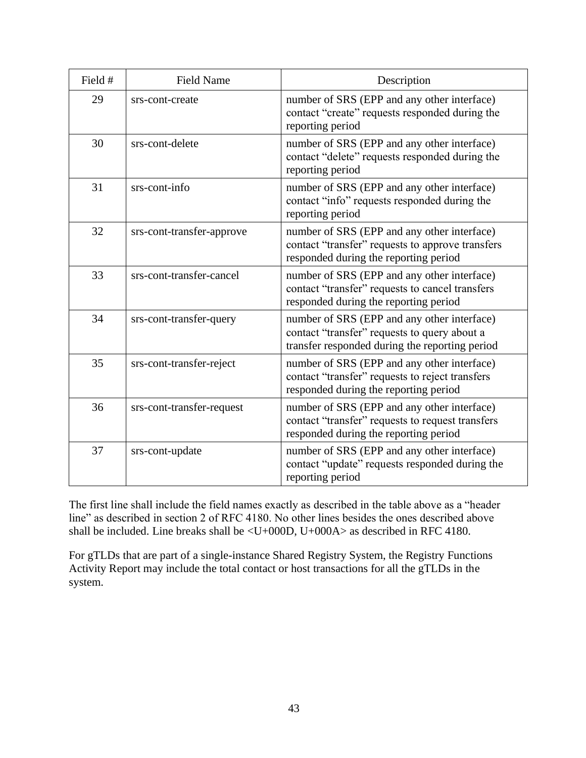| Field # | Field Name | Description |
| --- | --- | --- |
| 29 | srs-cont-create | number of SRS (EPP and any other interface) contact “create” requests responded during the reporting period |
| 30 | srs-cont-delete | number of SRS (EPP and any other interface) contact “delete” requests responded during the reporting period |
| 31 | srs-cont-info | number of SRS (EPP and any other interface) contact “info” requests responded during the reporting period |
| 32 | srs-cont-transfer-approve | number of SRS (EPP and any other interface) contact “transfer” requests to approve transfers responded during the reporting period |
| 33 | srs-cont-transfer-cancel | number of SRS (EPP and any other interface) contact “transfer” requests to cancel transfers responded during the reporting period |
| 34 | srs-cont-transfer-query | number of SRS (EPP and any other interface) contact “transfer” requests to query about a transfer responded during the reporting period |
| 35 | srs-cont-transfer-reject | number of SRS (EPP and any other interface) contact “transfer” requests to reject transfers responded during the reporting period |
| 36 | srs-cont-transfer-request | number of SRS (EPP and any other interface) contact “transfer” requests to request transfers responded during the reporting period |
| 37 | srs-cont-update | number of SRS (EPP and any other interface) contact “update” requests responded during the reporting period |

The first line shall include the field names exactly as described in the table above as a “header line” as described in section 2 of RFC 4180. No other lines besides the ones described above shall be included. Line breaks shall be <U+000D, U+000A> as described in RFC 4180.

For gTLDs that are part of a single-instance Shared Registry System, the Registry Functions Activity Report may include the total contact or host transactions for all the gTLDs in the system.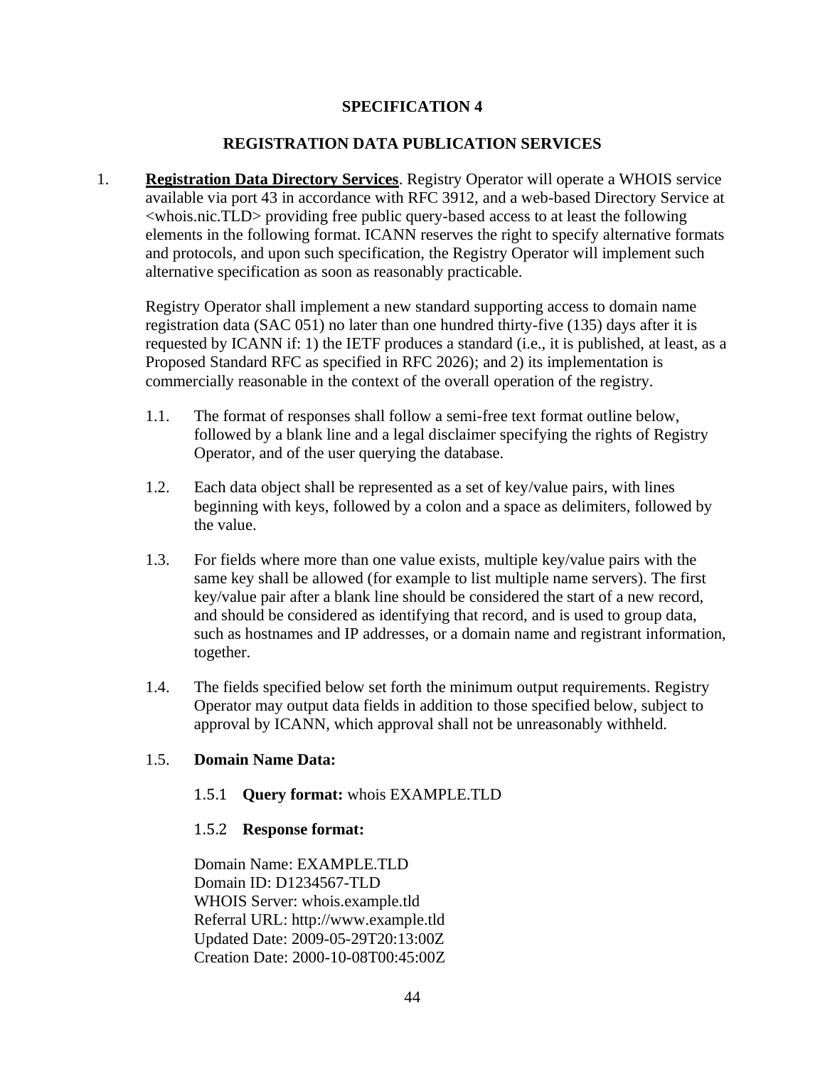# SPECIFICATION 4

## REGISTRATION DATA PUBLICATION SERVICES

1. **Registration Data Directory Services**. Registry Operator will operate a WHOIS service available via port 43 in accordance with RFC 3912, and a web-based Directory Service at <whois.nic.TLD> providing free public query-based access to at least the following elements in the following format. ICANN reserves the right to specify alternative formats and protocols, and upon such specification, the Registry Operator will implement such alternative specification as soon as reasonably practicable.

   Registry Operator shall implement a new standard supporting access to domain name registration data (SAC 051) no later than one hundred thirty-five (135) days after it is requested by ICANN if: 1) the IETF produces a standard (i.e., it is published, at least, as a Proposed Standard RFC as specified in RFC 2026); and 2) its implementation is commercially reasonable in the context of the overall operation of the registry.

   1.1. The format of responses shall follow a semi-free text format outline below, followed by a blank line and a legal disclaimer specifying the rights of Registry Operator, and of the user querying the database.

   1.2. Each data object shall be represented as a set of key/value pairs, with lines beginning with keys, followed by a colon and a space as delimiters, followed by the value.

   1.3. For fields where more than one value exists, multiple key/value pairs with the same key shall be allowed (for example to list multiple name servers). The first key/value pair after a blank line should be considered the start of a new record, and should be considered as identifying that record, and is used to group data, such as hostnames and IP addresses, or a domain name and registrant information, together.

   1.4. The fields specified below set forth the minimum output requirements. Registry Operator may output data fields in addition to those specified below, subject to approval by ICANN, which approval shall not be unreasonably withheld.

   1.5. **Domain Name Data:**

   1.5.1 **Query format:** whois EXAMPLE.TLD

   1.5.2 **Response format:**

   Domain Name: EXAMPLE.TLD
   Domain ID: D1234567-TLD
   WHOIS Server: whois.example.tld
   Referral URL: http://www.example.tld
   Updated Date: 2009-05-29T20:13:00Z
   Creation Date: 2000-10-08T00:45:00Z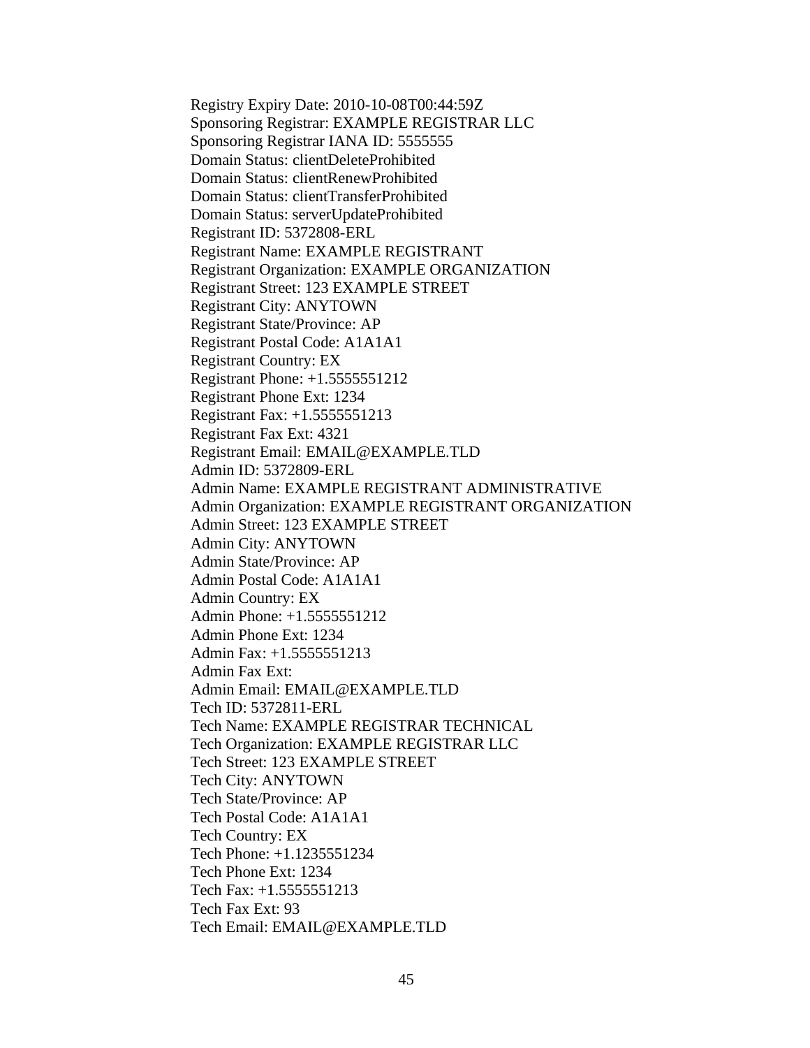Registry Expiry Date: 2010-10-08T00:44:59Z
Sponsoring Registrar: EXAMPLE REGISTRAR LLC
Sponsoring Registrar IANA ID: 5555555
Domain Status: clientDeleteProhibited
Domain Status: clientRenewProhibited
Domain Status: clientTransferProhibited
Domain Status: serverUpdateProhibited
Registrant ID: 5372808-ERL
Registrant Name: EXAMPLE REGISTRANT
Registrant Organization: EXAMPLE ORGANIZATION
Registrant Street: 123 EXAMPLE STREET
Registrant City: ANYTOWN
Registrant State/Province: AP
Registrant Postal Code: A1A1A1
Registrant Country: EX
Registrant Phone: +1.5555551212
Registrant Phone Ext: 1234
Registrant Fax: +1.5555551213
Registrant Fax Ext: 4321
Registrant Email: EMAIL@EXAMPLE.TLD
Admin ID: 5372809-ERL
Admin Name: EXAMPLE REGISTRANT ADMINISTRATIVE
Admin Organization: EXAMPLE REGISTRANT ORGANIZATION
Admin Street: 123 EXAMPLE STREET
Admin City: ANYTOWN
Admin State/Province: AP
Admin Postal Code: A1A1A1
Admin Country: EX
Admin Phone: +1.5555551212
Admin Phone Ext: 1234
Admin Fax: +1.5555551213
Admin Fax Ext:
Admin Email: EMAIL@EXAMPLE.TLD
Tech ID: 5372811-ERL
Tech Name: EXAMPLE REGISTRAR TECHNICAL
Tech Organization: EXAMPLE REGISTRAR LLC
Tech Street: 123 EXAMPLE STREET
Tech City: ANYTOWN
Tech State/Province: AP
Tech Postal Code: A1A1A1
Tech Country: EX
Tech Phone: +1.1235551234
Tech Phone Ext: 1234
Tech Fax: +1.5555551213
Tech Fax Ext: 93
Tech Email: EMAIL@EXAMPLE.TLD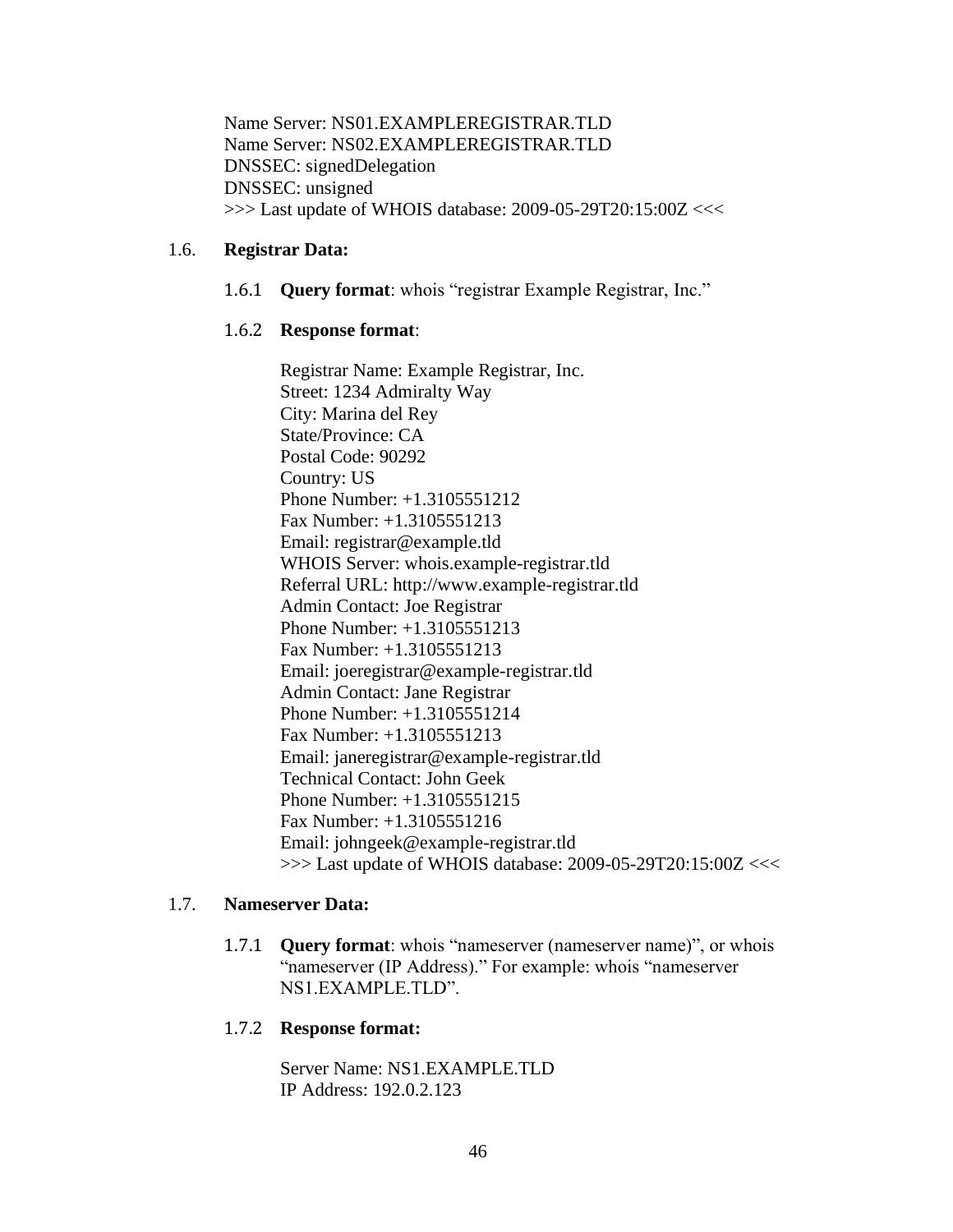Name Server: NS01.EXAMPLEREGISTRAR.TLD
Name Server: NS02.EXAMPLEREGISTRAR.TLD
DNSSEC: signedDelegation
DNSSEC: unsigned
>>> Last update of WHOIS database: 2009-05-29T20:15:00Z <<<

1.6. **Registrar Data:**

1.6.1 **Query format**: whois “registrar Example Registrar, Inc.”

1.6.2 **Response format**:

Registrar Name: Example Registrar, Inc.
Street: 1234 Admiralty Way
City: Marina del Rey
State/Province: CA
Postal Code: 90292
Country: US
Phone Number: +1.3105551212
Fax Number: +1.3105551213
Email: registrar@example.tld
WHOIS Server: whois.example-registrar.tld
Referral URL: http://www.example-registrar.tld
Admin Contact: Joe Registrar
Phone Number: +1.3105551213
Fax Number: +1.3105551213
Email: joeregistrar@example-registrar.tld
Admin Contact: Jane Registrar
Phone Number: +1.3105551214
Fax Number: +1.3105551213
Email: janeregistrar@example-registrar.tld
Technical Contact: John Geek
Phone Number: +1.3105551215
Fax Number: +1.3105551216
Email: johngeek@example-registrar.tld
>>> Last update of WHOIS database: 2009-05-29T20:15:00Z <<<

1.7. **Nameserver Data:**

1.7.1 **Query format**: whois “nameserver (nameserver name)”, or whois “nameserver (IP Address).” For example: whois “nameserver NS1.EXAMPLE.TLD”.

1.7.2 **Response format:**

Server Name: NS1.EXAMPLE.TLD
IP Address: 192.0.2.123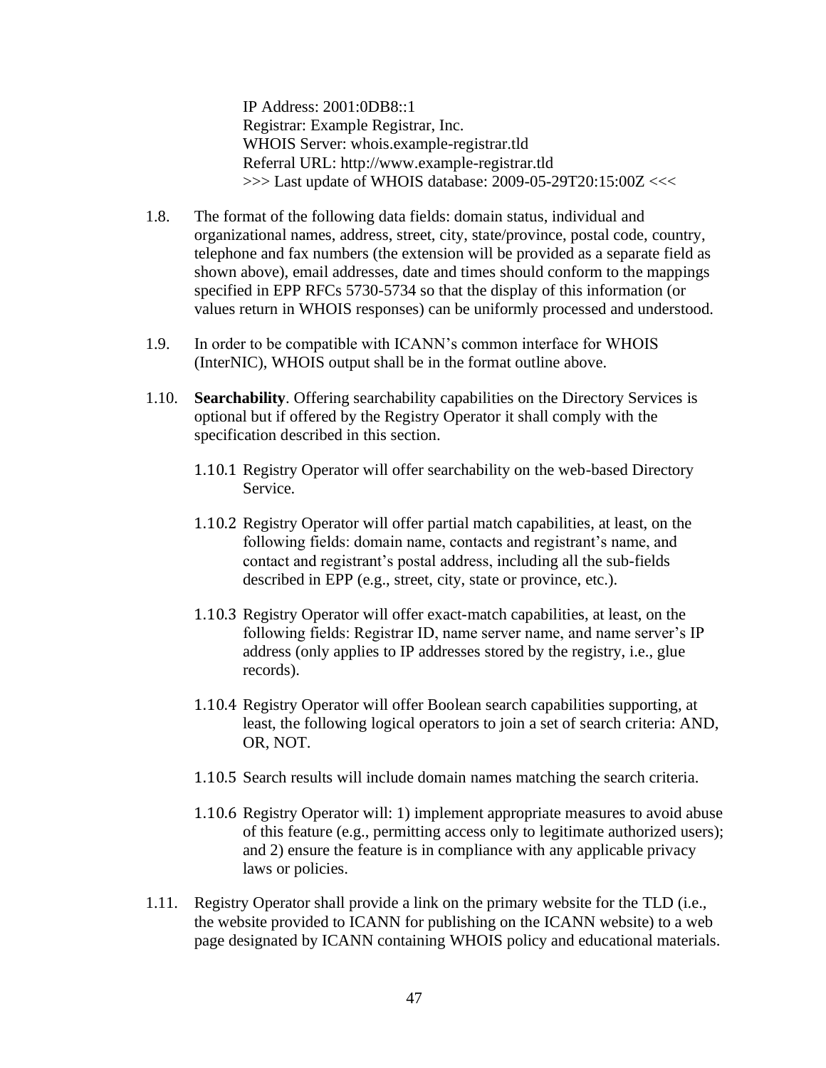```
IP Address: 2001:0DB8::1
Registrar: Example Registrar, Inc.
WHOIS Server: whois.example-registrar.tld
Referral URL: http://www.example-registrar.tld
>>> Last update of WHOIS database: 2009-05-29T20:15:00Z <<<
```

1.8. The format of the following data fields: domain status, individual and organizational names, address, street, city, state/province, postal code, country, telephone and fax numbers (the extension will be provided as a separate field as shown above), email addresses, date and times should conform to the mappings specified in EPP RFCs 5730-5734 so that the display of this information (or values return in WHOIS responses) can be uniformly processed and understood.

1.9. In order to be compatible with ICANN's common interface for WHOIS (InterNIC), WHOIS output shall be in the format outline above.

1.10. **Searchability**. Offering searchability capabilities on the Directory Services is optional but if offered by the Registry Operator it shall comply with the specification described in this section.

1.10.1 Registry Operator will offer searchability on the web-based Directory Service.

1.10.2 Registry Operator will offer partial match capabilities, at least, on the following fields: domain name, contacts and registrant's name, and contact and registrant's postal address, including all the sub-fields described in EPP (e.g., street, city, state or province, etc.).

1.10.3 Registry Operator will offer exact-match capabilities, at least, on the following fields: Registrar ID, name server name, and name server's IP address (only applies to IP addresses stored by the registry, i.e., glue records).

1.10.4 Registry Operator will offer Boolean search capabilities supporting, at least, the following logical operators to join a set of search criteria: AND, OR, NOT.

1.10.5 Search results will include domain names matching the search criteria.

1.10.6 Registry Operator will: 1) implement appropriate measures to avoid abuse of this feature (e.g., permitting access only to legitimate authorized users); and 2) ensure the feature is in compliance with any applicable privacy laws or policies.

1.11. Registry Operator shall provide a link on the primary website for the TLD (i.e., the website provided to ICANN for publishing on the ICANN website) to a web page designated by ICANN containing WHOIS policy and educational materials.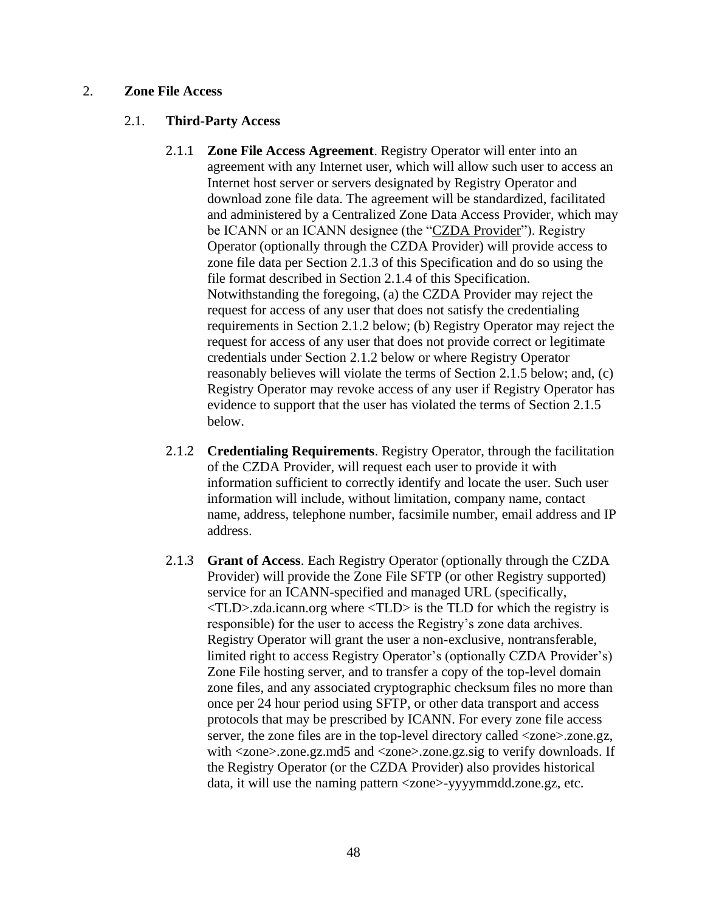## 2. Zone File Access

### 2.1. Third-Party Access

2.1.1 **Zone File Access Agreement**. Registry Operator will enter into an agreement with any Internet user, which will allow such user to access an Internet host server or servers designated by Registry Operator and download zone file data. The agreement will be standardized, facilitated and administered by a Centralized Zone Data Access Provider, which may be ICANN or an ICANN designee (the "CZDA Provider"). Registry Operator (optionally through the CZDA Provider) will provide access to zone file data per Section 2.1.3 of this Specification and do so using the file format described in Section 2.1.4 of this Specification. Notwithstanding the foregoing, (a) the CZDA Provider may reject the request for access of any user that does not satisfy the credentialing requirements in Section 2.1.2 below; (b) Registry Operator may reject the request for access of any user that does not provide correct or legitimate credentials under Section 2.1.2 below or where Registry Operator reasonably believes will violate the terms of Section 2.1.5 below; and, (c) Registry Operator may revoke access of any user if Registry Operator has evidence to support that the user has violated the terms of Section 2.1.5 below.

2.1.2 **Credentialing Requirements**. Registry Operator, through the facilitation of the CZDA Provider, will request each user to provide it with information sufficient to correctly identify and locate the user. Such user information will include, without limitation, company name, contact name, address, telephone number, facsimile number, email address and IP address.

2.1.3 **Grant of Access**. Each Registry Operator (optionally through the CZDA Provider) will provide the Zone File SFTP (or other Registry supported) service for an ICANN-specified and managed URL (specifically, <TLD>.zda.icann.org where <TLD> is the TLD for which the registry is responsible) for the user to access the Registry's zone data archives. Registry Operator will grant the user a non-exclusive, nontransferable, limited right to access Registry Operator's (optionally CZDA Provider's) Zone File hosting server, and to transfer a copy of the top-level domain zone files, and any associated cryptographic checksum files no more than once per 24 hour period using SFTP, or other data transport and access protocols that may be prescribed by ICANN. For every zone file access server, the zone files are in the top-level directory called <zone>.zone.gz, with <zone>.zone.gz.md5 and <zone>.zone.gz.sig to verify downloads. If the Registry Operator (or the CZDA Provider) also provides historical data, it will use the naming pattern <zone>-yyyymmdd.zone.gz, etc.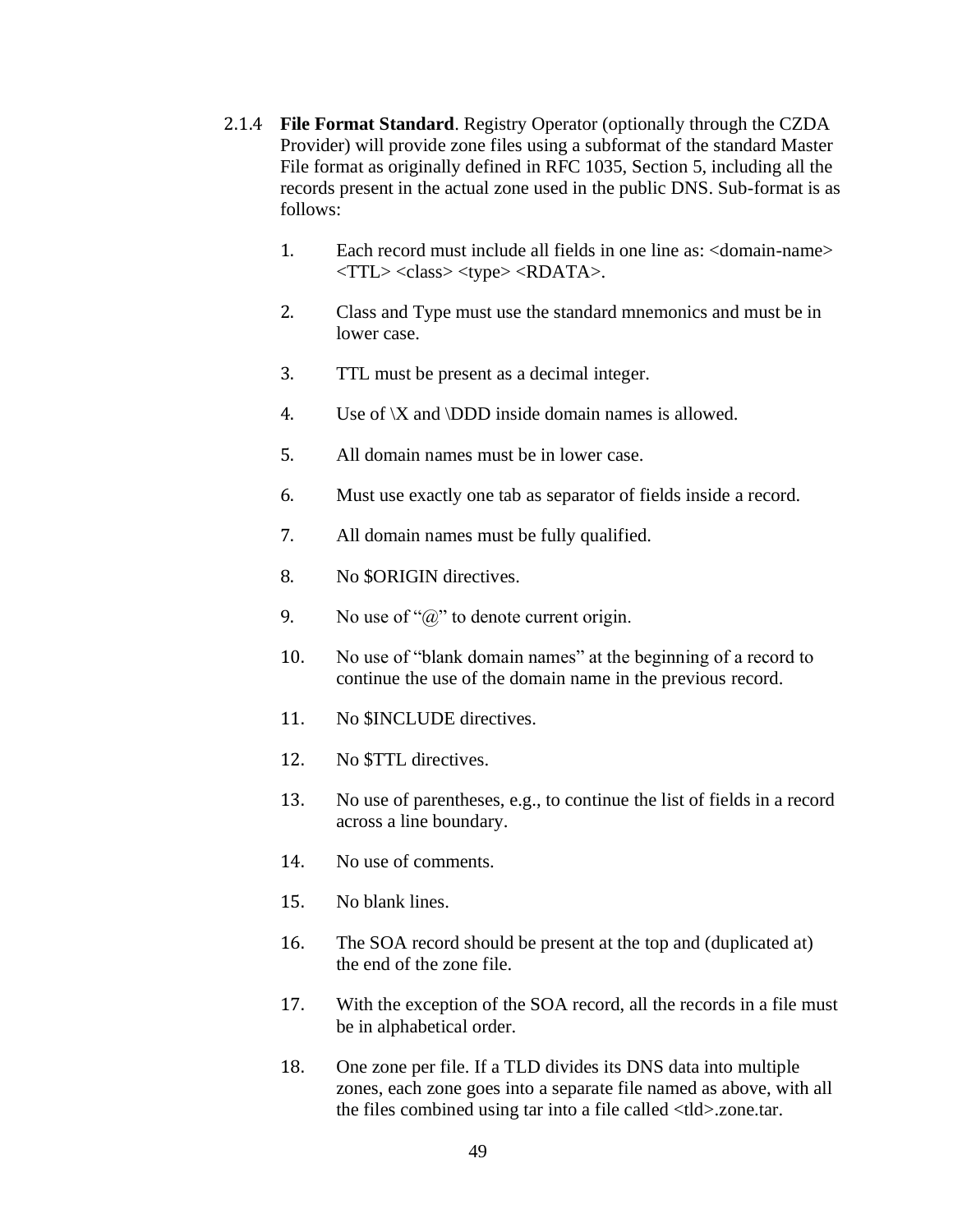2.1.4 **File Format Standard**. Registry Operator (optionally through the CZDA Provider) will provide zone files using a subformat of the standard Master File format as originally defined in RFC 1035, Section 5, including all the records present in the actual zone used in the public DNS. Sub-format is as follows:

1. Each record must include all fields in one line as: <domain-name> <TTL> <class> <type> <RDATA>.
2. Class and Type must use the standard mnemonics and must be in lower case.
3. TTL must be present as a decimal integer.
4. Use of \X and \DDD inside domain names is allowed.
5. All domain names must be in lower case.
6. Must use exactly one tab as separator of fields inside a record.
7. All domain names must be fully qualified.
8. No $ORIGIN directives.
9. No use of "@" to denote current origin.
10. No use of "blank domain names" at the beginning of a record to continue the use of the domain name in the previous record.
11. No $INCLUDE directives.
12. No $TTL directives.
13. No use of parentheses, e.g., to continue the list of fields in a record across a line boundary.
14. No use of comments.
15. No blank lines.
16. The SOA record should be present at the top and (duplicated at) the end of the zone file.
17. With the exception of the SOA record, all the records in a file must be in alphabetical order.
18. One zone per file. If a TLD divides its DNS data into multiple zones, each zone goes into a separate file named as above, with all the files combined using tar into a file called <tld>.zone.tar.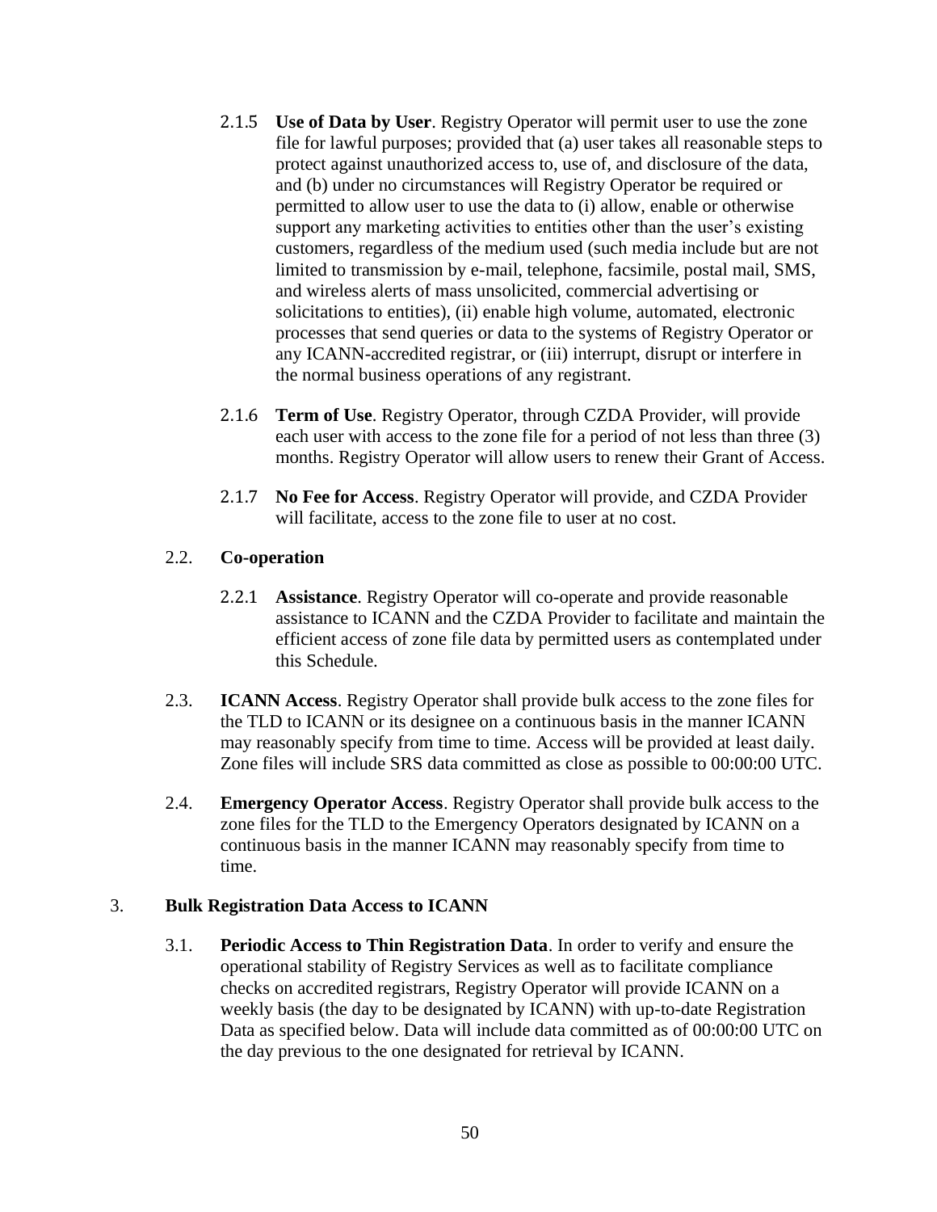2.1.5 **Use of Data by User**. Registry Operator will permit user to use the zone file for lawful purposes; provided that (a) user takes all reasonable steps to protect against unauthorized access to, use of, and disclosure of the data, and (b) under no circumstances will Registry Operator be required or permitted to allow user to use the data to (i) allow, enable or otherwise support any marketing activities to entities other than the user's existing customers, regardless of the medium used (such media include but are not limited to transmission by e-mail, telephone, facsimile, postal mail, SMS, and wireless alerts of mass unsolicited, commercial advertising or solicitations to entities), (ii) enable high volume, automated, electronic processes that send queries or data to the systems of Registry Operator or any ICANN-accredited registrar, or (iii) interrupt, disrupt or interfere in the normal business operations of any registrant.

2.1.6 **Term of Use**. Registry Operator, through CZDA Provider, will provide each user with access to the zone file for a period of not less than three (3) months. Registry Operator will allow users to renew their Grant of Access.

2.1.7 **No Fee for Access**. Registry Operator will provide, and CZDA Provider will facilitate, access to the zone file to user at no cost.

2.2. **Co-operation**

2.2.1 **Assistance**. Registry Operator will co-operate and provide reasonable assistance to ICANN and the CZDA Provider to facilitate and maintain the efficient access of zone file data by permitted users as contemplated under this Schedule.

2.3. **ICANN Access**. Registry Operator shall provide bulk access to the zone files for the TLD to ICANN or its designee on a continuous basis in the manner ICANN may reasonably specify from time to time. Access will be provided at least daily. Zone files will include SRS data committed as close as possible to 00:00:00 UTC.

2.4. **Emergency Operator Access**. Registry Operator shall provide bulk access to the zone files for the TLD to the Emergency Operators designated by ICANN on a continuous basis in the manner ICANN may reasonably specify from time to time.

3. **Bulk Registration Data Access to ICANN**

3.1. **Periodic Access to Thin Registration Data**. In order to verify and ensure the operational stability of Registry Services as well as to facilitate compliance checks on accredited registrars, Registry Operator will provide ICANN on a weekly basis (the day to be designated by ICANN) with up-to-date Registration Data as specified below. Data will include data committed as of 00:00:00 UTC on the day previous to the one designated for retrieval by ICANN.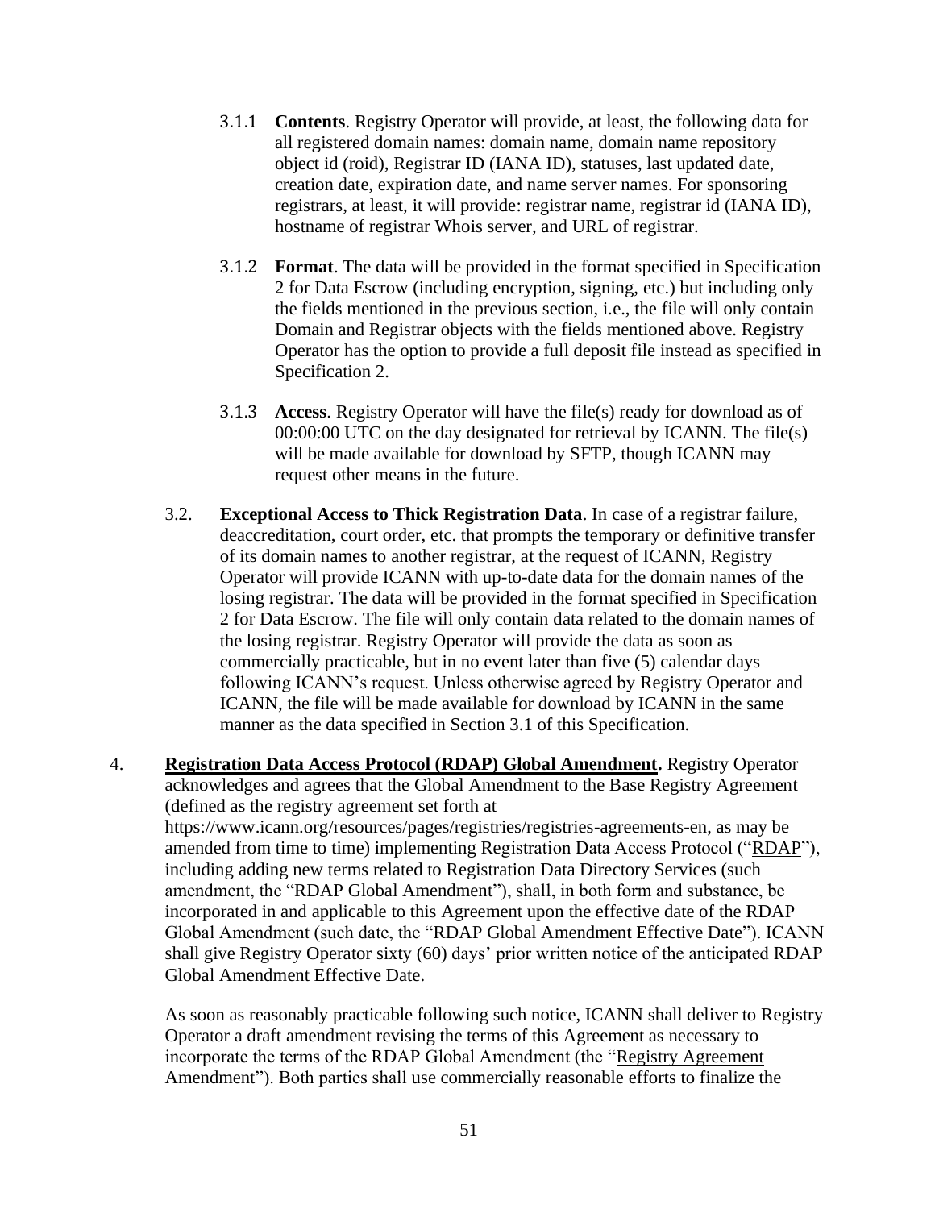3.1.1 **Contents**. Registry Operator will provide, at least, the following data for all registered domain names: domain name, domain name repository object id (roid), Registrar ID (IANA ID), statuses, last updated date, creation date, expiration date, and name server names. For sponsoring registrars, at least, it will provide: registrar name, registrar id (IANA ID), hostname of registrar Whois server, and URL of registrar.

3.1.2 **Format**. The data will be provided in the format specified in Specification 2 for Data Escrow (including encryption, signing, etc.) but including only the fields mentioned in the previous section, i.e., the file will only contain Domain and Registrar objects with the fields mentioned above. Registry Operator has the option to provide a full deposit file instead as specified in Specification 2.

3.1.3 **Access**. Registry Operator will have the file(s) ready for download as of 00:00:00 UTC on the day designated for retrieval by ICANN. The file(s) will be made available for download by SFTP, though ICANN may request other means in the future.

3.2. **Exceptional Access to Thick Registration Data**. In case of a registrar failure, deaccreditation, court order, etc. that prompts the temporary or definitive transfer of its domain names to another registrar, at the request of ICANN, Registry Operator will provide ICANN with up-to-date data for the domain names of the losing registrar. The data will be provided in the format specified in Specification 2 for Data Escrow. The file will only contain data related to the domain names of the losing registrar. Registry Operator will provide the data as soon as commercially practicable, but in no event later than five (5) calendar days following ICANN's request. Unless otherwise agreed by Registry Operator and ICANN, the file will be made available for download by ICANN in the same manner as the data specified in Section 3.1 of this Specification.

4. **Registration Data Access Protocol (RDAP) Global Amendment.** Registry Operator acknowledges and agrees that the Global Amendment to the Base Registry Agreement (defined as the registry agreement set forth at https://www.icann.org/resources/pages/registries/registries-agreements-en, as may be amended from time to time) implementing Registration Data Access Protocol ("RDAP"), including adding new terms related to Registration Data Directory Services (such amendment, the "RDAP Global Amendment"), shall, in both form and substance, be incorporated in and applicable to this Agreement upon the effective date of the RDAP Global Amendment (such date, the "RDAP Global Amendment Effective Date"). ICANN shall give Registry Operator sixty (60) days' prior written notice of the anticipated RDAP Global Amendment Effective Date.

As soon as reasonably practicable following such notice, ICANN shall deliver to Registry Operator a draft amendment revising the terms of this Agreement as necessary to incorporate the terms of the RDAP Global Amendment (the "Registry Agreement Amendment"). Both parties shall use commercially reasonable efforts to finalize the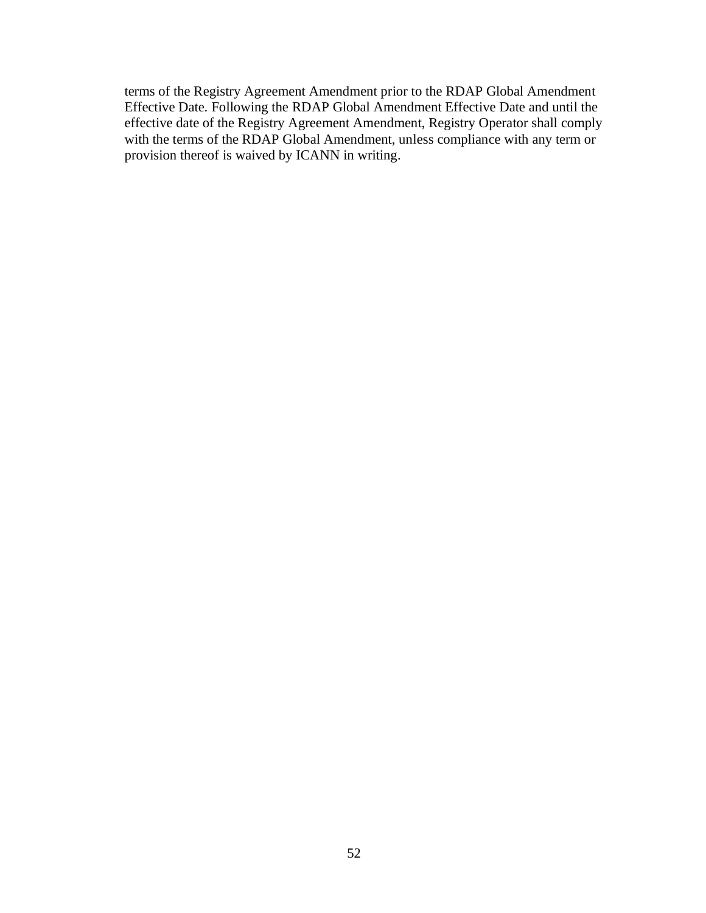terms of the Registry Agreement Amendment prior to the RDAP Global Amendment Effective Date. Following the RDAP Global Amendment Effective Date and until the effective date of the Registry Agreement Amendment, Registry Operator shall comply with the terms of the RDAP Global Amendment, unless compliance with any term or provision thereof is waived by ICANN in writing.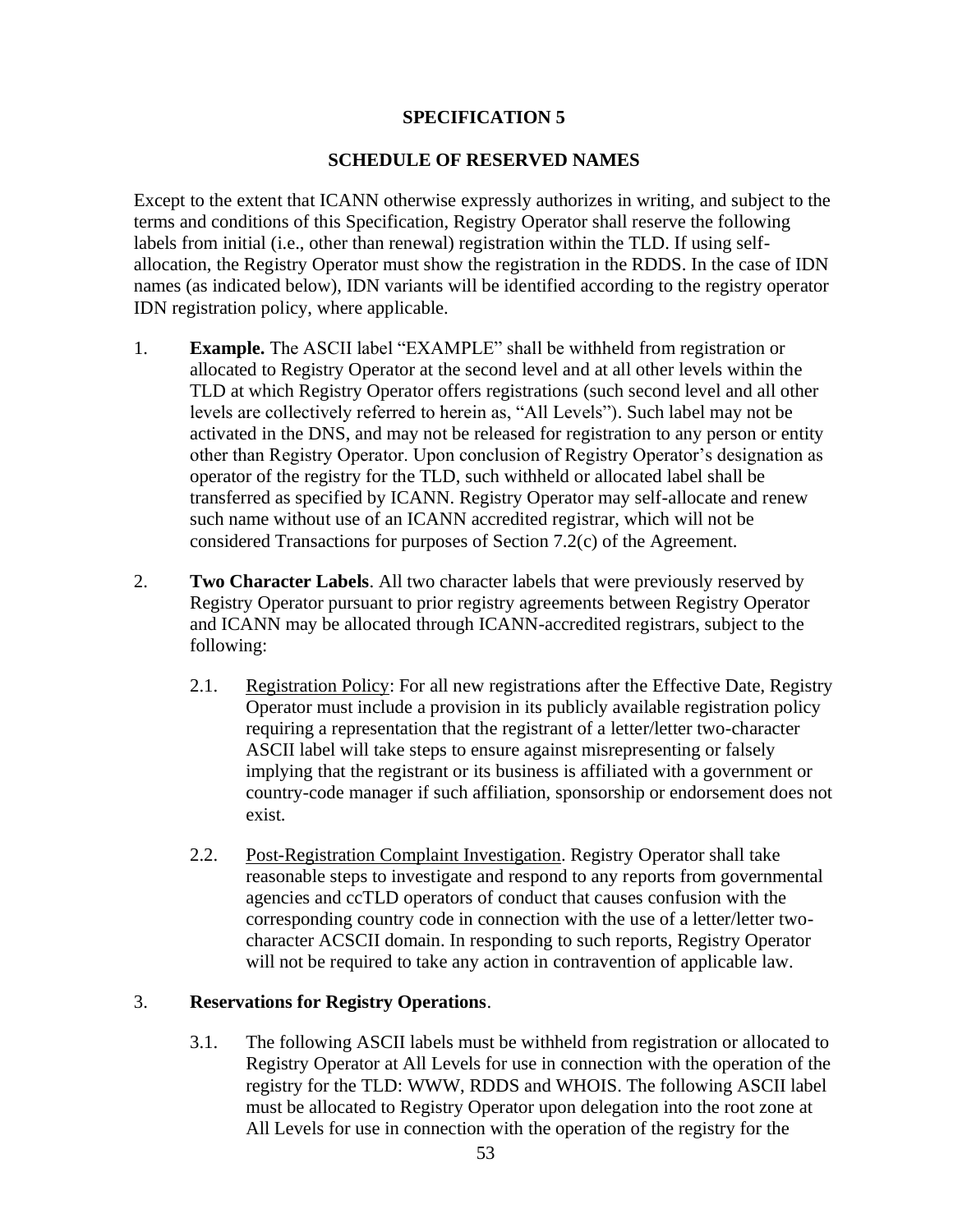## SPECIFICATION 5

## SCHEDULE OF RESERVED NAMES

Except to the extent that ICANN otherwise expressly authorizes in writing, and subject to the terms and conditions of this Specification, Registry Operator shall reserve the following labels from initial (i.e., other than renewal) registration within the TLD. If using self-allocation, the Registry Operator must show the registration in the RDDS. In the case of IDN names (as indicated below), IDN variants will be identified according to the registry operator IDN registration policy, where applicable.

1. **Example.** The ASCII label "EXAMPLE" shall be withheld from registration or allocated to Registry Operator at the second level and at all other levels within the TLD at which Registry Operator offers registrations (such second level and all other levels are collectively referred to herein as, "All Levels"). Such label may not be activated in the DNS, and may not be released for registration to any person or entity other than Registry Operator. Upon conclusion of Registry Operator's designation as operator of the registry for the TLD, such withheld or allocated label shall be transferred as specified by ICANN. Registry Operator may self-allocate and renew such name without use of an ICANN accredited registrar, which will not be considered Transactions for purposes of Section 7.2(c) of the Agreement.

2. **Two Character Labels**. All two character labels that were previously reserved by Registry Operator pursuant to prior registry agreements between Registry Operator and ICANN may be allocated through ICANN-accredited registrars, subject to the following:

   2.1. Registration Policy: For all new registrations after the Effective Date, Registry Operator must include a provision in its publicly available registration policy requiring a representation that the registrant of a letter/letter two-character ASCII label will take steps to ensure against misrepresenting or falsely implying that the registrant or its business is affiliated with a government or country-code manager if such affiliation, sponsorship or endorsement does not exist.

   2.2. Post-Registration Complaint Investigation. Registry Operator shall take reasonable steps to investigate and respond to any reports from governmental agencies and ccTLD operators of conduct that causes confusion with the corresponding country code in connection with the use of a letter/letter two-character ACSCII domain. In responding to such reports, Registry Operator will not be required to take any action in contravention of applicable law.

3. **Reservations for Registry Operations**.

   3.1. The following ASCII labels must be withheld from registration or allocated to Registry Operator at All Levels for use in connection with the operation of the registry for the TLD: WWW, RDDS and WHOIS. The following ASCII label must be allocated to Registry Operator upon delegation into the root zone at All Levels for use in connection with the operation of the registry for the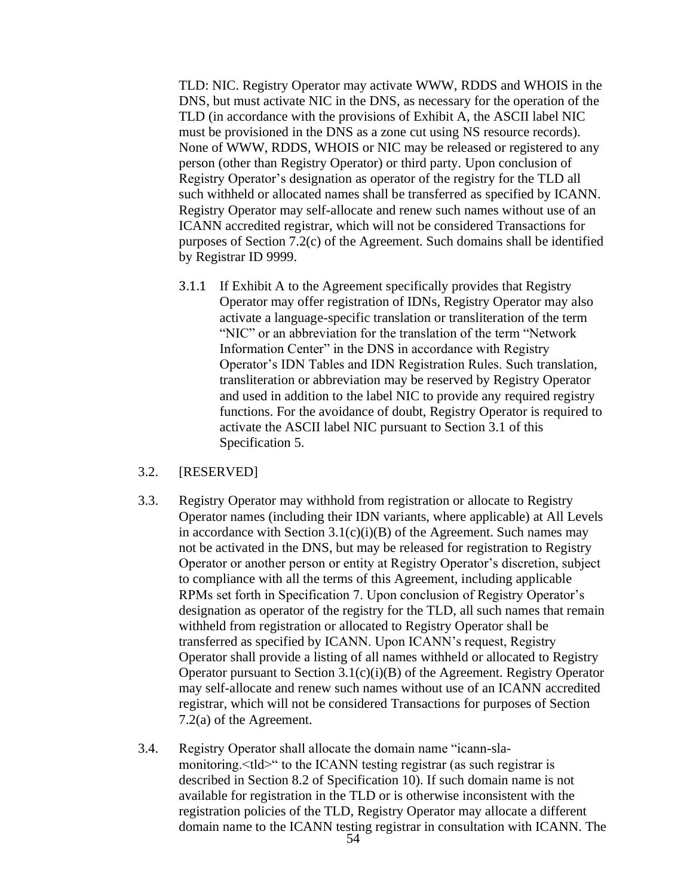TLD: NIC. Registry Operator may activate WWW, RDDS and WHOIS in the DNS, but must activate NIC in the DNS, as necessary for the operation of the TLD (in accordance with the provisions of Exhibit A, the ASCII label NIC must be provisioned in the DNS as a zone cut using NS resource records). None of WWW, RDDS, WHOIS or NIC may be released or registered to any person (other than Registry Operator) or third party. Upon conclusion of Registry Operator's designation as operator of the registry for the TLD all such withheld or allocated names shall be transferred as specified by ICANN. Registry Operator may self-allocate and renew such names without use of an ICANN accredited registrar, which will not be considered Transactions for purposes of Section 7.2(c) of the Agreement. Such domains shall be identified by Registrar ID 9999.

3.1.1 If Exhibit A to the Agreement specifically provides that Registry Operator may offer registration of IDNs, Registry Operator may also activate a language-specific translation or transliteration of the term "NIC" or an abbreviation for the translation of the term "Network Information Center" in the DNS in accordance with Registry Operator's IDN Tables and IDN Registration Rules. Such translation, transliteration or abbreviation may be reserved by Registry Operator and used in addition to the label NIC to provide any required registry functions. For the avoidance of doubt, Registry Operator is required to activate the ASCII label NIC pursuant to Section 3.1 of this Specification 5.

3.2. [RESERVED]

3.3. Registry Operator may withhold from registration or allocate to Registry Operator names (including their IDN variants, where applicable) at All Levels in accordance with Section 3.1(c)(i)(B) of the Agreement. Such names may not be activated in the DNS, but may be released for registration to Registry Operator or another person or entity at Registry Operator's discretion, subject to compliance with all the terms of this Agreement, including applicable RPMs set forth in Specification 7. Upon conclusion of Registry Operator's designation as operator of the registry for the TLD, all such names that remain withheld from registration or allocated to Registry Operator shall be transferred as specified by ICANN. Upon ICANN's request, Registry Operator shall provide a listing of all names withheld or allocated to Registry Operator pursuant to Section 3.1(c)(i)(B) of the Agreement. Registry Operator may self-allocate and renew such names without use of an ICANN accredited registrar, which will not be considered Transactions for purposes of Section 7.2(a) of the Agreement.

3.4. Registry Operator shall allocate the domain name "icann-sla-monitoring.<tld>" to the ICANN testing registrar (as such registrar is described in Section 8.2 of Specification 10). If such domain name is not available for registration in the TLD or is otherwise inconsistent with the registration policies of the TLD, Registry Operator may allocate a different domain name to the ICANN testing registrar in consultation with ICANN. The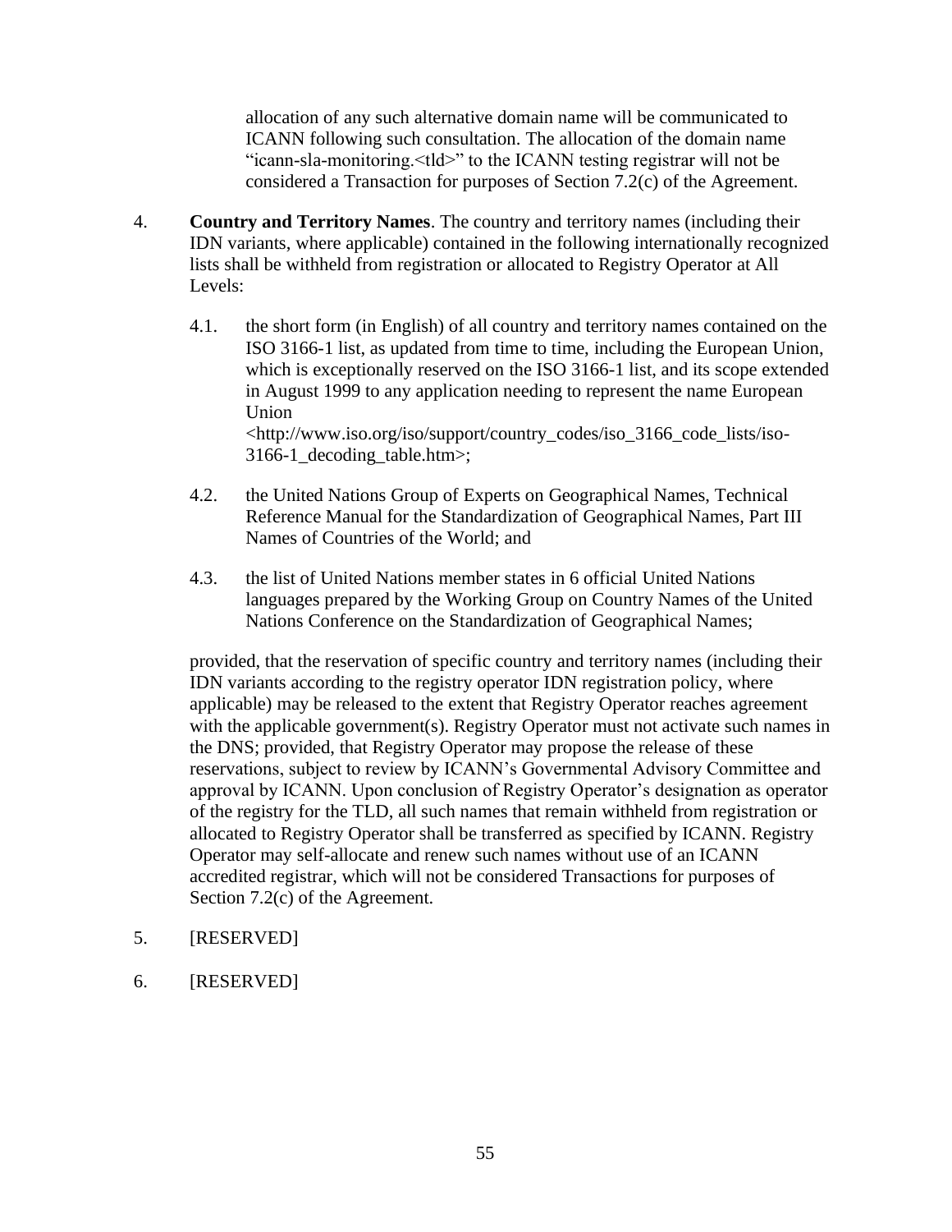allocation of any such alternative domain name will be communicated to ICANN following such consultation. The allocation of the domain name "icann-sla-monitoring.<tld>" to the ICANN testing registrar will not be considered a Transaction for purposes of Section 7.2(c) of the Agreement.

4. **Country and Territory Names**. The country and territory names (including their IDN variants, where applicable) contained in the following internationally recognized lists shall be withheld from registration or allocated to Registry Operator at All Levels:

   4.1. the short form (in English) of all country and territory names contained on the ISO 3166-1 list, as updated from time to time, including the European Union, which is exceptionally reserved on the ISO 3166-1 list, and its scope extended in August 1999 to any application needing to represent the name European Union <http://www.iso.org/iso/support/country_codes/iso_3166_code_lists/iso-3166-1_decoding_table.htm>;

   4.2. the United Nations Group of Experts on Geographical Names, Technical Reference Manual for the Standardization of Geographical Names, Part III Names of Countries of the World; and

   4.3. the list of United Nations member states in 6 official United Nations languages prepared by the Working Group on Country Names of the United Nations Conference on the Standardization of Geographical Names;

   provided, that the reservation of specific country and territory names (including their IDN variants according to the registry operator IDN registration policy, where applicable) may be released to the extent that Registry Operator reaches agreement with the applicable government(s). Registry Operator must not activate such names in the DNS; provided, that Registry Operator may propose the release of these reservations, subject to review by ICANN's Governmental Advisory Committee and approval by ICANN. Upon conclusion of Registry Operator's designation as operator of the registry for the TLD, all such names that remain withheld from registration or allocated to Registry Operator shall be transferred as specified by ICANN. Registry Operator may self-allocate and renew such names without use of an ICANN accredited registrar, which will not be considered Transactions for purposes of Section 7.2(c) of the Agreement.

5. [RESERVED]

6. [RESERVED]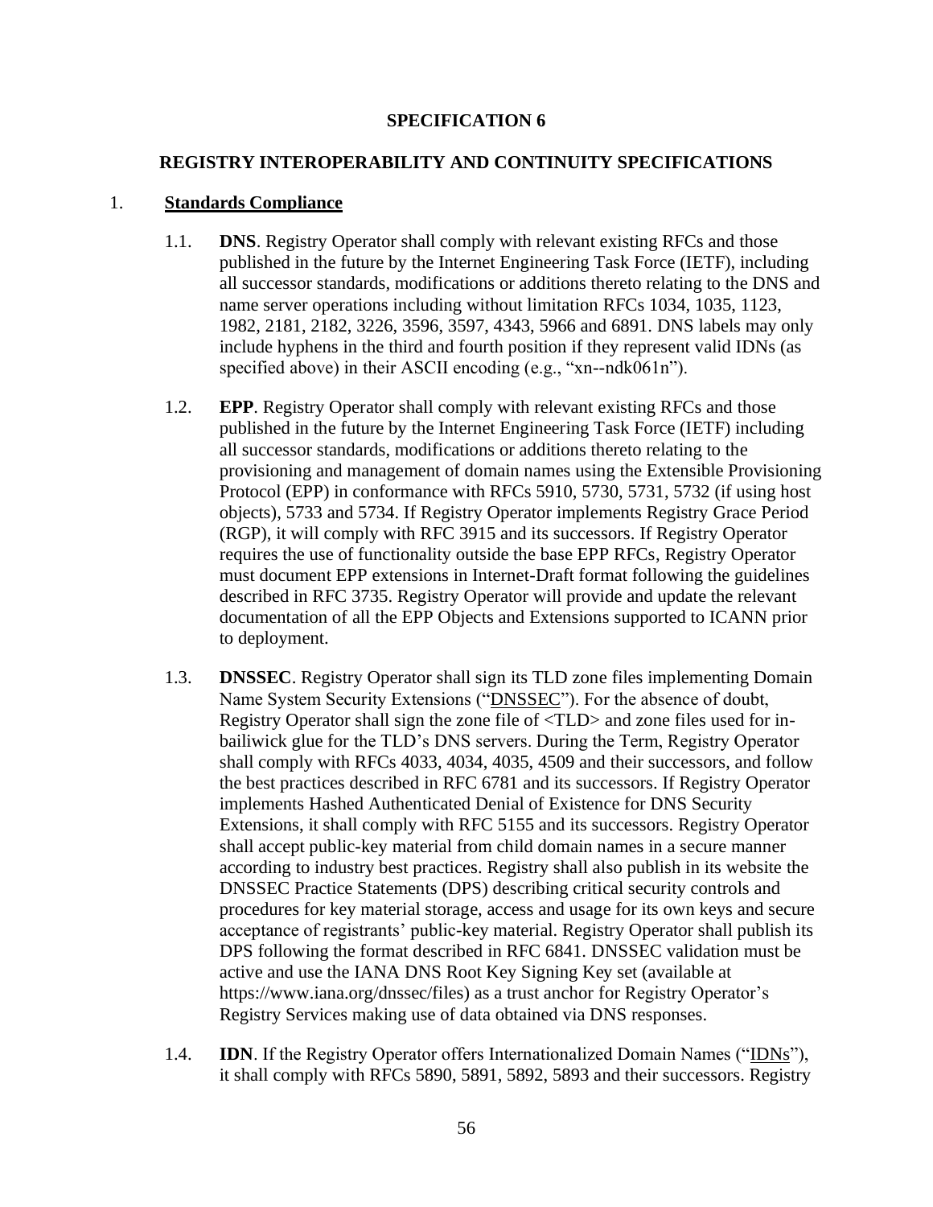# SPECIFICATION 6

## REGISTRY INTEROPERABILITY AND CONTINUITY SPECIFICATIONS

1. **Standards Compliance**

   1.1. **DNS**. Registry Operator shall comply with relevant existing RFCs and those published in the future by the Internet Engineering Task Force (IETF), including all successor standards, modifications or additions thereto relating to the DNS and name server operations including without limitation RFCs 1034, 1035, 1123, 1982, 2181, 2182, 3226, 3596, 3597, 4343, 5966 and 6891. DNS labels may only include hyphens in the third and fourth position if they represent valid IDNs (as specified above) in their ASCII encoding (e.g., "xn--ndk061n").

   1.2. **EPP**. Registry Operator shall comply with relevant existing RFCs and those published in the future by the Internet Engineering Task Force (IETF) including all successor standards, modifications or additions thereto relating to the provisioning and management of domain names using the Extensible Provisioning Protocol (EPP) in conformance with RFCs 5910, 5730, 5731, 5732 (if using host objects), 5733 and 5734. If Registry Operator implements Registry Grace Period (RGP), it will comply with RFC 3915 and its successors. If Registry Operator requires the use of functionality outside the base EPP RFCs, Registry Operator must document EPP extensions in Internet-Draft format following the guidelines described in RFC 3735. Registry Operator will provide and update the relevant documentation of all the EPP Objects and Extensions supported to ICANN prior to deployment.

   1.3. **DNSSEC**. Registry Operator shall sign its TLD zone files implementing Domain Name System Security Extensions ("DNSSEC"). For the absence of doubt, Registry Operator shall sign the zone file of <TLD> and zone files used for in-bailiwick glue for the TLD's DNS servers. During the Term, Registry Operator shall comply with RFCs 4033, 4034, 4035, 4509 and their successors, and follow the best practices described in RFC 6781 and its successors. If Registry Operator implements Hashed Authenticated Denial of Existence for DNS Security Extensions, it shall comply with RFC 5155 and its successors. Registry Operator shall accept public-key material from child domain names in a secure manner according to industry best practices. Registry shall also publish in its website the DNSSEC Practice Statements (DPS) describing critical security controls and procedures for key material storage, access and usage for its own keys and secure acceptance of registrants' public-key material. Registry Operator shall publish its DPS following the format described in RFC 6841. DNSSEC validation must be active and use the IANA DNS Root Key Signing Key set (available at https://www.iana.org/dnssec/files) as a trust anchor for Registry Operator's Registry Services making use of data obtained via DNS responses.

   1.4. **IDN**. If the Registry Operator offers Internationalized Domain Names ("IDNs"), it shall comply with RFCs 5890, 5891, 5892, 5893 and their successors. Registry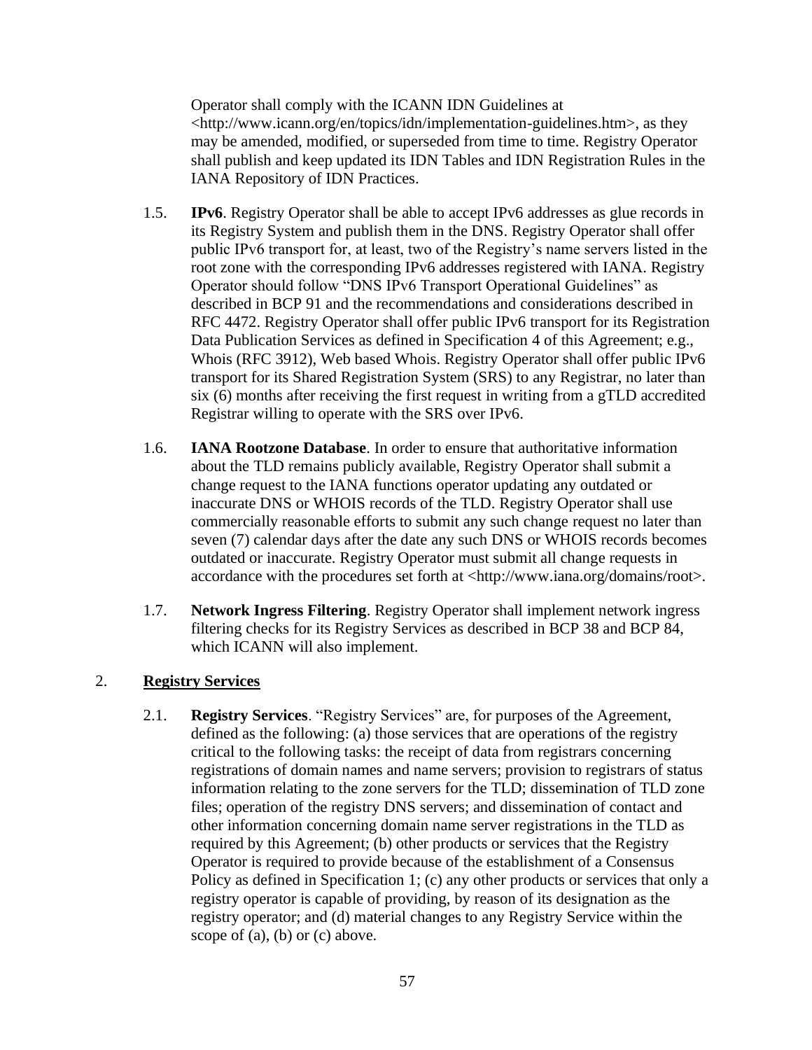Operator shall comply with the ICANN IDN Guidelines at <http://www.icann.org/en/topics/idn/implementation-guidelines.htm>, as they may be amended, modified, or superseded from time to time. Registry Operator shall publish and keep updated its IDN Tables and IDN Registration Rules in the IANA Repository of IDN Practices.

1.5. **IPv6**. Registry Operator shall be able to accept IPv6 addresses as glue records in its Registry System and publish them in the DNS. Registry Operator shall offer public IPv6 transport for, at least, two of the Registry's name servers listed in the root zone with the corresponding IPv6 addresses registered with IANA. Registry Operator should follow "DNS IPv6 Transport Operational Guidelines" as described in BCP 91 and the recommendations and considerations described in RFC 4472. Registry Operator shall offer public IPv6 transport for its Registration Data Publication Services as defined in Specification 4 of this Agreement; e.g., Whois (RFC 3912), Web based Whois. Registry Operator shall offer public IPv6 transport for its Shared Registration System (SRS) to any Registrar, no later than six (6) months after receiving the first request in writing from a gTLD accredited Registrar willing to operate with the SRS over IPv6.

1.6. **IANA Rootzone Database**. In order to ensure that authoritative information about the TLD remains publicly available, Registry Operator shall submit a change request to the IANA functions operator updating any outdated or inaccurate DNS or WHOIS records of the TLD. Registry Operator shall use commercially reasonable efforts to submit any such change request no later than seven (7) calendar days after the date any such DNS or WHOIS records becomes outdated or inaccurate. Registry Operator must submit all change requests in accordance with the procedures set forth at <http://www.iana.org/domains/root>.

1.7. **Network Ingress Filtering**. Registry Operator shall implement network ingress filtering checks for its Registry Services as described in BCP 38 and BCP 84, which ICANN will also implement.

## 2. Registry Services

2.1. **Registry Services**. "Registry Services" are, for purposes of the Agreement, defined as the following: (a) those services that are operations of the registry critical to the following tasks: the receipt of data from registrars concerning registrations of domain names and name servers; provision to registrars of status information relating to the zone servers for the TLD; dissemination of TLD zone files; operation of the registry DNS servers; and dissemination of contact and other information concerning domain name server registrations in the TLD as required by this Agreement; (b) other products or services that the Registry Operator is required to provide because of the establishment of a Consensus Policy as defined in Specification 1; (c) any other products or services that only a registry operator is capable of providing, by reason of its designation as the registry operator; and (d) material changes to any Registry Service within the scope of (a), (b) or (c) above.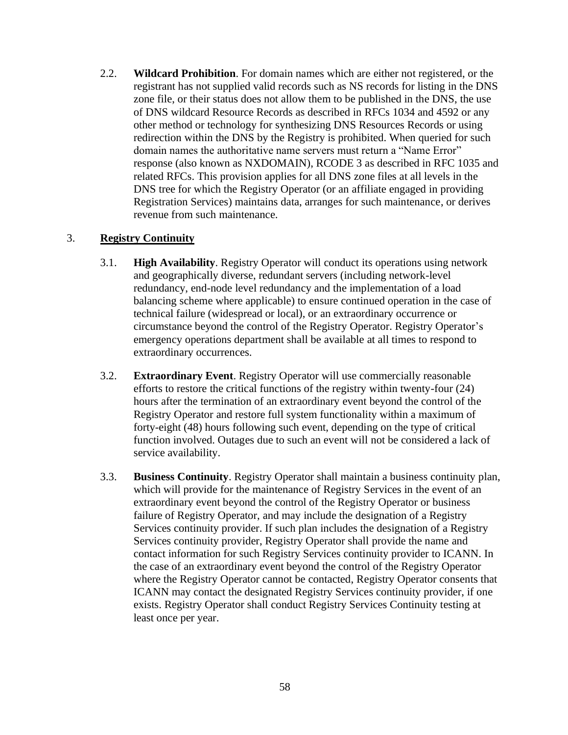2.2. **Wildcard Prohibition**. For domain names which are either not registered, or the registrant has not supplied valid records such as NS records for listing in the DNS zone file, or their status does not allow them to be published in the DNS, the use of DNS wildcard Resource Records as described in RFCs 1034 and 4592 or any other method or technology for synthesizing DNS Resources Records or using redirection within the DNS by the Registry is prohibited. When queried for such domain names the authoritative name servers must return a "Name Error" response (also known as NXDOMAIN), RCODE 3 as described in RFC 1035 and related RFCs. This provision applies for all DNS zone files at all levels in the DNS tree for which the Registry Operator (or an affiliate engaged in providing Registration Services) maintains data, arranges for such maintenance, or derives revenue from such maintenance.

## 3. Registry Continuity

3.1. **High Availability**. Registry Operator will conduct its operations using network and geographically diverse, redundant servers (including network-level redundancy, end-node level redundancy and the implementation of a load balancing scheme where applicable) to ensure continued operation in the case of technical failure (widespread or local), or an extraordinary occurrence or circumstance beyond the control of the Registry Operator. Registry Operator's emergency operations department shall be available at all times to respond to extraordinary occurrences.

3.2. **Extraordinary Event**. Registry Operator will use commercially reasonable efforts to restore the critical functions of the registry within twenty-four (24) hours after the termination of an extraordinary event beyond the control of the Registry Operator and restore full system functionality within a maximum of forty-eight (48) hours following such event, depending on the type of critical function involved. Outages due to such an event will not be considered a lack of service availability.

3.3. **Business Continuity**. Registry Operator shall maintain a business continuity plan, which will provide for the maintenance of Registry Services in the event of an extraordinary event beyond the control of the Registry Operator or business failure of Registry Operator, and may include the designation of a Registry Services continuity provider. If such plan includes the designation of a Registry Services continuity provider, Registry Operator shall provide the name and contact information for such Registry Services continuity provider to ICANN. In the case of an extraordinary event beyond the control of the Registry Operator where the Registry Operator cannot be contacted, Registry Operator consents that ICANN may contact the designated Registry Services continuity provider, if one exists. Registry Operator shall conduct Registry Services Continuity testing at least once per year.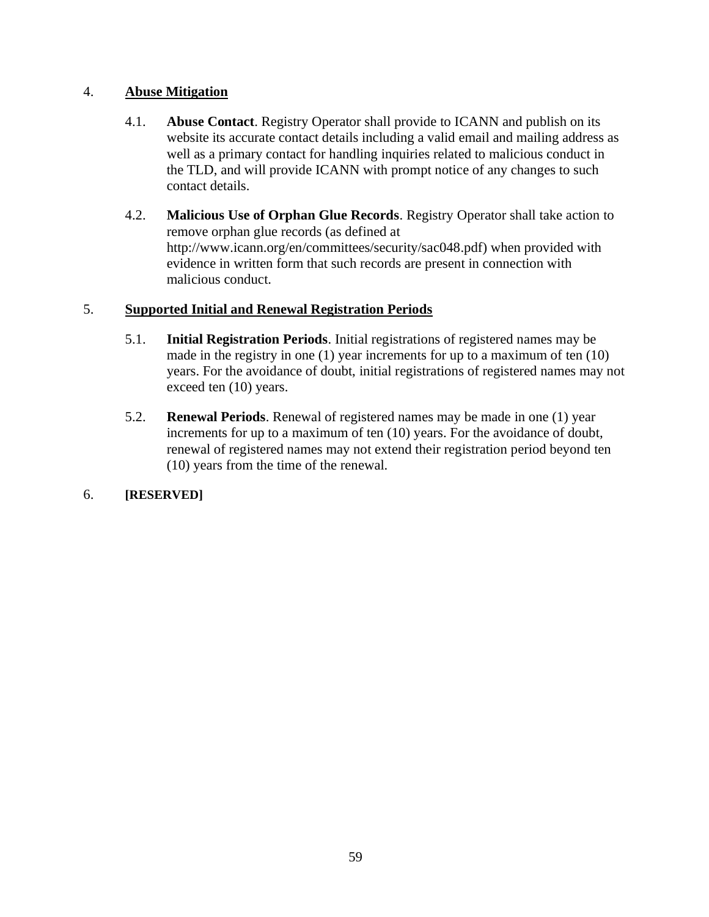4. **Abuse Mitigation**

4.1. **Abuse Contact**. Registry Operator shall provide to ICANN and publish on its website its accurate contact details including a valid email and mailing address as well as a primary contact for handling inquiries related to malicious conduct in the TLD, and will provide ICANN with prompt notice of any changes to such contact details.

4.2. **Malicious Use of Orphan Glue Records**. Registry Operator shall take action to remove orphan glue records (as defined at http://www.icann.org/en/committees/security/sac048.pdf) when provided with evidence in written form that such records are present in connection with malicious conduct.

5. **Supported Initial and Renewal Registration Periods**

5.1. **Initial Registration Periods**. Initial registrations of registered names may be made in the registry in one (1) year increments for up to a maximum of ten (10) years. For the avoidance of doubt, initial registrations of registered names may not exceed ten (10) years.

5.2. **Renewal Periods**. Renewal of registered names may be made in one (1) year increments for up to a maximum of ten (10) years. For the avoidance of doubt, renewal of registered names may not extend their registration period beyond ten (10) years from the time of the renewal.

6. **[RESERVED]**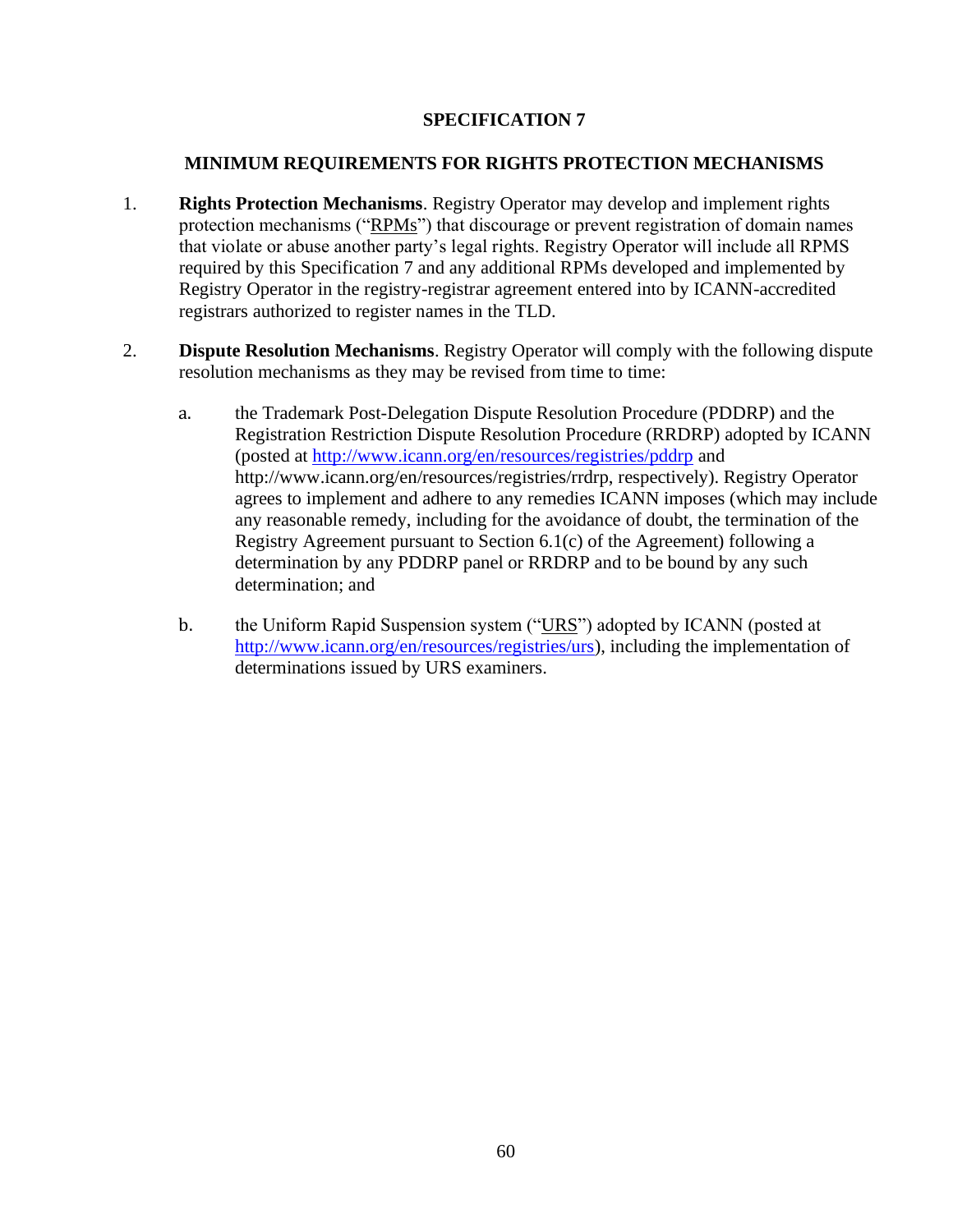# SPECIFICATION 7

## MINIMUM REQUIREMENTS FOR RIGHTS PROTECTION MECHANISMS

1. **Rights Protection Mechanisms**. Registry Operator may develop and implement rights protection mechanisms ("RPMs") that discourage or prevent registration of domain names that violate or abuse another party's legal rights. Registry Operator will include all RPMS required by this Specification 7 and any additional RPMs developed and implemented by Registry Operator in the registry-registrar agreement entered into by ICANN-accredited registrars authorized to register names in the TLD.

2. **Dispute Resolution Mechanisms**. Registry Operator will comply with the following dispute resolution mechanisms as they may be revised from time to time:

   a. the Trademark Post-Delegation Dispute Resolution Procedure (PDDRP) and the Registration Restriction Dispute Resolution Procedure (RRDRP) adopted by ICANN (posted at http://www.icann.org/en/resources/registries/pddrp and http://www.icann.org/en/resources/registries/rrdrp, respectively). Registry Operator agrees to implement and adhere to any remedies ICANN imposes (which may include any reasonable remedy, including for the avoidance of doubt, the termination of the Registry Agreement pursuant to Section 6.1(c) of the Agreement) following a determination by any PDDRP panel or RRDRP and to be bound by any such determination; and

   b. the Uniform Rapid Suspension system ("URS") adopted by ICANN (posted at http://www.icann.org/en/resources/registries/urs), including the implementation of determinations issued by URS examiners.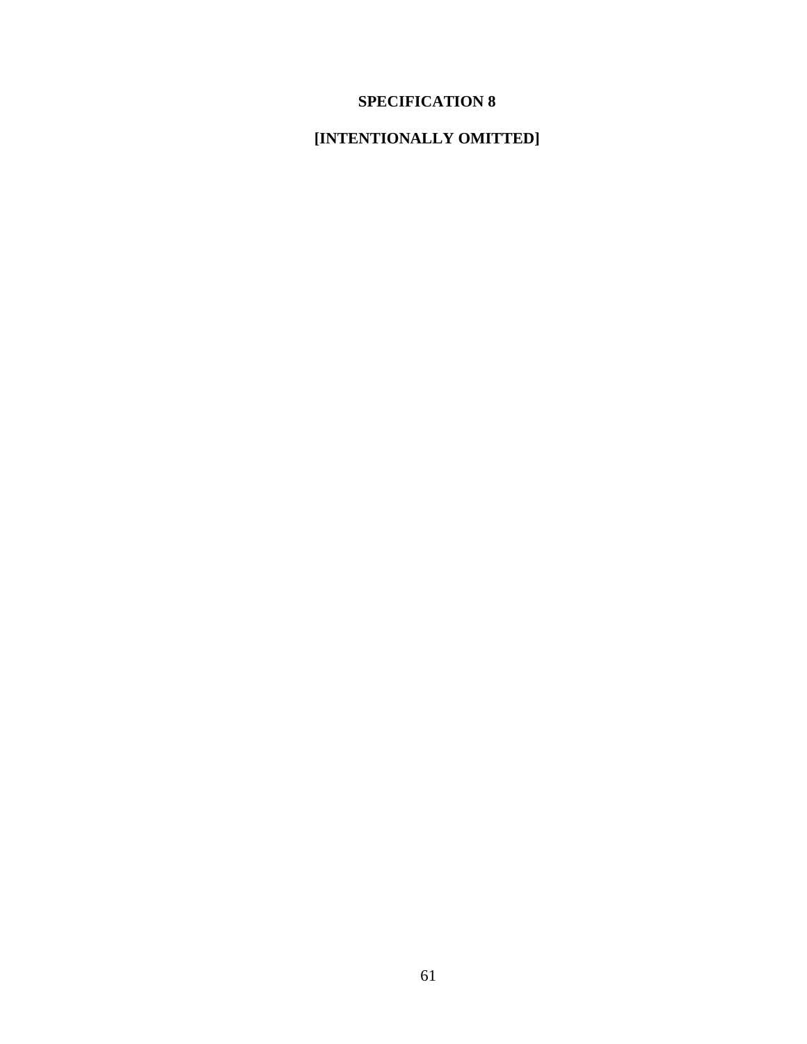# SPECIFICATION 8

**[INTENTIONALLY OMITTED]**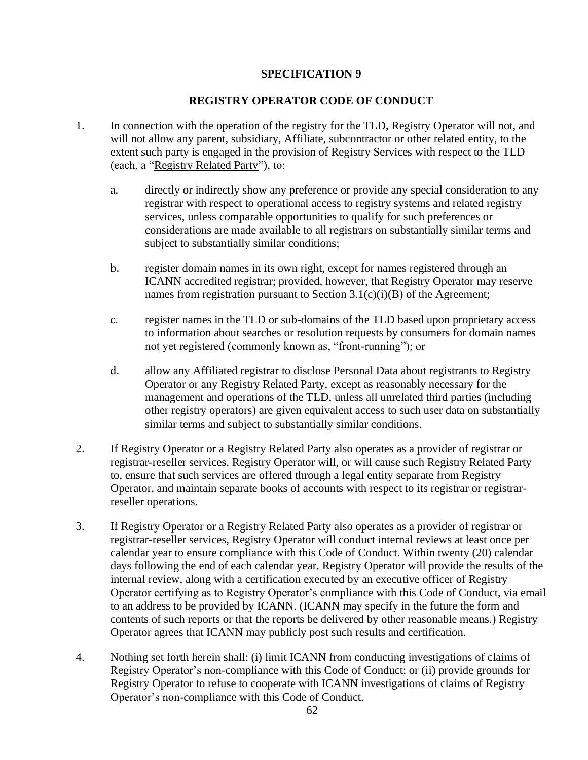# SPECIFICATION 9

## REGISTRY OPERATOR CODE OF CONDUCT

1. In connection with the operation of the registry for the TLD, Registry Operator will not, and will not allow any parent, subsidiary, Affiliate, subcontractor or other related entity, to the extent such party is engaged in the provision of Registry Services with respect to the TLD (each, a "Registry Related Party"), to:

   a. directly or indirectly show any preference or provide any special consideration to any registrar with respect to operational access to registry systems and related registry services, unless comparable opportunities to qualify for such preferences or considerations are made available to all registrars on substantially similar terms and subject to substantially similar conditions;

   b. register domain names in its own right, except for names registered through an ICANN accredited registrar; provided, however, that Registry Operator may reserve names from registration pursuant to Section 3.1(c)(i)(B) of the Agreement;

   c. register names in the TLD or sub-domains of the TLD based upon proprietary access to information about searches or resolution requests by consumers for domain names not yet registered (commonly known as, "front-running"); or

   d. allow any Affiliated registrar to disclose Personal Data about registrants to Registry Operator or any Registry Related Party, except as reasonably necessary for the management and operations of the TLD, unless all unrelated third parties (including other registry operators) are given equivalent access to such user data on substantially similar terms and subject to substantially similar conditions.

2. If Registry Operator or a Registry Related Party also operates as a provider of registrar or registrar-reseller services, Registry Operator will, or will cause such Registry Related Party to, ensure that such services are offered through a legal entity separate from Registry Operator, and maintain separate books of accounts with respect to its registrar or registrar-reseller operations.

3. If Registry Operator or a Registry Related Party also operates as a provider of registrar or registrar-reseller services, Registry Operator will conduct internal reviews at least once per calendar year to ensure compliance with this Code of Conduct. Within twenty (20) calendar days following the end of each calendar year, Registry Operator will provide the results of the internal review, along with a certification executed by an executive officer of Registry Operator certifying as to Registry Operator's compliance with this Code of Conduct, via email to an address to be provided by ICANN. (ICANN may specify in the future the form and contents of such reports or that the reports be delivered by other reasonable means.) Registry Operator agrees that ICANN may publicly post such results and certification.

4. Nothing set forth herein shall: (i) limit ICANN from conducting investigations of claims of Registry Operator's non-compliance with this Code of Conduct; or (ii) provide grounds for Registry Operator to refuse to cooperate with ICANN investigations of claims of Registry Operator's non-compliance with this Code of Conduct.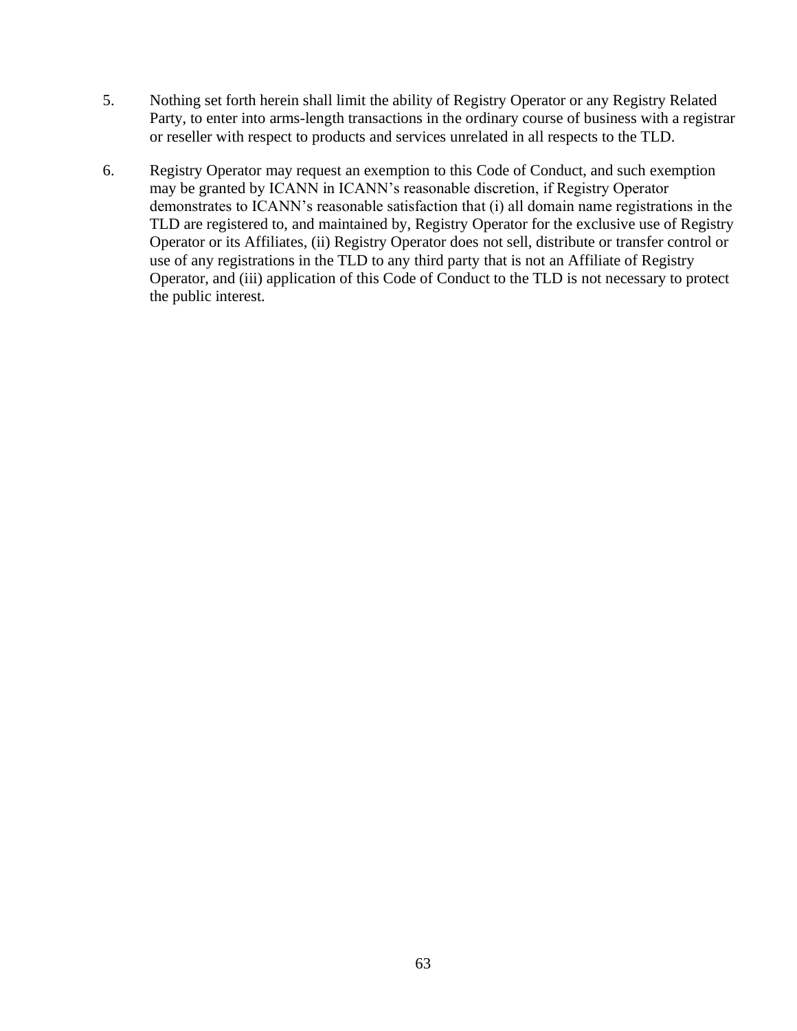5. Nothing set forth herein shall limit the ability of Registry Operator or any Registry Related Party, to enter into arms-length transactions in the ordinary course of business with a registrar or reseller with respect to products and services unrelated in all respects to the TLD.

6. Registry Operator may request an exemption to this Code of Conduct, and such exemption may be granted by ICANN in ICANN's reasonable discretion, if Registry Operator demonstrates to ICANN's reasonable satisfaction that (i) all domain name registrations in the TLD are registered to, and maintained by, Registry Operator for the exclusive use of Registry Operator or its Affiliates, (ii) Registry Operator does not sell, distribute or transfer control or use of any registrations in the TLD to any third party that is not an Affiliate of Registry Operator, and (iii) application of this Code of Conduct to the TLD is not necessary to protect the public interest.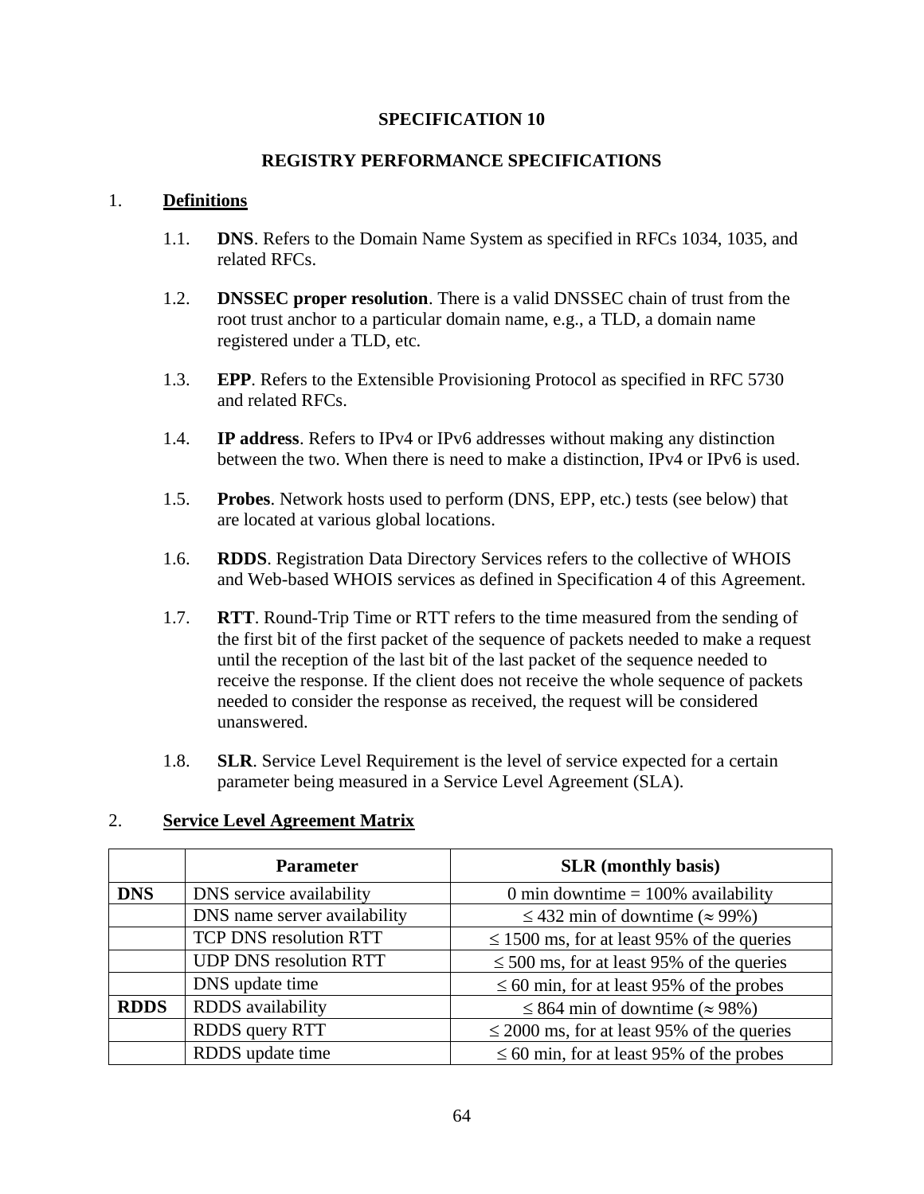# SPECIFICATION 10

## REGISTRY PERFORMANCE SPECIFICATIONS

1. **Definitions**

   1.1. **DNS**. Refers to the Domain Name System as specified in RFCs 1034, 1035, and related RFCs.

   1.2. **DNSSEC proper resolution**. There is a valid DNSSEC chain of trust from the root trust anchor to a particular domain name, e.g., a TLD, a domain name registered under a TLD, etc.

   1.3. **EPP**. Refers to the Extensible Provisioning Protocol as specified in RFC 5730 and related RFCs.

   1.4. **IP address**. Refers to IPv4 or IPv6 addresses without making any distinction between the two. When there is need to make a distinction, IPv4 or IPv6 is used.

   1.5. **Probes**. Network hosts used to perform (DNS, EPP, etc.) tests (see below) that are located at various global locations.

   1.6. **RDDS**. Registration Data Directory Services refers to the collective of WHOIS and Web-based WHOIS services as defined in Specification 4 of this Agreement.

   1.7. **RTT**. Round-Trip Time or RTT refers to the time measured from the sending of the first bit of the first packet of the sequence of packets needed to make a request until the reception of the last bit of the last packet of the sequence needed to receive the response. If the client does not receive the whole sequence of packets needed to consider the response as received, the request will be considered unanswered.

   1.8. **SLR**. Service Level Requirement is the level of service expected for a certain parameter being measured in a Service Level Agreement (SLA).

2. **Service Level Agreement Matrix**

| | Parameter | SLR (monthly basis) |
|---|---|---|
| **DNS** | DNS service availability | 0 min downtime = 100% availability |
| | DNS name server availability | ≤ 432 min of downtime (≈ 99%) |
| | TCP DNS resolution RTT | ≤ 1500 ms, for at least 95% of the queries |
| | UDP DNS resolution RTT | ≤ 500 ms, for at least 95% of the queries |
| | DNS update time | ≤ 60 min, for at least 95% of the probes |
| **RDDS** | RDDS availability | ≤ 864 min of downtime (≈ 98%) |
| | RDDS query RTT | ≤ 2000 ms, for at least 95% of the queries |
| | RDDS update time | ≤ 60 min, for at least 95% of the probes |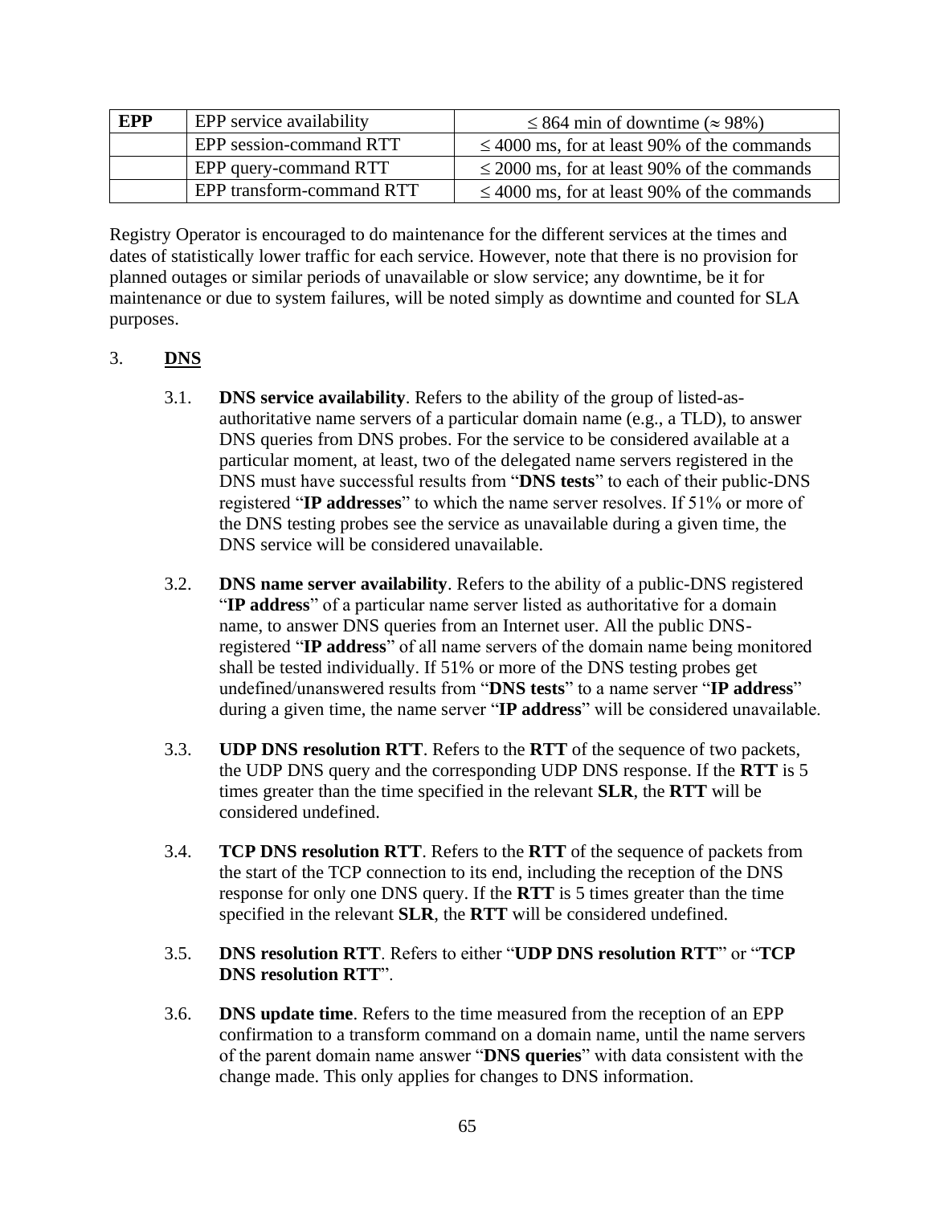| **EPP** | EPP service availability | ≤ 864 min of downtime (≈ 98%) |
|---|---|---|
| | EPP session-command RTT | ≤ 4000 ms, for at least 90% of the commands |
| | EPP query-command RTT | ≤ 2000 ms, for at least 90% of the commands |
| | EPP transform-command RTT | ≤ 4000 ms, for at least 90% of the commands |

Registry Operator is encouraged to do maintenance for the different services at the times and dates of statistically lower traffic for each service. However, note that there is no provision for planned outages or similar periods of unavailable or slow service; any downtime, be it for maintenance or due to system failures, will be noted simply as downtime and counted for SLA purposes.

3. **DNS**

3.1. **DNS service availability**. Refers to the ability of the group of listed-as-authoritative name servers of a particular domain name (e.g., a TLD), to answer DNS queries from DNS probes. For the service to be considered available at a particular moment, at least, two of the delegated name servers registered in the DNS must have successful results from "**DNS tests**" to each of their public-DNS registered "**IP addresses**" to which the name server resolves. If 51% or more of the DNS testing probes see the service as unavailable during a given time, the DNS service will be considered unavailable.

3.2. **DNS name server availability**. Refers to the ability of a public-DNS registered "**IP address**" of a particular name server listed as authoritative for a domain name, to answer DNS queries from an Internet user. All the public DNS-registered "**IP address**" of all name servers of the domain name being monitored shall be tested individually. If 51% or more of the DNS testing probes get undefined/unanswered results from "**DNS tests**" to a name server "**IP address**" during a given time, the name server "**IP address**" will be considered unavailable.

3.3. **UDP DNS resolution RTT**. Refers to the **RTT** of the sequence of two packets, the UDP DNS query and the corresponding UDP DNS response. If the **RTT** is 5 times greater than the time specified in the relevant **SLR**, the **RTT** will be considered undefined.

3.4. **TCP DNS resolution RTT**. Refers to the **RTT** of the sequence of packets from the start of the TCP connection to its end, including the reception of the DNS response for only one DNS query. If the **RTT** is 5 times greater than the time specified in the relevant **SLR**, the **RTT** will be considered undefined.

3.5. **DNS resolution RTT**. Refers to either "**UDP DNS resolution RTT**" or "**TCP DNS resolution RTT**".

3.6. **DNS update time**. Refers to the time measured from the reception of an EPP confirmation to a transform command on a domain name, until the name servers of the parent domain name answer "**DNS queries**" with data consistent with the change made. This only applies for changes to DNS information.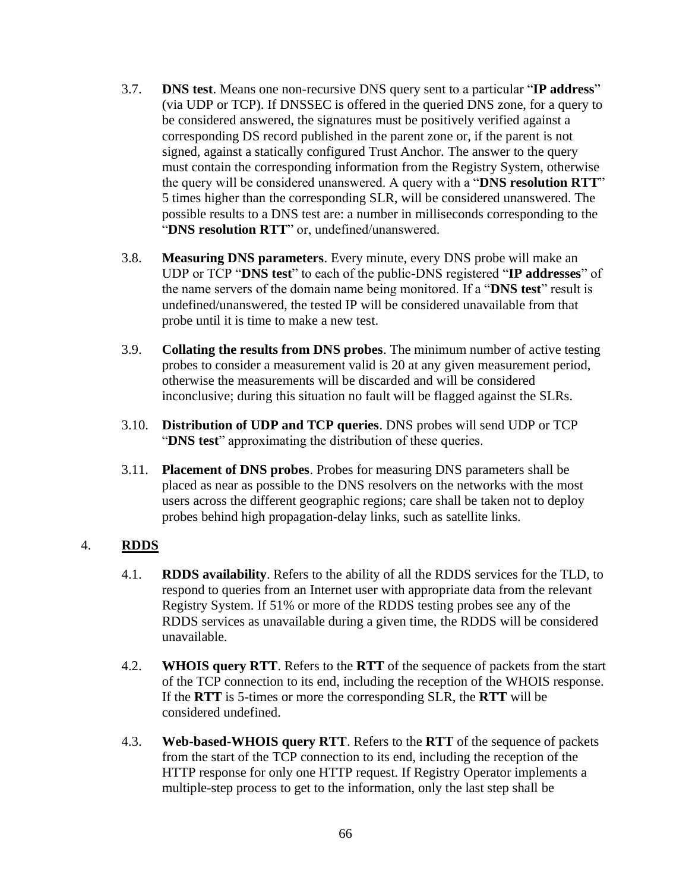3.7. **DNS test**. Means one non-recursive DNS query sent to a particular "**IP address**" (via UDP or TCP). If DNSSEC is offered in the queried DNS zone, for a query to be considered answered, the signatures must be positively verified against a corresponding DS record published in the parent zone or, if the parent is not signed, against a statically configured Trust Anchor. The answer to the query must contain the corresponding information from the Registry System, otherwise the query will be considered unanswered. A query with a "**DNS resolution RTT**" 5 times higher than the corresponding SLR, will be considered unanswered. The possible results to a DNS test are: a number in milliseconds corresponding to the "**DNS resolution RTT**" or, undefined/unanswered.

3.8. **Measuring DNS parameters**. Every minute, every DNS probe will make an UDP or TCP "**DNS test**" to each of the public-DNS registered "**IP addresses**" of the name servers of the domain name being monitored. If a "**DNS test**" result is undefined/unanswered, the tested IP will be considered unavailable from that probe until it is time to make a new test.

3.9. **Collating the results from DNS probes**. The minimum number of active testing probes to consider a measurement valid is 20 at any given measurement period, otherwise the measurements will be discarded and will be considered inconclusive; during this situation no fault will be flagged against the SLRs.

3.10. **Distribution of UDP and TCP queries**. DNS probes will send UDP or TCP "**DNS test**" approximating the distribution of these queries.

3.11. **Placement of DNS probes**. Probes for measuring DNS parameters shall be placed as near as possible to the DNS resolvers on the networks with the most users across the different geographic regions; care shall be taken not to deploy probes behind high propagation-delay links, such as satellite links.

## 4. RDDS

4.1. **RDDS availability**. Refers to the ability of all the RDDS services for the TLD, to respond to queries from an Internet user with appropriate data from the relevant Registry System. If 51% or more of the RDDS testing probes see any of the RDDS services as unavailable during a given time, the RDDS will be considered unavailable.

4.2. **WHOIS query RTT**. Refers to the **RTT** of the sequence of packets from the start of the TCP connection to its end, including the reception of the WHOIS response. If the **RTT** is 5-times or more the corresponding SLR, the **RTT** will be considered undefined.

4.3. **Web-based-WHOIS query RTT**. Refers to the **RTT** of the sequence of packets from the start of the TCP connection to its end, including the reception of the HTTP response for only one HTTP request. If Registry Operator implements a multiple-step process to get to the information, only the last step shall be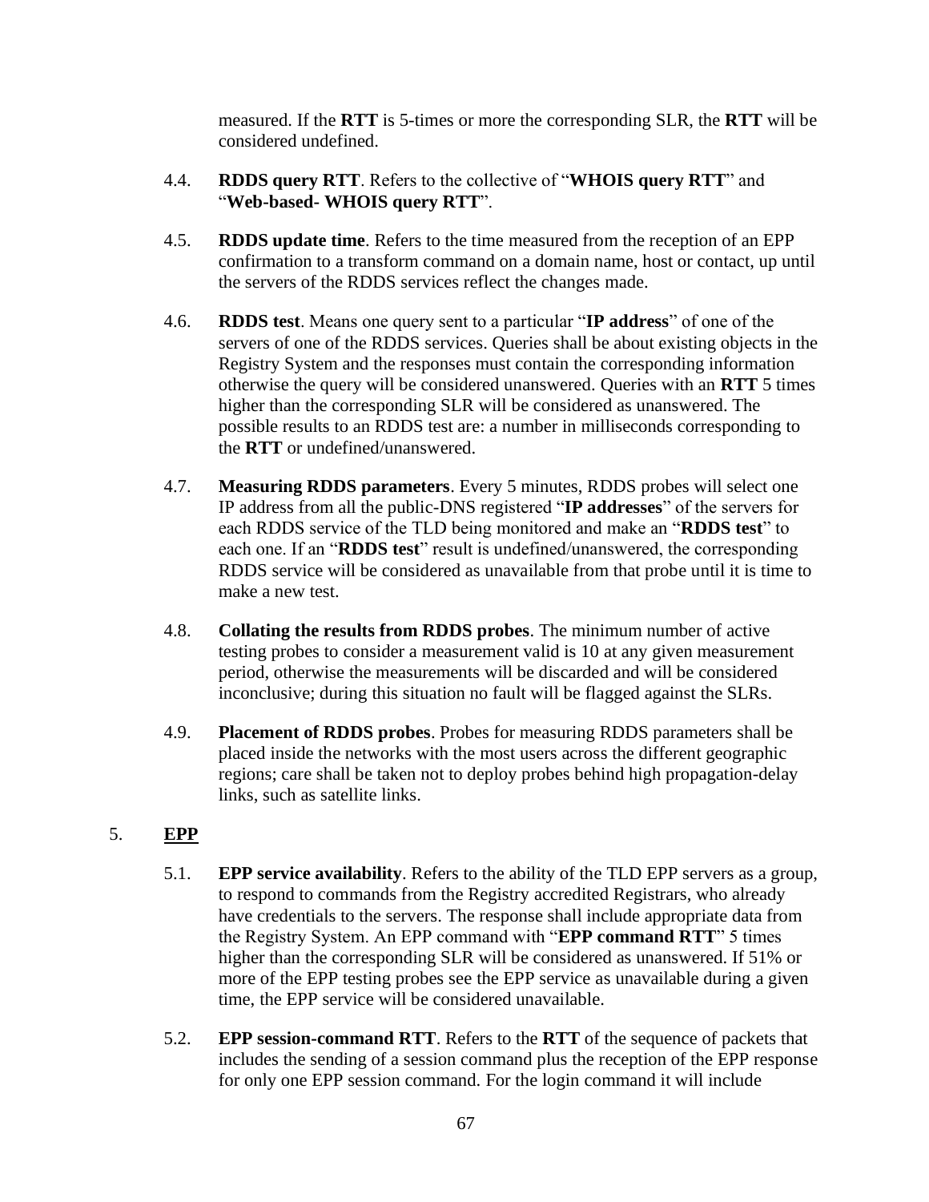measured. If the **RTT** is 5-times or more the corresponding SLR, the **RTT** will be considered undefined.

4.4. **RDDS query RTT**. Refers to the collective of "**WHOIS query RTT**" and "**Web-based- WHOIS query RTT**".

4.5. **RDDS update time**. Refers to the time measured from the reception of an EPP confirmation to a transform command on a domain name, host or contact, up until the servers of the RDDS services reflect the changes made.

4.6. **RDDS test**. Means one query sent to a particular "**IP address**" of one of the servers of one of the RDDS services. Queries shall be about existing objects in the Registry System and the responses must contain the corresponding information otherwise the query will be considered unanswered. Queries with an **RTT** 5 times higher than the corresponding SLR will be considered as unanswered. The possible results to an RDDS test are: a number in milliseconds corresponding to the **RTT** or undefined/unanswered.

4.7. **Measuring RDDS parameters**. Every 5 minutes, RDDS probes will select one IP address from all the public-DNS registered "**IP addresses**" of the servers for each RDDS service of the TLD being monitored and make an "**RDDS test**" to each one. If an "**RDDS test**" result is undefined/unanswered, the corresponding RDDS service will be considered as unavailable from that probe until it is time to make a new test.

4.8. **Collating the results from RDDS probes**. The minimum number of active testing probes to consider a measurement valid is 10 at any given measurement period, otherwise the measurements will be discarded and will be considered inconclusive; during this situation no fault will be flagged against the SLRs.

4.9. **Placement of RDDS probes**. Probes for measuring RDDS parameters shall be placed inside the networks with the most users across the different geographic regions; care shall be taken not to deploy probes behind high propagation-delay links, such as satellite links.

## 5. EPP

5.1. **EPP service availability**. Refers to the ability of the TLD EPP servers as a group, to respond to commands from the Registry accredited Registrars, who already have credentials to the servers. The response shall include appropriate data from the Registry System. An EPP command with "**EPP command RTT**" 5 times higher than the corresponding SLR will be considered as unanswered. If 51% or more of the EPP testing probes see the EPP service as unavailable during a given time, the EPP service will be considered unavailable.

5.2. **EPP session-command RTT**. Refers to the **RTT** of the sequence of packets that includes the sending of a session command plus the reception of the EPP response for only one EPP session command. For the login command it will include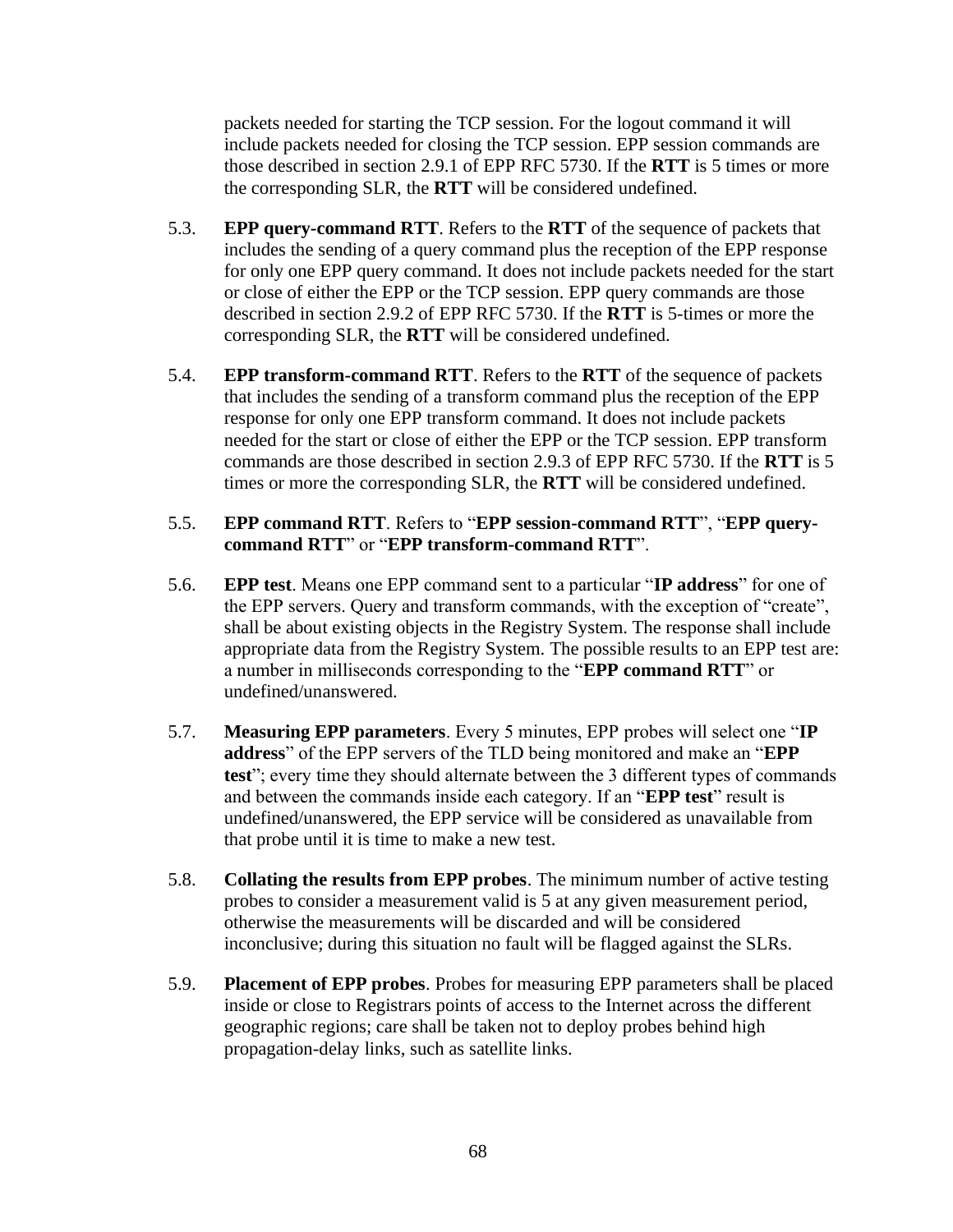packets needed for starting the TCP session. For the logout command it will include packets needed for closing the TCP session. EPP session commands are those described in section 2.9.1 of EPP RFC 5730. If the **RTT** is 5 times or more the corresponding SLR, the **RTT** will be considered undefined.

5.3. **EPP query-command RTT**. Refers to the **RTT** of the sequence of packets that includes the sending of a query command plus the reception of the EPP response for only one EPP query command. It does not include packets needed for the start or close of either the EPP or the TCP session. EPP query commands are those described in section 2.9.2 of EPP RFC 5730. If the **RTT** is 5-times or more the corresponding SLR, the **RTT** will be considered undefined.

5.4. **EPP transform-command RTT**. Refers to the **RTT** of the sequence of packets that includes the sending of a transform command plus the reception of the EPP response for only one EPP transform command. It does not include packets needed for the start or close of either the EPP or the TCP session. EPP transform commands are those described in section 2.9.3 of EPP RFC 5730. If the **RTT** is 5 times or more the corresponding SLR, the **RTT** will be considered undefined.

5.5. **EPP command RTT**. Refers to "**EPP session-command RTT**", "**EPP query-command RTT**" or "**EPP transform-command RTT**".

5.6. **EPP test**. Means one EPP command sent to a particular "**IP address**" for one of the EPP servers. Query and transform commands, with the exception of "create", shall be about existing objects in the Registry System. The response shall include appropriate data from the Registry System. The possible results to an EPP test are: a number in milliseconds corresponding to the "**EPP command RTT**" or undefined/unanswered.

5.7. **Measuring EPP parameters**. Every 5 minutes, EPP probes will select one "**IP address**" of the EPP servers of the TLD being monitored and make an "**EPP test**"; every time they should alternate between the 3 different types of commands and between the commands inside each category. If an "**EPP test**" result is undefined/unanswered, the EPP service will be considered as unavailable from that probe until it is time to make a new test.

5.8. **Collating the results from EPP probes**. The minimum number of active testing probes to consider a measurement valid is 5 at any given measurement period, otherwise the measurements will be discarded and will be considered inconclusive; during this situation no fault will be flagged against the SLRs.

5.9. **Placement of EPP probes**. Probes for measuring EPP parameters shall be placed inside or close to Registrars points of access to the Internet across the different geographic regions; care shall be taken not to deploy probes behind high propagation-delay links, such as satellite links.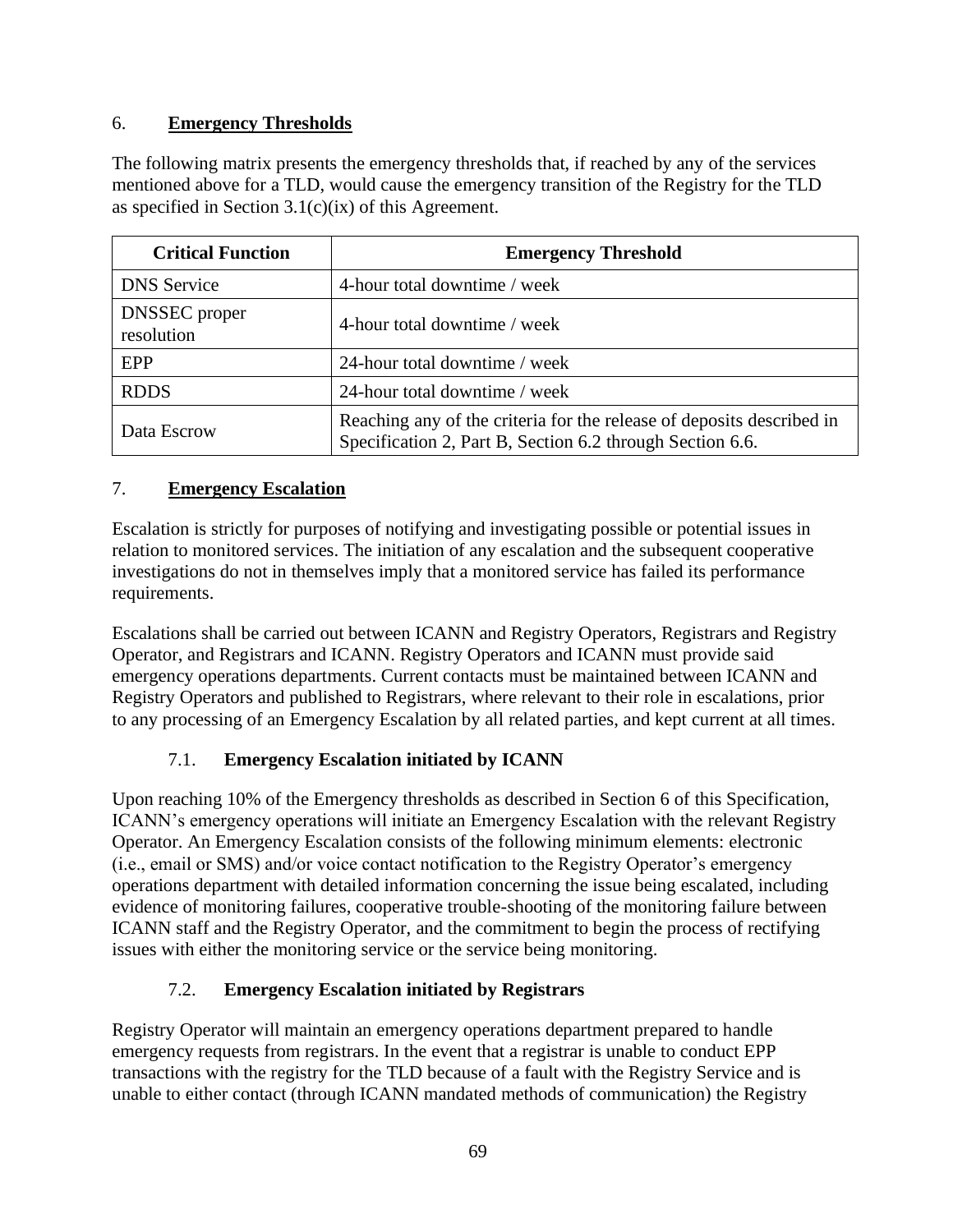## 6. **Emergency Thresholds**

The following matrix presents the emergency thresholds that, if reached by any of the services mentioned above for a TLD, would cause the emergency transition of the Registry for the TLD as specified in Section 3.1(c)(ix) of this Agreement.

| Critical Function | Emergency Threshold |
|---|---|
| DNS Service | 4-hour total downtime / week |
| DNSSEC proper resolution | 4-hour total downtime / week |
| EPP | 24-hour total downtime / week |
| RDDS | 24-hour total downtime / week |
| Data Escrow | Reaching any of the criteria for the release of deposits described in Specification 2, Part B, Section 6.2 through Section 6.6. |

## 7. **Emergency Escalation**

Escalation is strictly for purposes of notifying and investigating possible or potential issues in relation to monitored services. The initiation of any escalation and the subsequent cooperative investigations do not in themselves imply that a monitored service has failed its performance requirements.

Escalations shall be carried out between ICANN and Registry Operators, Registrars and Registry Operator, and Registrars and ICANN. Registry Operators and ICANN must provide said emergency operations departments. Current contacts must be maintained between ICANN and Registry Operators and published to Registrars, where relevant to their role in escalations, prior to any processing of an Emergency Escalation by all related parties, and kept current at all times.

### 7.1. **Emergency Escalation initiated by ICANN**

Upon reaching 10% of the Emergency thresholds as described in Section 6 of this Specification, ICANN's emergency operations will initiate an Emergency Escalation with the relevant Registry Operator. An Emergency Escalation consists of the following minimum elements: electronic (i.e., email or SMS) and/or voice contact notification to the Registry Operator's emergency operations department with detailed information concerning the issue being escalated, including evidence of monitoring failures, cooperative trouble-shooting of the monitoring failure between ICANN staff and the Registry Operator, and the commitment to begin the process of rectifying issues with either the monitoring service or the service being monitoring.

### 7.2. **Emergency Escalation initiated by Registrars**

Registry Operator will maintain an emergency operations department prepared to handle emergency requests from registrars. In the event that a registrar is unable to conduct EPP transactions with the registry for the TLD because of a fault with the Registry Service and is unable to either contact (through ICANN mandated methods of communication) the Registry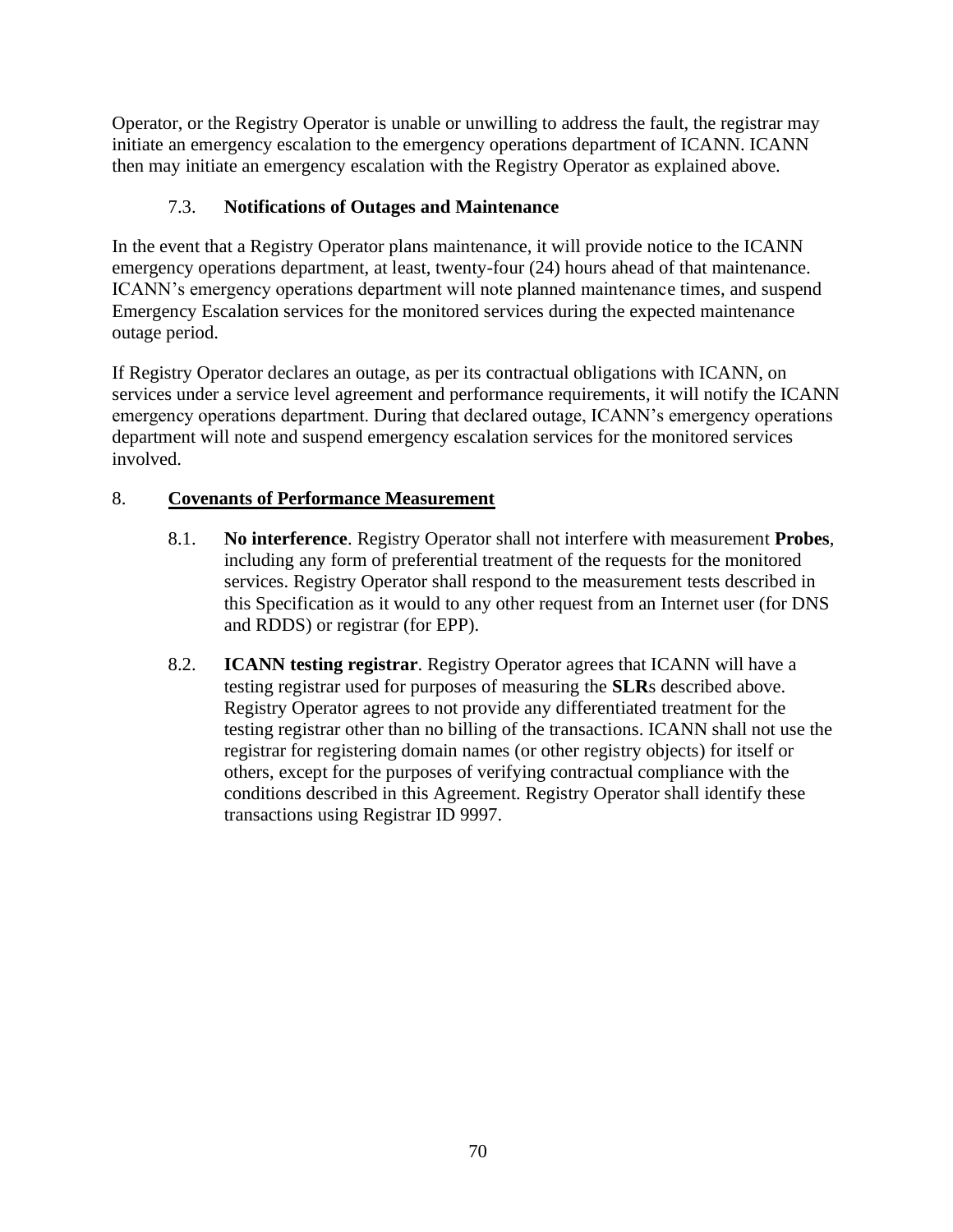Operator, or the Registry Operator is unable or unwilling to address the fault, the registrar may initiate an emergency escalation to the emergency operations department of ICANN. ICANN then may initiate an emergency escalation with the Registry Operator as explained above.

### 7.3. Notifications of Outages and Maintenance

In the event that a Registry Operator plans maintenance, it will provide notice to the ICANN emergency operations department, at least, twenty-four (24) hours ahead of that maintenance. ICANN's emergency operations department will note planned maintenance times, and suspend Emergency Escalation services for the monitored services during the expected maintenance outage period.

If Registry Operator declares an outage, as per its contractual obligations with ICANN, on services under a service level agreement and performance requirements, it will notify the ICANN emergency operations department. During that declared outage, ICANN's emergency operations department will note and suspend emergency escalation services for the monitored services involved.

## 8. Covenants of Performance Measurement

8.1. **No interference**. Registry Operator shall not interfere with measurement **Probes**, including any form of preferential treatment of the requests for the monitored services. Registry Operator shall respond to the measurement tests described in this Specification as it would to any other request from an Internet user (for DNS and RDDS) or registrar (for EPP).

8.2. **ICANN testing registrar**. Registry Operator agrees that ICANN will have a testing registrar used for purposes of measuring the **SLR**s described above. Registry Operator agrees to not provide any differentiated treatment for the testing registrar other than no billing of the transactions. ICANN shall not use the registrar for registering domain names (or other registry objects) for itself or others, except for the purposes of verifying contractual compliance with the conditions described in this Agreement. Registry Operator shall identify these transactions using Registrar ID 9997.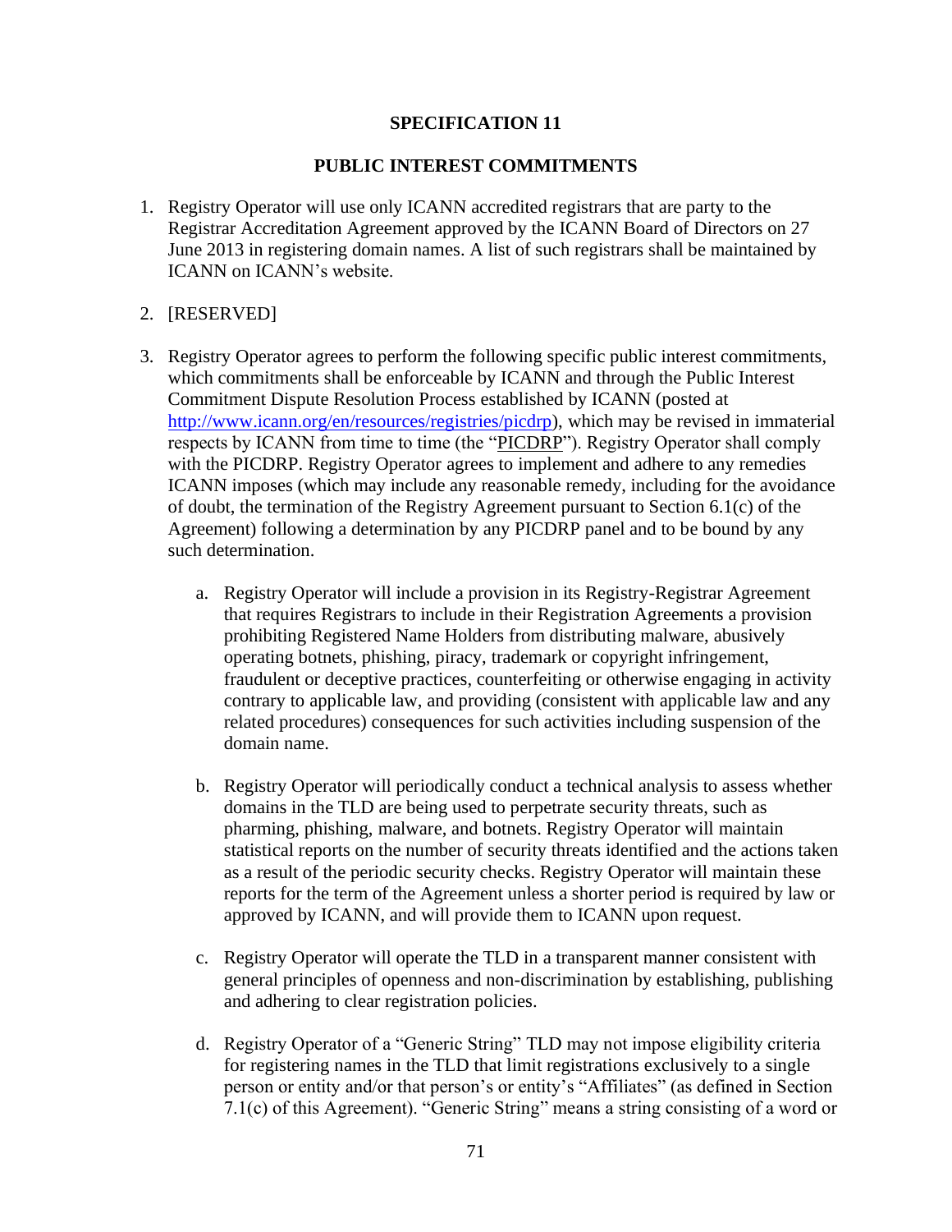# SPECIFICATION 11

## PUBLIC INTEREST COMMITMENTS

1. Registry Operator will use only ICANN accredited registrars that are party to the Registrar Accreditation Agreement approved by the ICANN Board of Directors on 27 June 2013 in registering domain names. A list of such registrars shall be maintained by ICANN on ICANN's website.

2. [RESERVED]

3. Registry Operator agrees to perform the following specific public interest commitments, which commitments shall be enforceable by ICANN and through the Public Interest Commitment Dispute Resolution Process established by ICANN (posted at http://www.icann.org/en/resources/registries/picdrp), which may be revised in immaterial respects by ICANN from time to time (the "PICDRP"). Registry Operator shall comply with the PICDRP. Registry Operator agrees to implement and adhere to any remedies ICANN imposes (which may include any reasonable remedy, including for the avoidance of doubt, the termination of the Registry Agreement pursuant to Section 6.1(c) of the Agreement) following a determination by any PICDRP panel and to be bound by any such determination.

   a. Registry Operator will include a provision in its Registry-Registrar Agreement that requires Registrars to include in their Registration Agreements a provision prohibiting Registered Name Holders from distributing malware, abusively operating botnets, phishing, piracy, trademark or copyright infringement, fraudulent or deceptive practices, counterfeiting or otherwise engaging in activity contrary to applicable law, and providing (consistent with applicable law and any related procedures) consequences for such activities including suspension of the domain name.

   b. Registry Operator will periodically conduct a technical analysis to assess whether domains in the TLD are being used to perpetrate security threats, such as pharming, phishing, malware, and botnets. Registry Operator will maintain statistical reports on the number of security threats identified and the actions taken as a result of the periodic security checks. Registry Operator will maintain these reports for the term of the Agreement unless a shorter period is required by law or approved by ICANN, and will provide them to ICANN upon request.

   c. Registry Operator will operate the TLD in a transparent manner consistent with general principles of openness and non-discrimination by establishing, publishing and adhering to clear registration policies.

   d. Registry Operator of a "Generic String" TLD may not impose eligibility criteria for registering names in the TLD that limit registrations exclusively to a single person or entity and/or that person's or entity's "Affiliates" (as defined in Section 7.1(c) of this Agreement). "Generic String" means a string consisting of a word or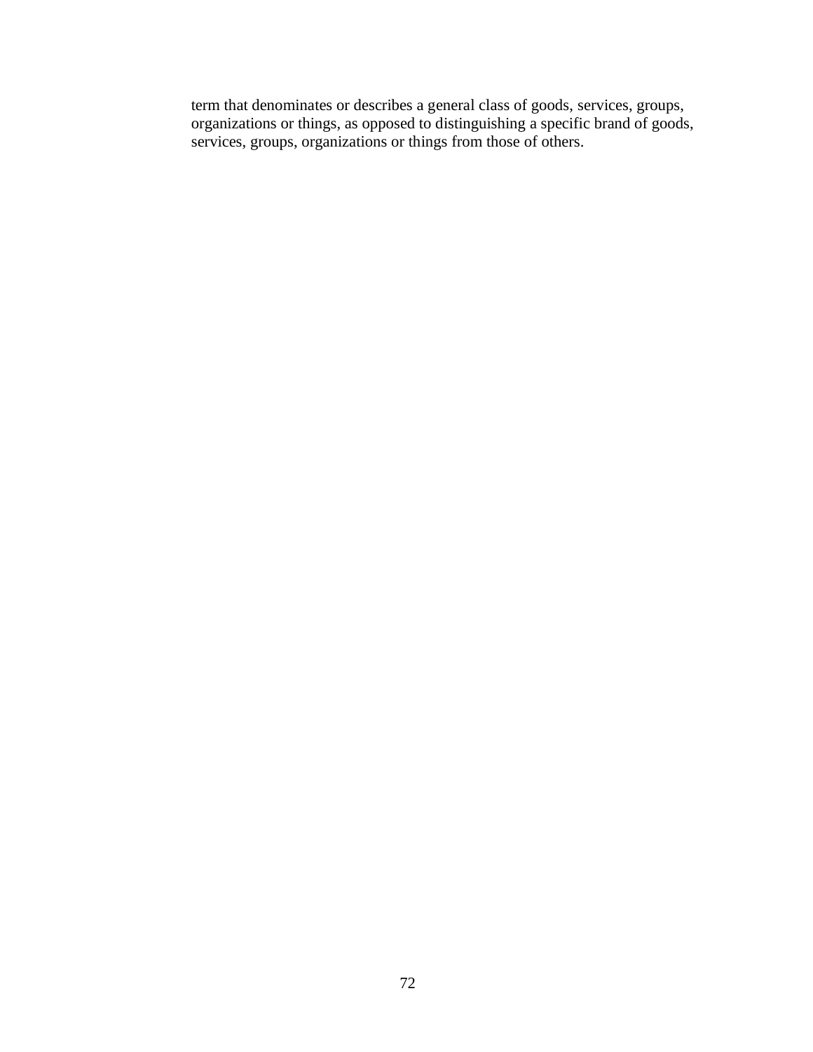term that denominates or describes a general class of goods, services, groups, organizations or things, as opposed to distinguishing a specific brand of goods, services, groups, organizations or things from those of others.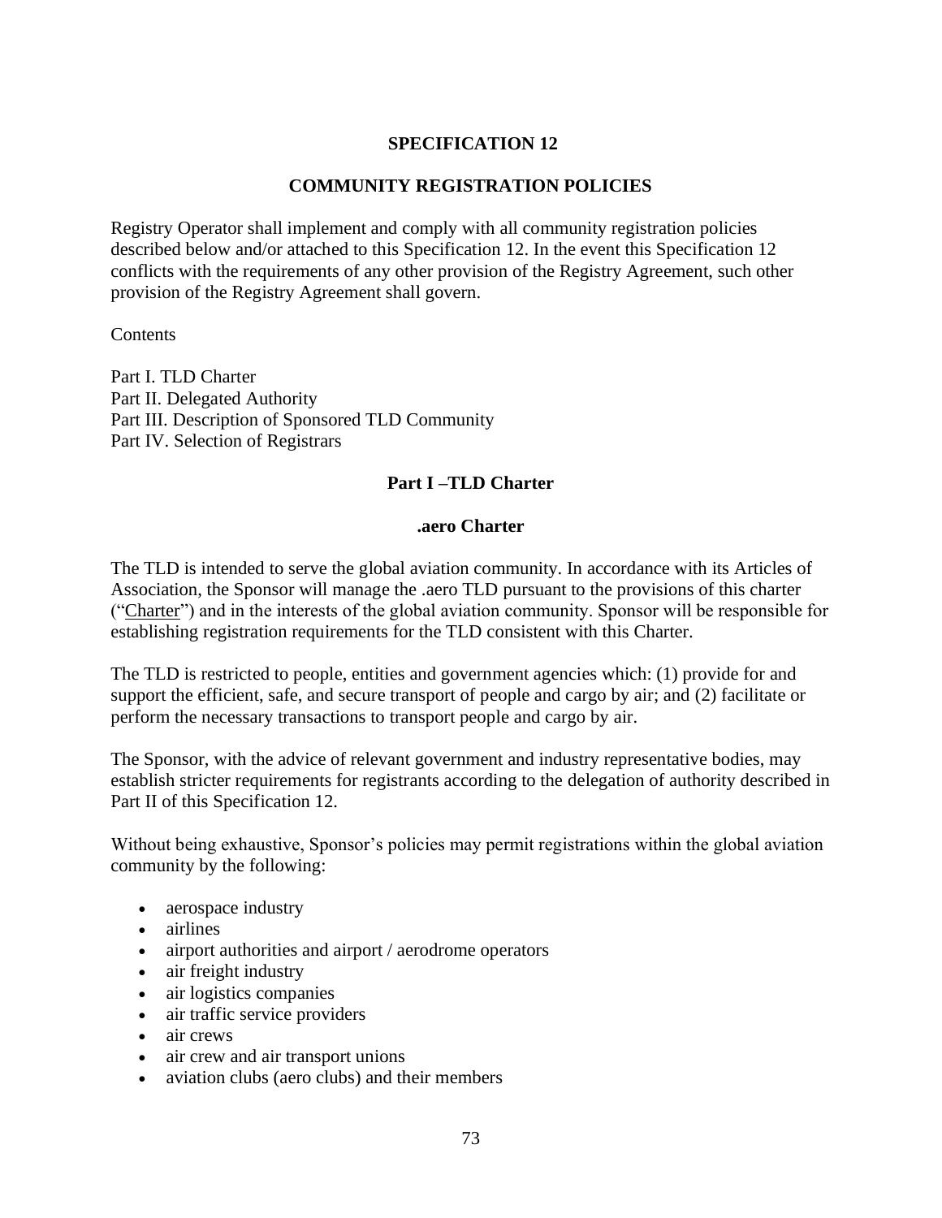# SPECIFICATION 12

## COMMUNITY REGISTRATION POLICIES

Registry Operator shall implement and comply with all community registration policies described below and/or attached to this Specification 12. In the event this Specification 12 conflicts with the requirements of any other provision of the Registry Agreement, such other provision of the Registry Agreement shall govern.

Contents

Part I. TLD Charter
Part II. Delegated Authority
Part III. Description of Sponsored TLD Community
Part IV. Selection of Registrars

## Part I –TLD Charter

### .aero Charter

The TLD is intended to serve the global aviation community. In accordance with its Articles of Association, the Sponsor will manage the .aero TLD pursuant to the provisions of this charter ("Charter") and in the interests of the global aviation community. Sponsor will be responsible for establishing registration requirements for the TLD consistent with this Charter.

The TLD is restricted to people, entities and government agencies which: (1) provide for and support the efficient, safe, and secure transport of people and cargo by air; and (2) facilitate or perform the necessary transactions to transport people and cargo by air.

The Sponsor, with the advice of relevant government and industry representative bodies, may establish stricter requirements for registrants according to the delegation of authority described in Part II of this Specification 12.

Without being exhaustive, Sponsor's policies may permit registrations within the global aviation community by the following:

- aerospace industry
- airlines
- airport authorities and airport / aerodrome operators
- air freight industry
- air logistics companies
- air traffic service providers
- air crews
- air crew and air transport unions
- aviation clubs (aero clubs) and their members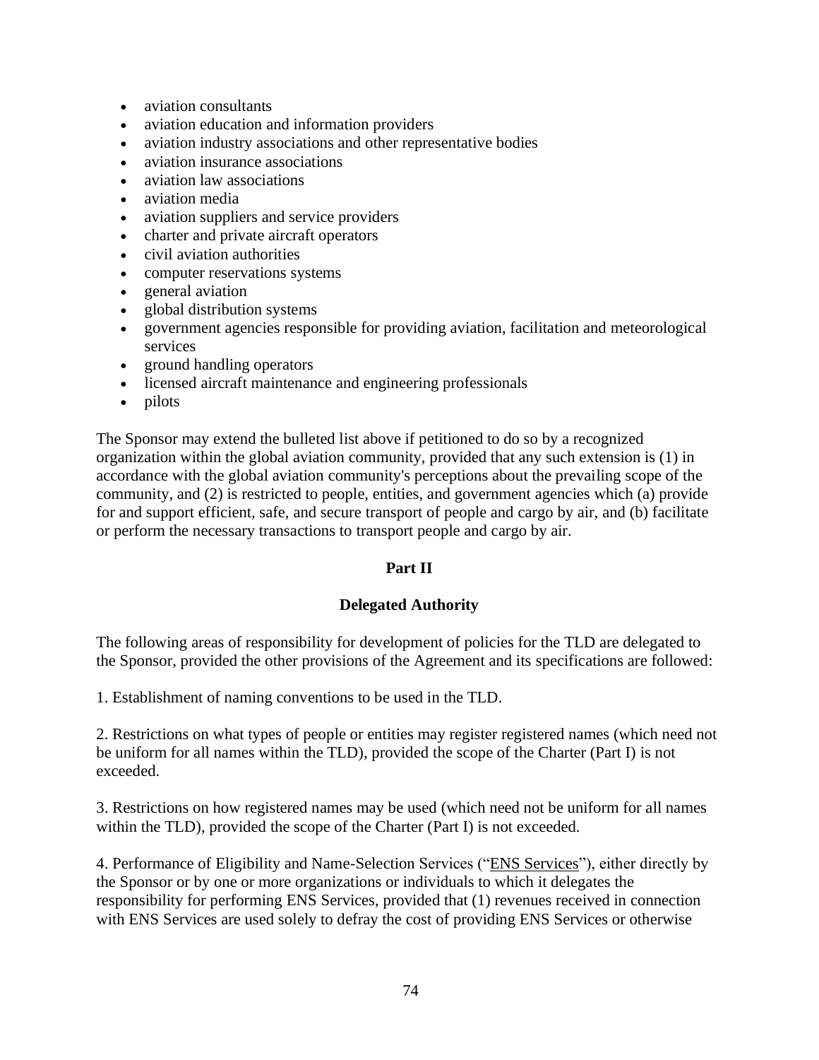- aviation consultants
- aviation education and information providers
- aviation industry associations and other representative bodies
- aviation insurance associations
- aviation law associations
- aviation media
- aviation suppliers and service providers
- charter and private aircraft operators
- civil aviation authorities
- computer reservations systems
- general aviation
- global distribution systems
- government agencies responsible for providing aviation, facilitation and meteorological services
- ground handling operators
- licensed aircraft maintenance and engineering professionals
- pilots

The Sponsor may extend the bulleted list above if petitioned to do so by a recognized organization within the global aviation community, provided that any such extension is (1) in accordance with the global aviation community's perceptions about the prevailing scope of the community, and (2) is restricted to people, entities, and government agencies which (a) provide for and support efficient, safe, and secure transport of people and cargo by air, and (b) facilitate or perform the necessary transactions to transport people and cargo by air.

**Part II**

**Delegated Authority**

The following areas of responsibility for development of policies for the TLD are delegated to the Sponsor, provided the other provisions of the Agreement and its specifications are followed:

1. Establishment of naming conventions to be used in the TLD.

2. Restrictions on what types of people or entities may register registered names (which need not be uniform for all names within the TLD), provided the scope of the Charter (Part I) is not exceeded.

3. Restrictions on how registered names may be used (which need not be uniform for all names within the TLD), provided the scope of the Charter (Part I) is not exceeded.

4. Performance of Eligibility and Name-Selection Services ("ENS Services"), either directly by the Sponsor or by one or more organizations or individuals to which it delegates the responsibility for performing ENS Services, provided that (1) revenues received in connection with ENS Services are used solely to defray the cost of providing ENS Services or otherwise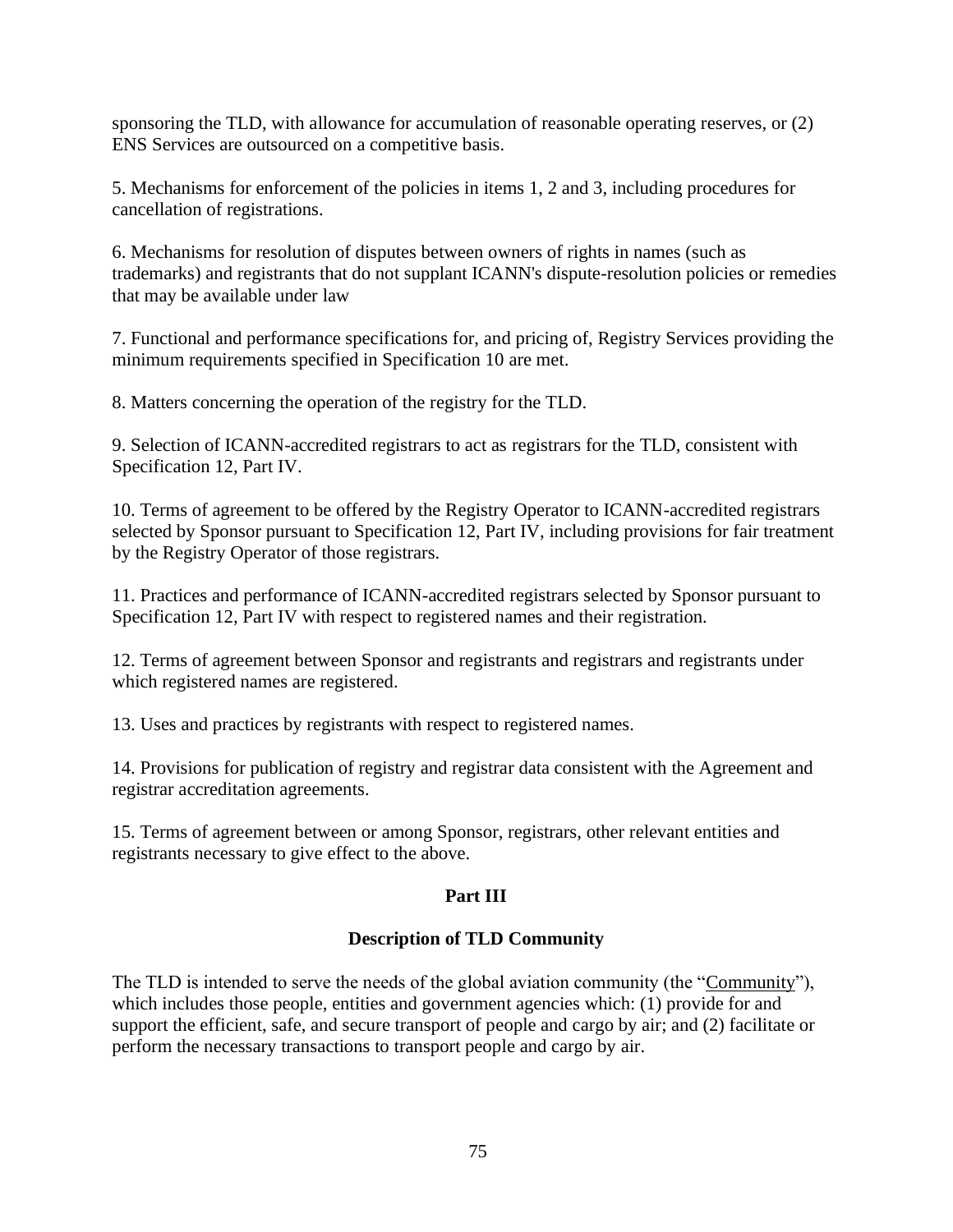sponsoring the TLD, with allowance for accumulation of reasonable operating reserves, or (2) ENS Services are outsourced on a competitive basis.

5. Mechanisms for enforcement of the policies in items 1, 2 and 3, including procedures for cancellation of registrations.

6. Mechanisms for resolution of disputes between owners of rights in names (such as trademarks) and registrants that do not supplant ICANN's dispute-resolution policies or remedies that may be available under law

7. Functional and performance specifications for, and pricing of, Registry Services providing the minimum requirements specified in Specification 10 are met.

8. Matters concerning the operation of the registry for the TLD.

9. Selection of ICANN-accredited registrars to act as registrars for the TLD, consistent with Specification 12, Part IV.

10. Terms of agreement to be offered by the Registry Operator to ICANN-accredited registrars selected by Sponsor pursuant to Specification 12, Part IV, including provisions for fair treatment by the Registry Operator of those registrars.

11. Practices and performance of ICANN-accredited registrars selected by Sponsor pursuant to Specification 12, Part IV with respect to registered names and their registration.

12. Terms of agreement between Sponsor and registrants and registrars and registrants under which registered names are registered.

13. Uses and practices by registrants with respect to registered names.

14. Provisions for publication of registry and registrar data consistent with the Agreement and registrar accreditation agreements.

15. Terms of agreement between or among Sponsor, registrars, other relevant entities and registrants necessary to give effect to the above.

## Part III

## Description of TLD Community

The TLD is intended to serve the needs of the global aviation community (the "Community"), which includes those people, entities and government agencies which: (1) provide for and support the efficient, safe, and secure transport of people and cargo by air; and (2) facilitate or perform the necessary transactions to transport people and cargo by air.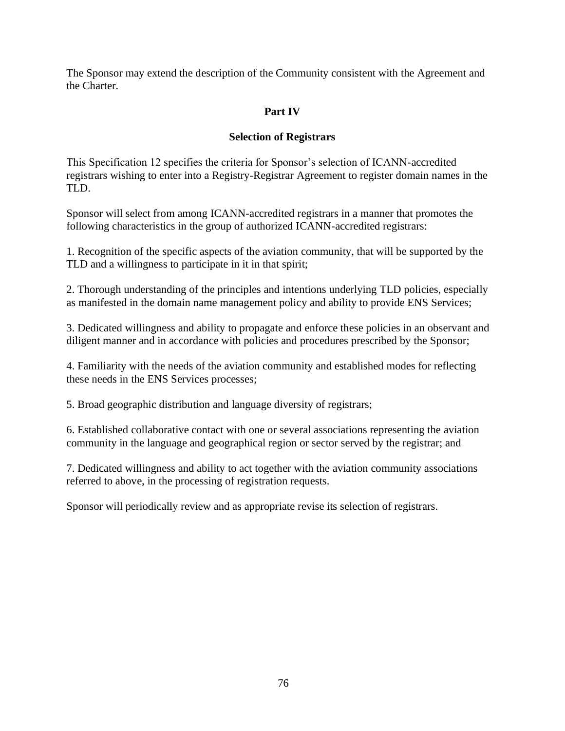The Sponsor may extend the description of the Community consistent with the Agreement and the Charter.

## Part IV

### Selection of Registrars

This Specification 12 specifies the criteria for Sponsor's selection of ICANN-accredited registrars wishing to enter into a Registry-Registrar Agreement to register domain names in the TLD.

Sponsor will select from among ICANN-accredited registrars in a manner that promotes the following characteristics in the group of authorized ICANN-accredited registrars:

1. Recognition of the specific aspects of the aviation community, that will be supported by the TLD and a willingness to participate in it in that spirit;

2. Thorough understanding of the principles and intentions underlying TLD policies, especially as manifested in the domain name management policy and ability to provide ENS Services;

3. Dedicated willingness and ability to propagate and enforce these policies in an observant and diligent manner and in accordance with policies and procedures prescribed by the Sponsor;

4. Familiarity with the needs of the aviation community and established modes for reflecting these needs in the ENS Services processes;

5. Broad geographic distribution and language diversity of registrars;

6. Established collaborative contact with one or several associations representing the aviation community in the language and geographical region or sector served by the registrar; and

7. Dedicated willingness and ability to act together with the aviation community associations referred to above, in the processing of registration requests.

Sponsor will periodically review and as appropriate revise its selection of registrars.